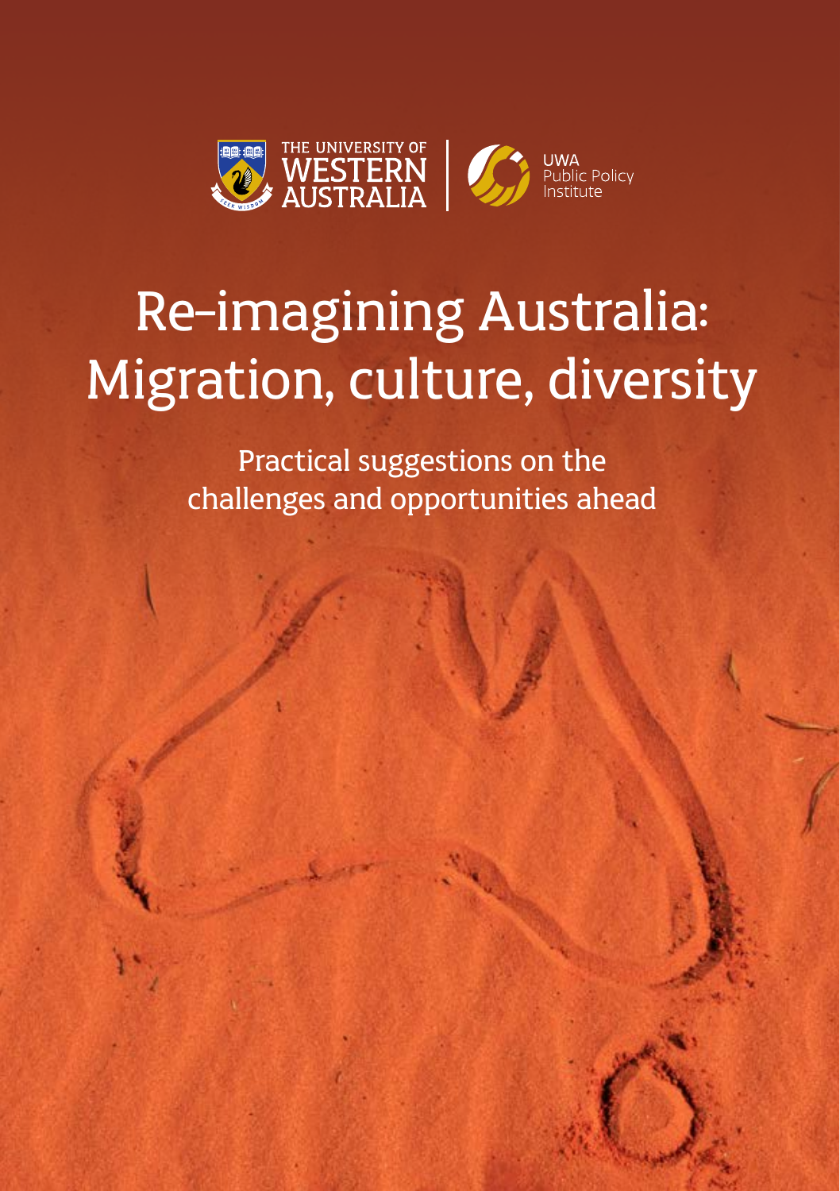THE UNIVERSITY OF WESTERN AUSTRALIA

UWA Public Policy Institute

# Re-imagining Australia: Migration, culture, diversity

Practical suggestions on the challenges and opportunities ahead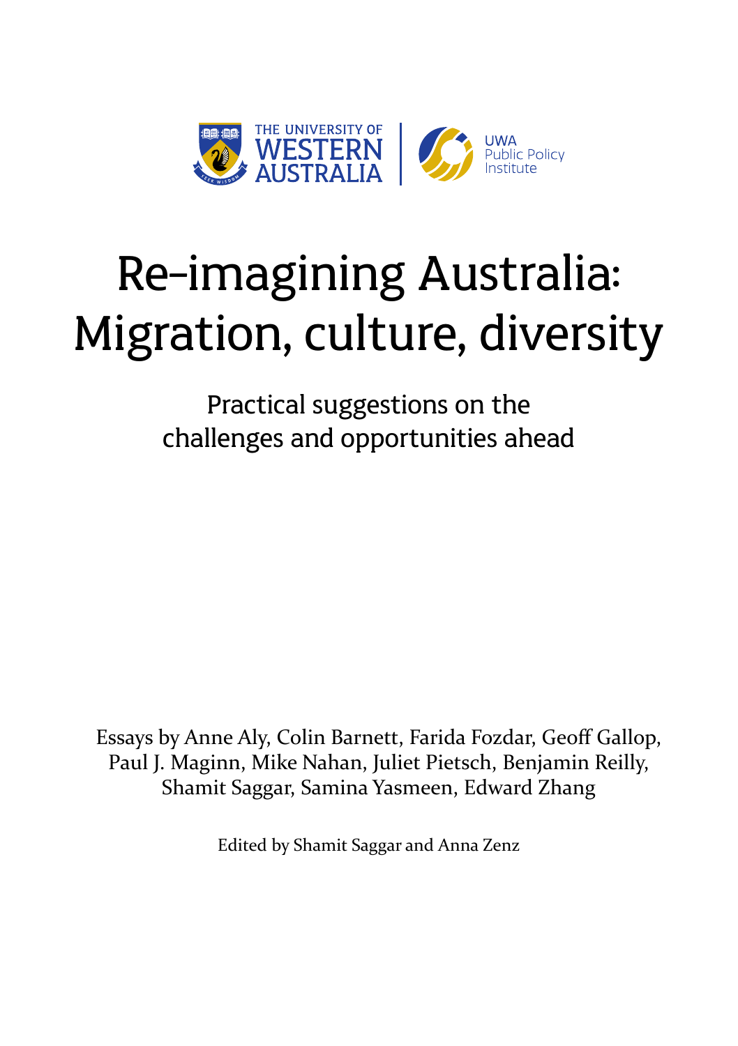THE UNIVERSITY OF WESTERN AUSTRALIA | UWA Public Policy Institute

# Re-imagining Australia: Migration, culture, diversity

## Practical suggestions on the challenges and opportunities ahead

Essays by Anne Aly, Colin Barnett, Farida Fozdar, Geoff Gallop, Paul J. Maginn, Mike Nahan, Juliet Pietsch, Benjamin Reilly, Shamit Saggar, Samina Yasmeen, Edward Zhang

Edited by Shamit Saggar and Anna Zenz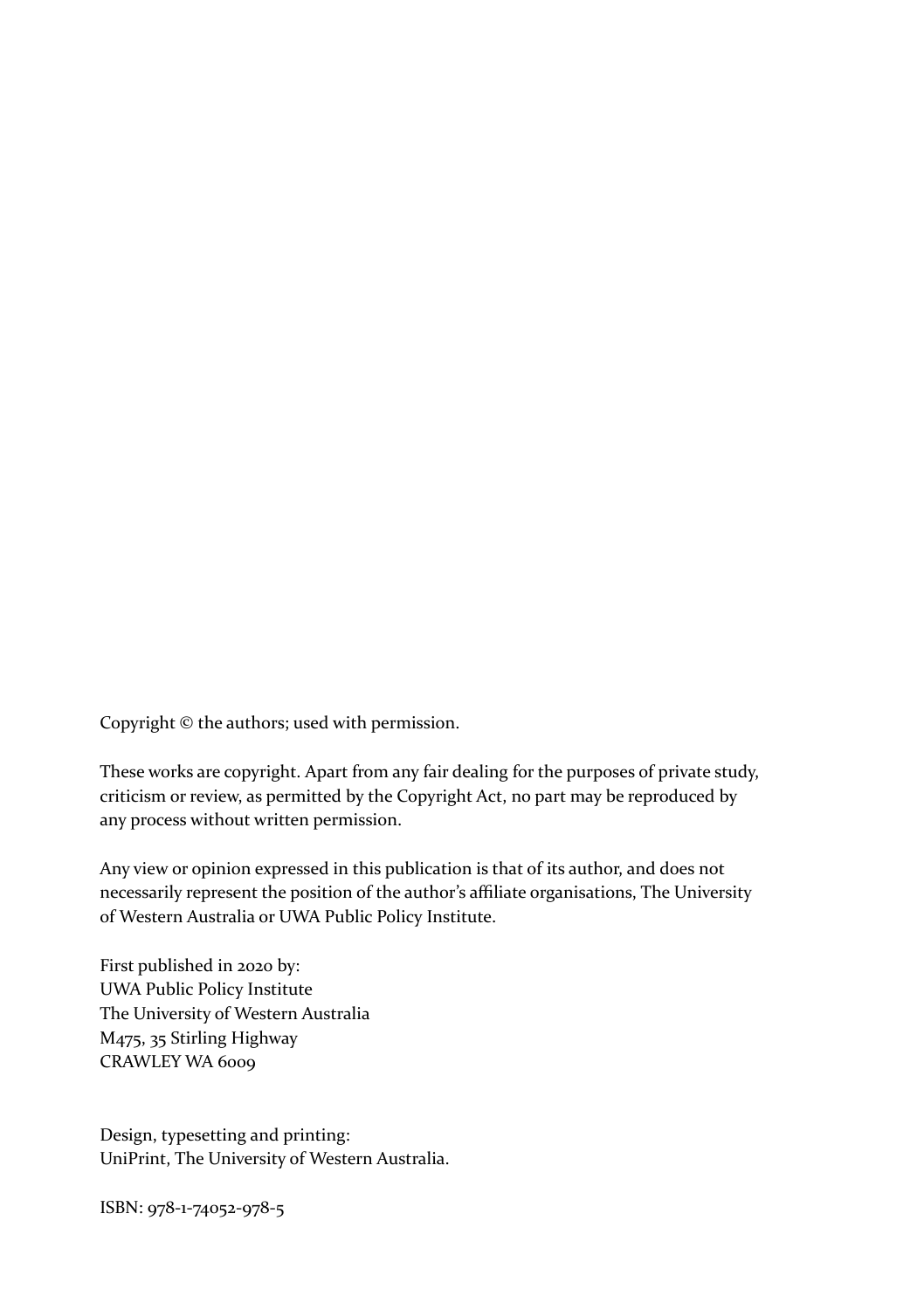Copyright © the authors; used with permission.

These works are copyright. Apart from any fair dealing for the purposes of private study, criticism or review, as permitted by the Copyright Act, no part may be reproduced by any process without written permission.

Any view or opinion expressed in this publication is that of its author, and does not necessarily represent the position of the author's affiliate organisations, The University of Western Australia or UWA Public Policy Institute.

First published in 2020 by:  
UWA Public Policy Institute  
The University of Western Australia  
M475, 35 Stirling Highway  
CRAWLEY WA 6009

Design, typesetting and printing:  
UniPrint, The University of Western Australia.

ISBN: 978-1-74052-978-5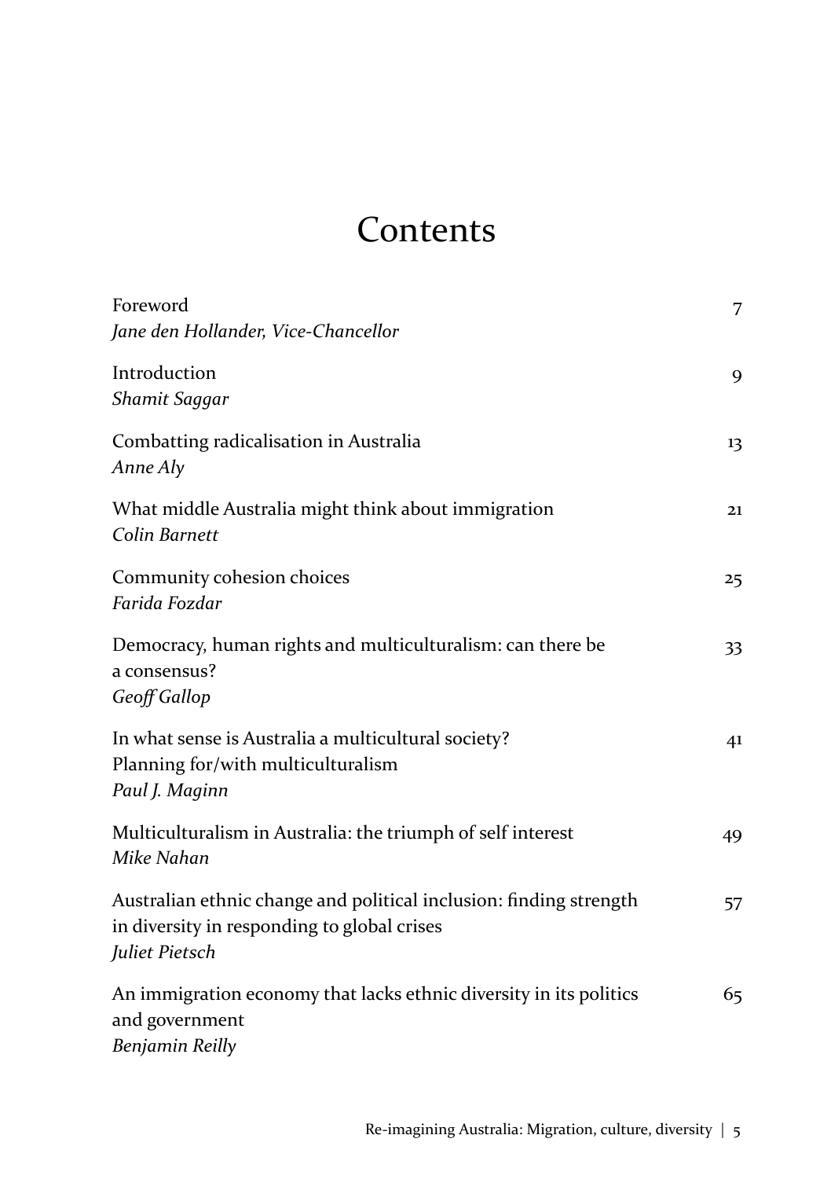# Contents

Foreword — 7
*Jane den Hollander, Vice-Chancellor*

Introduction — 9
*Shamit Saggar*

Combatting radicalisation in Australia — 13
*Anne Aly*

What middle Australia might think about immigration — 21
*Colin Barnett*

Community cohesion choices — 25
*Farida Fozdar*

Democracy, human rights and multiculturalism: can there be a consensus? — 33
*Geoff Gallop*

In what sense is Australia a multicultural society? Planning for/with multiculturalism — 41
*Paul J. Maginn*

Multiculturalism in Australia: the triumph of self interest — 49
*Mike Nahan*

Australian ethnic change and political inclusion: finding strength in diversity in responding to global crises — 57
*Juliet Pietsch*

An immigration economy that lacks ethnic diversity in its politics and government — 65
*Benjamin Reilly*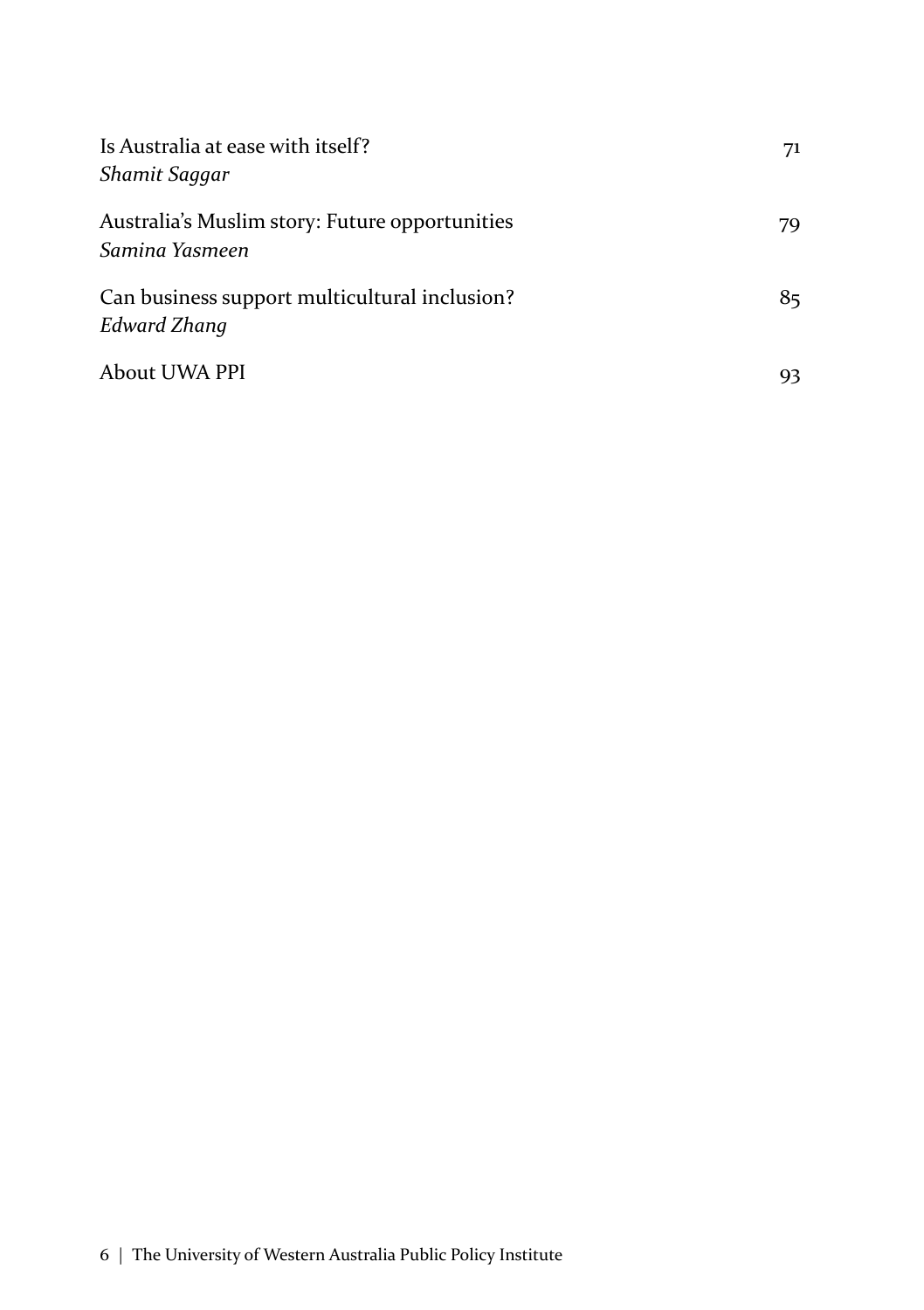| | |
|---|---|
| Is Australia at ease with itself?<br>*Shamit Saggar* | 71 |
| Australia's Muslim story: Future opportunities<br>*Samina Yasmeen* | 79 |
| Can business support multicultural inclusion?<br>*Edward Zhang* | 85 |
| About UWA PPI | 93 |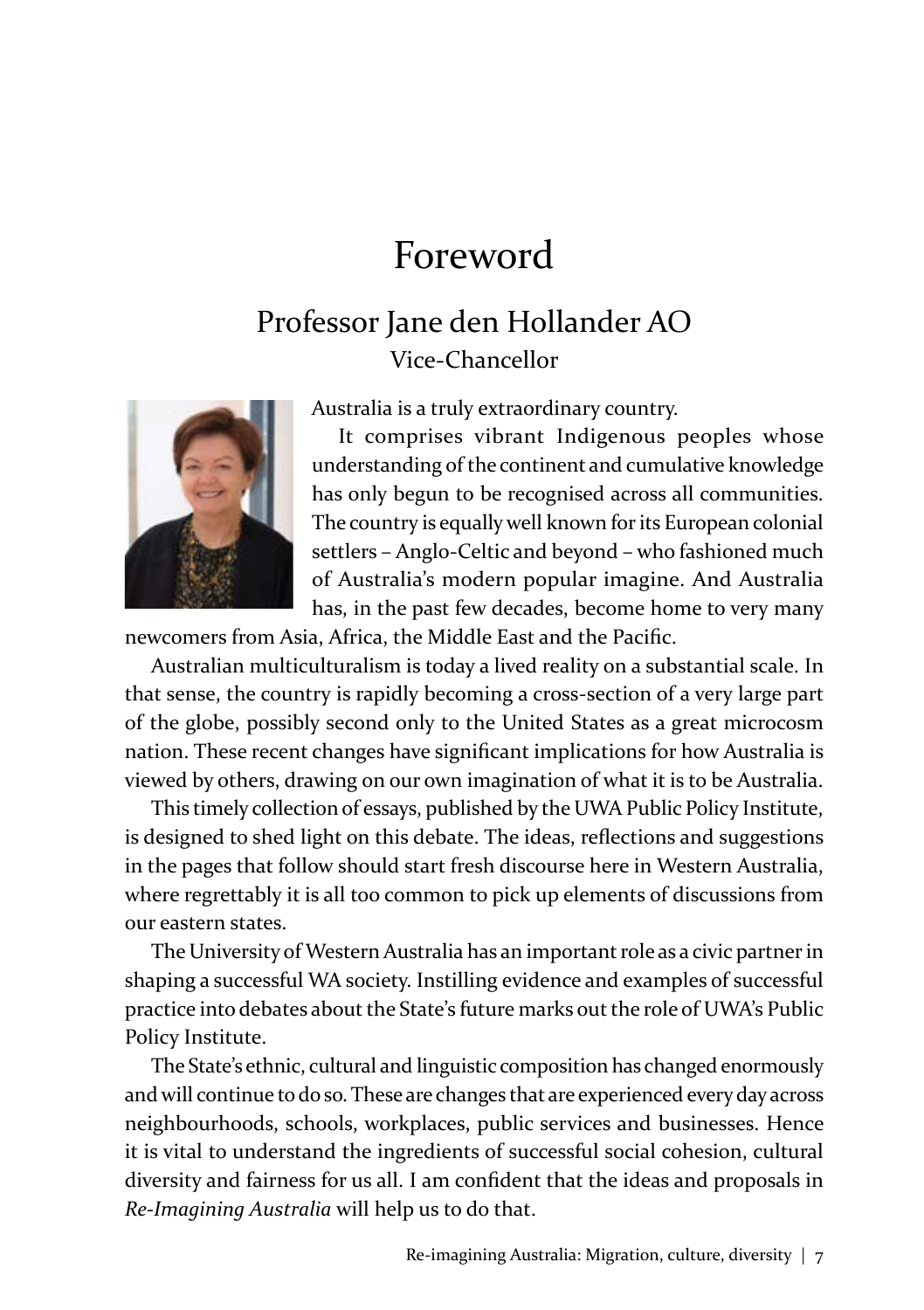# Foreword

## Professor Jane den Hollander AO

Vice-Chancellor

Australia is a truly extraordinary country.

It comprises vibrant Indigenous peoples whose understanding of the continent and cumulative knowledge has only begun to be recognised across all communities. The country is equally well known for its European colonial settlers – Anglo-Celtic and beyond – who fashioned much of Australia's modern popular imagine. And Australia has, in the past few decades, become home to very many newcomers from Asia, Africa, the Middle East and the Pacific.

Australian multiculturalism is today a lived reality on a substantial scale. In that sense, the country is rapidly becoming a cross-section of a very large part of the globe, possibly second only to the United States as a great microcosm nation. These recent changes have significant implications for how Australia is viewed by others, drawing on our own imagination of what it is to be Australia.

This timely collection of essays, published by the UWA Public Policy Institute, is designed to shed light on this debate. The ideas, reflections and suggestions in the pages that follow should start fresh discourse here in Western Australia, where regrettably it is all too common to pick up elements of discussions from our eastern states.

The University of Western Australia has an important role as a civic partner in shaping a successful WA society. Instilling evidence and examples of successful practice into debates about the State's future marks out the role of UWA's Public Policy Institute.

The State's ethnic, cultural and linguistic composition has changed enormously and will continue to do so. These are changes that are experienced every day across neighbourhoods, schools, workplaces, public services and businesses. Hence it is vital to understand the ingredients of successful social cohesion, cultural diversity and fairness for us all. I am confident that the ideas and proposals in *Re-Imagining Australia* will help us to do that.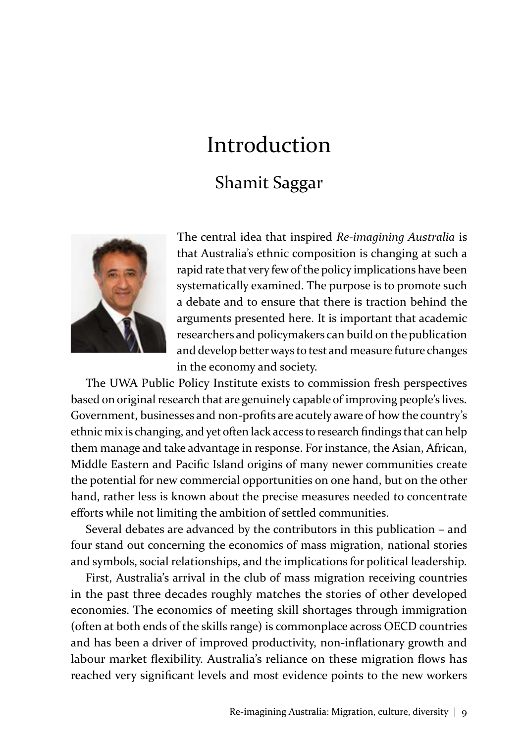# Introduction

## Shamit Saggar

The central idea that inspired *Re-imagining Australia* is that Australia's ethnic composition is changing at such a rapid rate that very few of the policy implications have been systematically examined. The purpose is to promote such a debate and to ensure that there is traction behind the arguments presented here. It is important that academic researchers and policymakers can build on the publication and develop better ways to test and measure future changes in the economy and society.

The UWA Public Policy Institute exists to commission fresh perspectives based on original research that are genuinely capable of improving people's lives. Government, businesses and non-profits are acutely aware of how the country's ethnic mix is changing, and yet often lack access to research findings that can help them manage and take advantage in response. For instance, the Asian, African, Middle Eastern and Pacific Island origins of many newer communities create the potential for new commercial opportunities on one hand, but on the other hand, rather less is known about the precise measures needed to concentrate efforts while not limiting the ambition of settled communities.

Several debates are advanced by the contributors in this publication – and four stand out concerning the economics of mass migration, national stories and symbols, social relationships, and the implications for political leadership.

First, Australia's arrival in the club of mass migration receiving countries in the past three decades roughly matches the stories of other developed economies. The economics of meeting skill shortages through immigration (often at both ends of the skills range) is commonplace across OECD countries and has been a driver of improved productivity, non-inflationary growth and labour market flexibility. Australia's reliance on these migration flows has reached very significant levels and most evidence points to the new workers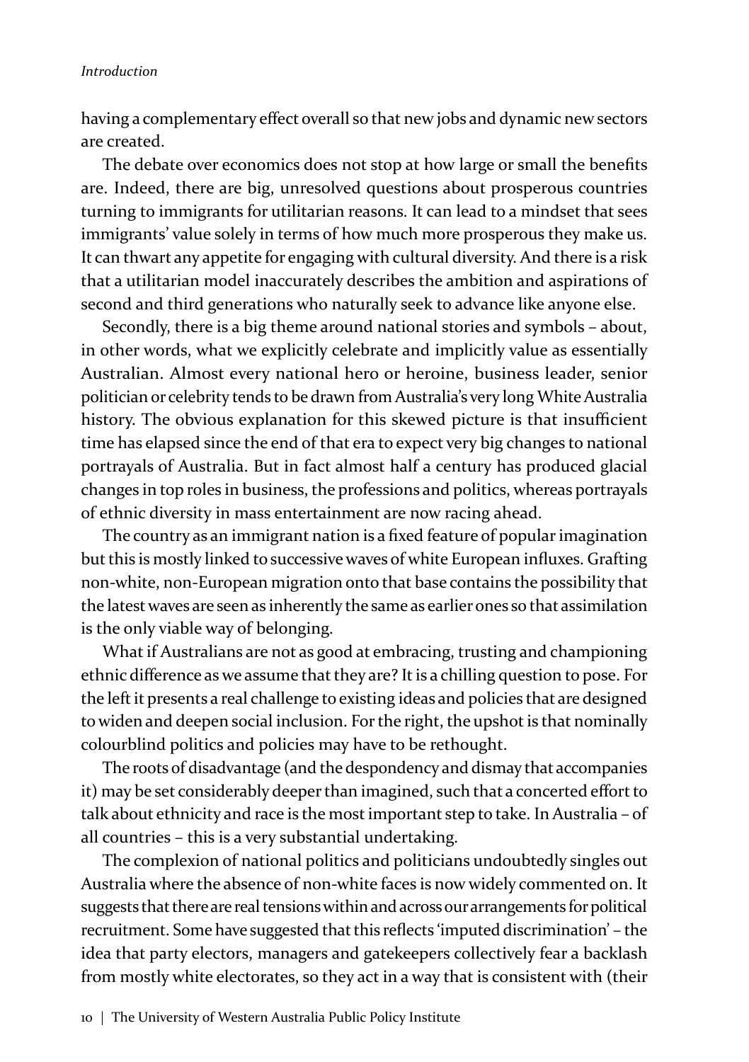having a complementary effect overall so that new jobs and dynamic new sectors are created.

The debate over economics does not stop at how large or small the benefits are. Indeed, there are big, unresolved questions about prosperous countries turning to immigrants for utilitarian reasons. It can lead to a mindset that sees immigrants' value solely in terms of how much more prosperous they make us. It can thwart any appetite for engaging with cultural diversity. And there is a risk that a utilitarian model inaccurately describes the ambition and aspirations of second and third generations who naturally seek to advance like anyone else.

Secondly, there is a big theme around national stories and symbols – about, in other words, what we explicitly celebrate and implicitly value as essentially Australian. Almost every national hero or heroine, business leader, senior politician or celebrity tends to be drawn from Australia's very long White Australia history. The obvious explanation for this skewed picture is that insufficient time has elapsed since the end of that era to expect very big changes to national portrayals of Australia. But in fact almost half a century has produced glacial changes in top roles in business, the professions and politics, whereas portrayals of ethnic diversity in mass entertainment are now racing ahead.

The country as an immigrant nation is a fixed feature of popular imagination but this is mostly linked to successive waves of white European influxes. Grafting non-white, non-European migration onto that base contains the possibility that the latest waves are seen as inherently the same as earlier ones so that assimilation is the only viable way of belonging.

What if Australians are not as good at embracing, trusting and championing ethnic difference as we assume that they are? It is a chilling question to pose. For the left it presents a real challenge to existing ideas and policies that are designed to widen and deepen social inclusion. For the right, the upshot is that nominally colourblind politics and policies may have to be rethought.

The roots of disadvantage (and the despondency and dismay that accompanies it) may be set considerably deeper than imagined, such that a concerted effort to talk about ethnicity and race is the most important step to take. In Australia – of all countries – this is a very substantial undertaking.

The complexion of national politics and politicians undoubtedly singles out Australia where the absence of non-white faces is now widely commented on. It suggests that there are real tensions within and across our arrangements for political recruitment. Some have suggested that this reflects 'imputed discrimination' – the idea that party electors, managers and gatekeepers collectively fear a backlash from mostly white electorates, so they act in a way that is consistent with (their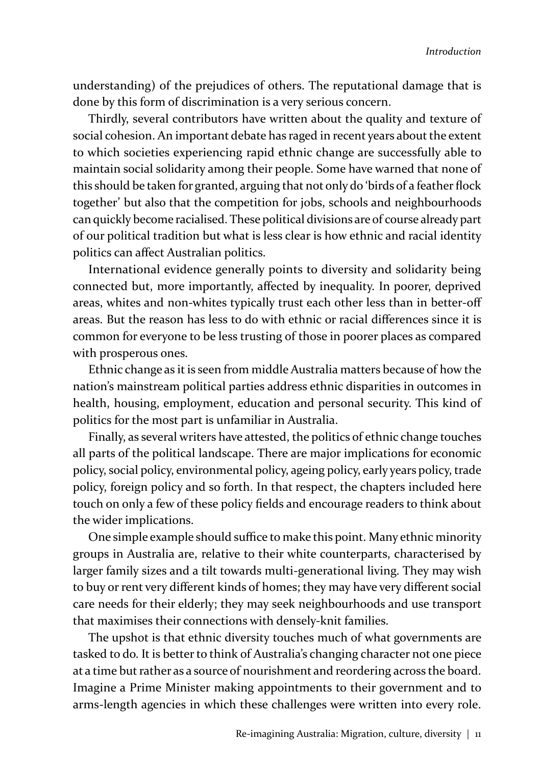understanding) of the prejudices of others. The reputational damage that is done by this form of discrimination is a very serious concern.

Thirdly, several contributors have written about the quality and texture of social cohesion. An important debate has raged in recent years about the extent to which societies experiencing rapid ethnic change are successfully able to maintain social solidarity among their people. Some have warned that none of this should be taken for granted, arguing that not only do 'birds of a feather flock together' but also that the competition for jobs, schools and neighbourhoods can quickly become racialised. These political divisions are of course already part of our political tradition but what is less clear is how ethnic and racial identity politics can affect Australian politics.

International evidence generally points to diversity and solidarity being connected but, more importantly, affected by inequality. In poorer, deprived areas, whites and non-whites typically trust each other less than in better-off areas. But the reason has less to do with ethnic or racial differences since it is common for everyone to be less trusting of those in poorer places as compared with prosperous ones.

Ethnic change as it is seen from middle Australia matters because of how the nation's mainstream political parties address ethnic disparities in outcomes in health, housing, employment, education and personal security. This kind of politics for the most part is unfamiliar in Australia.

Finally, as several writers have attested, the politics of ethnic change touches all parts of the political landscape. There are major implications for economic policy, social policy, environmental policy, ageing policy, early years policy, trade policy, foreign policy and so forth. In that respect, the chapters included here touch on only a few of these policy fields and encourage readers to think about the wider implications.

One simple example should suffice to make this point. Many ethnic minority groups in Australia are, relative to their white counterparts, characterised by larger family sizes and a tilt towards multi-generational living. They may wish to buy or rent very different kinds of homes; they may have very different social care needs for their elderly; they may seek neighbourhoods and use transport that maximises their connections with densely-knit families.

The upshot is that ethnic diversity touches much of what governments are tasked to do. It is better to think of Australia's changing character not one piece at a time but rather as a source of nourishment and reordering across the board. Imagine a Prime Minister making appointments to their government and to arms-length agencies in which these challenges were written into every role.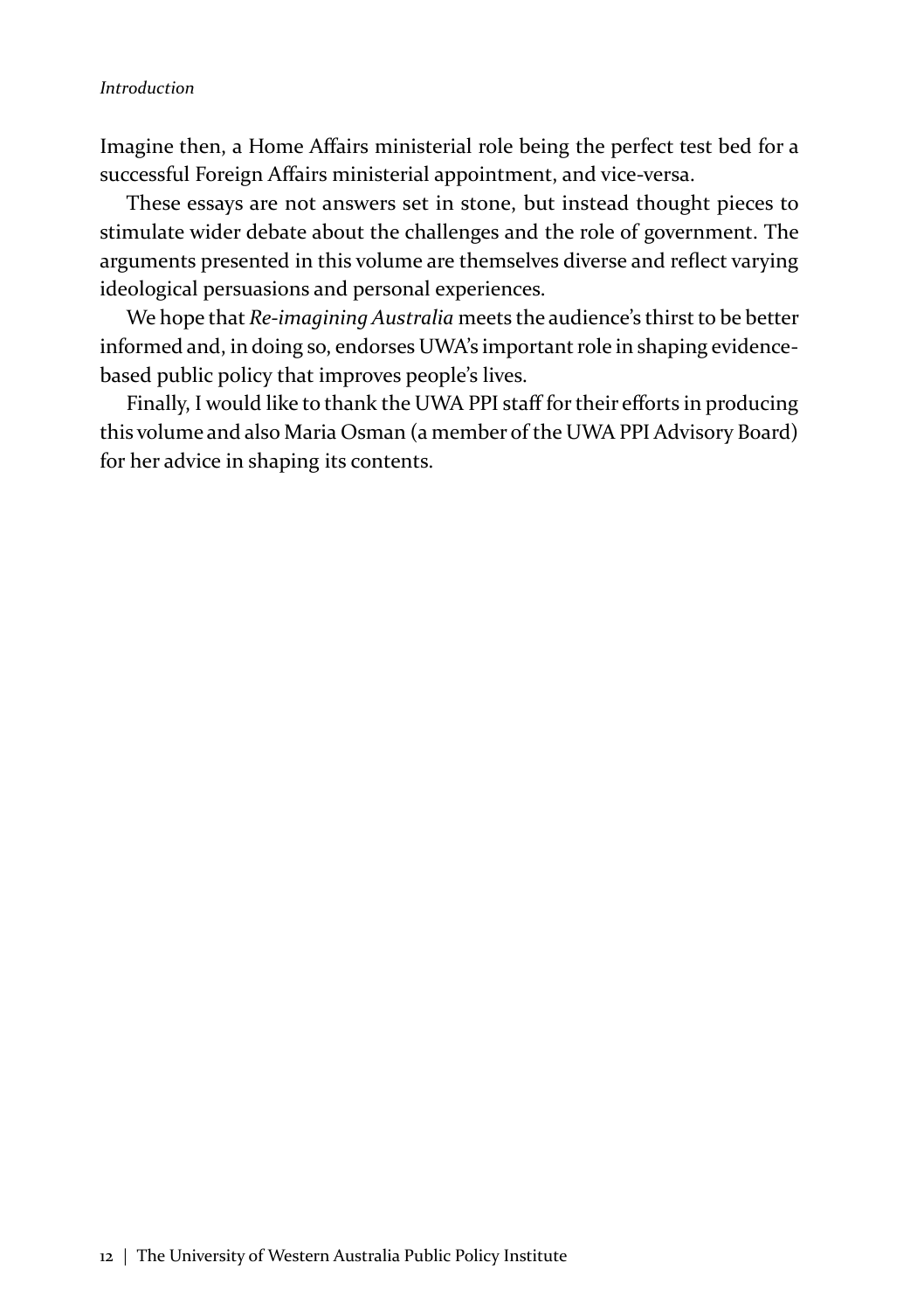Imagine then, a Home Affairs ministerial role being the perfect test bed for a successful Foreign Affairs ministerial appointment, and vice-versa.

These essays are not answers set in stone, but instead thought pieces to stimulate wider debate about the challenges and the role of government. The arguments presented in this volume are themselves diverse and reflect varying ideological persuasions and personal experiences.

We hope that *Re-imagining Australia* meets the audience's thirst to be better informed and, in doing so, endorses UWA's important role in shaping evidence-based public policy that improves people's lives.

Finally, I would like to thank the UWA PPI staff for their efforts in producing this volume and also Maria Osman (a member of the UWA PPI Advisory Board) for her advice in shaping its contents.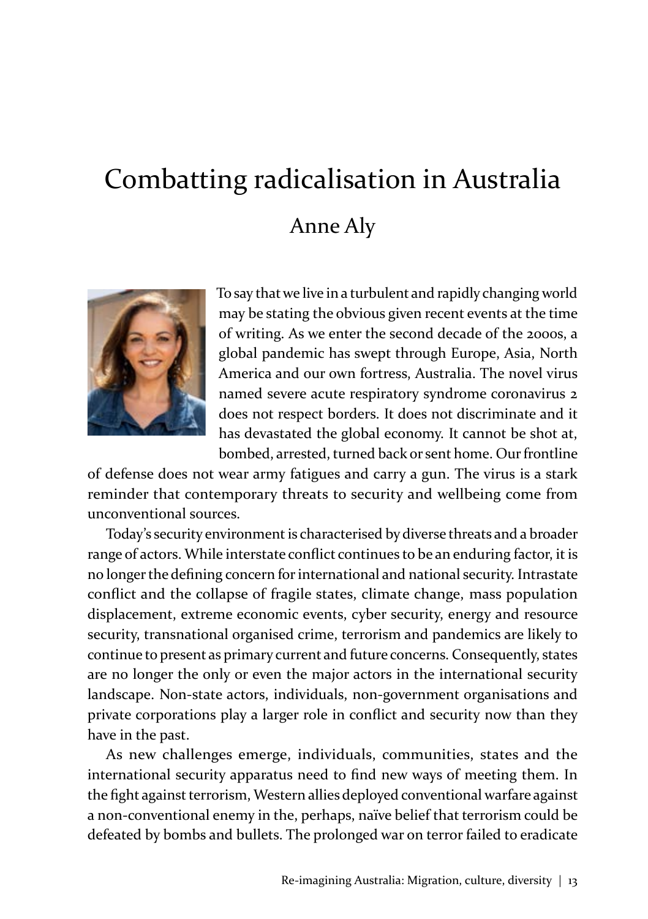# Combatting radicalisation in Australia

## Anne Aly

To say that we live in a turbulent and rapidly changing world may be stating the obvious given recent events at the time of writing. As we enter the second decade of the 2000s, a global pandemic has swept through Europe, Asia, North America and our own fortress, Australia. The novel virus named severe acute respiratory syndrome coronavirus 2 does not respect borders. It does not discriminate and it has devastated the global economy. It cannot be shot at, bombed, arrested, turned back or sent home. Our frontline of defense does not wear army fatigues and carry a gun. The virus is a stark reminder that contemporary threats to security and wellbeing come from unconventional sources.

Today's security environment is characterised by diverse threats and a broader range of actors. While interstate conflict continues to be an enduring factor, it is no longer the defining concern for international and national security. Intrastate conflict and the collapse of fragile states, climate change, mass population displacement, extreme economic events, cyber security, energy and resource security, transnational organised crime, terrorism and pandemics are likely to continue to present as primary current and future concerns. Consequently, states are no longer the only or even the major actors in the international security landscape. Non-state actors, individuals, non-government organisations and private corporations play a larger role in conflict and security now than they have in the past.

As new challenges emerge, individuals, communities, states and the international security apparatus need to find new ways of meeting them. In the fight against terrorism, Western allies deployed conventional warfare against a non-conventional enemy in the, perhaps, naïve belief that terrorism could be defeated by bombs and bullets. The prolonged war on terror failed to eradicate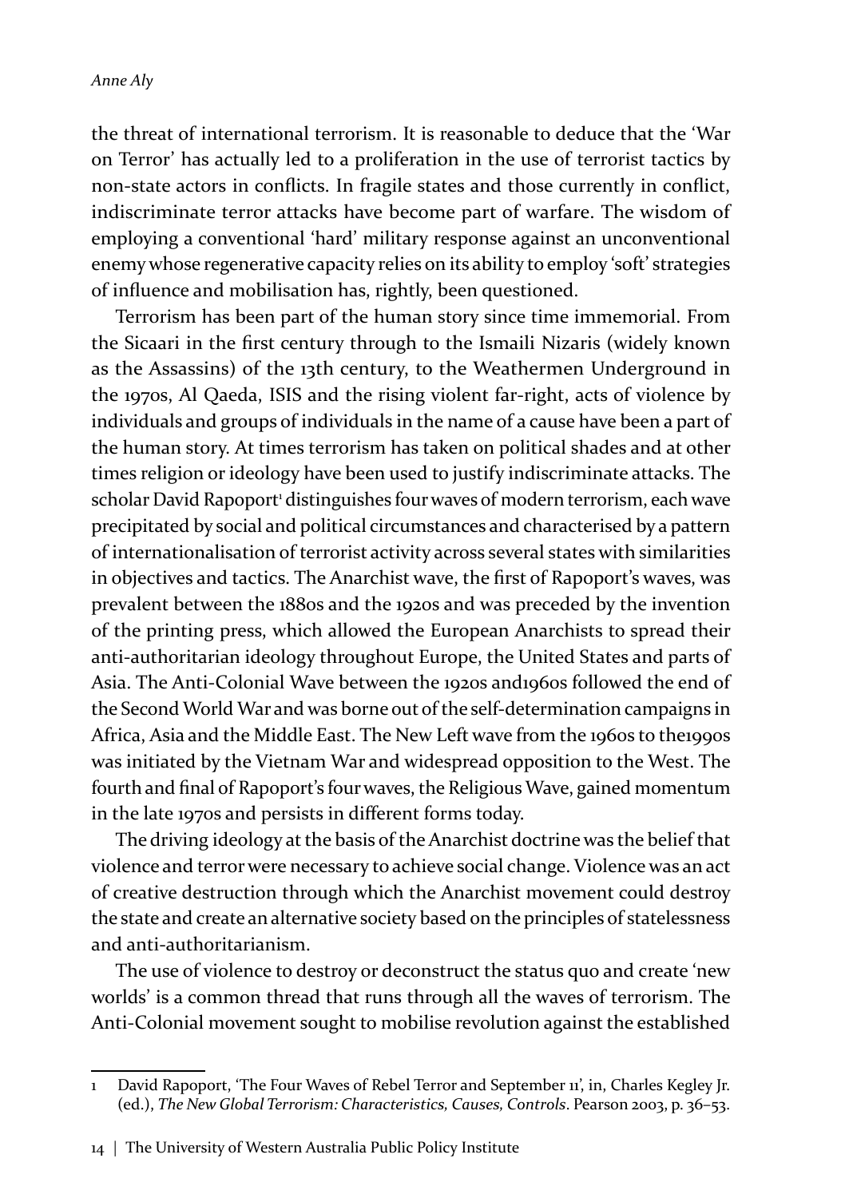the threat of international terrorism. It is reasonable to deduce that the 'War on Terror' has actually led to a proliferation in the use of terrorist tactics by non-state actors in conflicts. In fragile states and those currently in conflict, indiscriminate terror attacks have become part of warfare. The wisdom of employing a conventional 'hard' military response against an unconventional enemy whose regenerative capacity relies on its ability to employ 'soft' strategies of influence and mobilisation has, rightly, been questioned.

Terrorism has been part of the human story since time immemorial. From the Sicaari in the first century through to the Ismaili Nizaris (widely known as the Assassins) of the 13th century, to the Weathermen Underground in the 1970s, Al Qaeda, ISIS and the rising violent far-right, acts of violence by individuals and groups of individuals in the name of a cause have been a part of the human story. At times terrorism has taken on political shades and at other times religion or ideology have been used to justify indiscriminate attacks. The scholar David Rapoport[1] distinguishes four waves of modern terrorism, each wave precipitated by social and political circumstances and characterised by a pattern of internationalisation of terrorist activity across several states with similarities in objectives and tactics. The Anarchist wave, the first of Rapoport's waves, was prevalent between the 1880s and the 1920s and was preceded by the invention of the printing press, which allowed the European Anarchists to spread their anti-authoritarian ideology throughout Europe, the United States and parts of Asia. The Anti-Colonial Wave between the 1920s and1960s followed the end of the Second World War and was borne out of the self-determination campaigns in Africa, Asia and the Middle East. The New Left wave from the 1960s to the1990s was initiated by the Vietnam War and widespread opposition to the West. The fourth and final of Rapoport's four waves, the Religious Wave, gained momentum in the late 1970s and persists in different forms today.

The driving ideology at the basis of the Anarchist doctrine was the belief that violence and terror were necessary to achieve social change. Violence was an act of creative destruction through which the Anarchist movement could destroy the state and create an alternative society based on the principles of statelessness and anti-authoritarianism.

The use of violence to destroy or deconstruct the status quo and create 'new worlds' is a common thread that runs through all the waves of terrorism. The Anti-Colonial movement sought to mobilise revolution against the established

---

1 David Rapoport, 'The Four Waves of Rebel Terror and September 11', in, Charles Kegley Jr. (ed.), *The New Global Terrorism: Characteristics, Causes, Controls*. Pearson 2003, p. 36–53.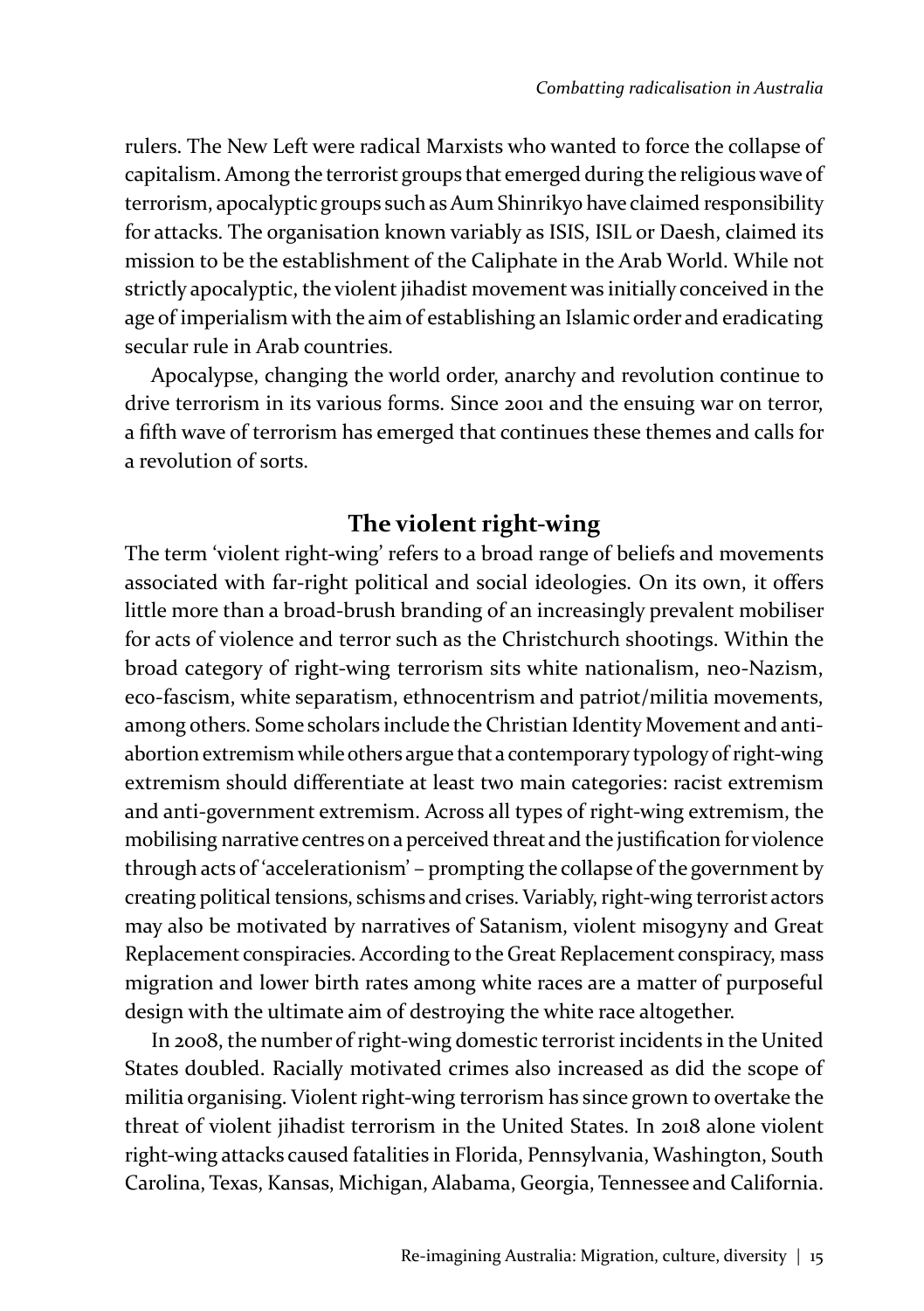rulers. The New Left were radical Marxists who wanted to force the collapse of capitalism. Among the terrorist groups that emerged during the religious wave of terrorism, apocalyptic groups such as Aum Shinrikyo have claimed responsibility for attacks. The organisation known variably as ISIS, ISIL or Daesh, claimed its mission to be the establishment of the Caliphate in the Arab World. While not strictly apocalyptic, the violent jihadist movement was initially conceived in the age of imperialism with the aim of establishing an Islamic order and eradicating secular rule in Arab countries.

Apocalypse, changing the world order, anarchy and revolution continue to drive terrorism in its various forms. Since 2001 and the ensuing war on terror, a fifth wave of terrorism has emerged that continues these themes and calls for a revolution of sorts.

## The violent right-wing

The term 'violent right-wing' refers to a broad range of beliefs and movements associated with far-right political and social ideologies. On its own, it offers little more than a broad-brush branding of an increasingly prevalent mobiliser for acts of violence and terror such as the Christchurch shootings. Within the broad category of right-wing terrorism sits white nationalism, neo-Nazism, eco-fascism, white separatism, ethnocentrism and patriot/militia movements, among others. Some scholars include the Christian Identity Movement and anti-abortion extremism while others argue that a contemporary typology of right-wing extremism should differentiate at least two main categories: racist extremism and anti-government extremism. Across all types of right-wing extremism, the mobilising narrative centres on a perceived threat and the justification for violence through acts of 'accelerationism' – prompting the collapse of the government by creating political tensions, schisms and crises. Variably, right-wing terrorist actors may also be motivated by narratives of Satanism, violent misogyny and Great Replacement conspiracies. According to the Great Replacement conspiracy, mass migration and lower birth rates among white races are a matter of purposeful design with the ultimate aim of destroying the white race altogether.

In 2008, the number of right-wing domestic terrorist incidents in the United States doubled. Racially motivated crimes also increased as did the scope of militia organising. Violent right-wing terrorism has since grown to overtake the threat of violent jihadist terrorism in the United States. In 2018 alone violent right-wing attacks caused fatalities in Florida, Pennsylvania, Washington, South Carolina, Texas, Kansas, Michigan, Alabama, Georgia, Tennessee and California.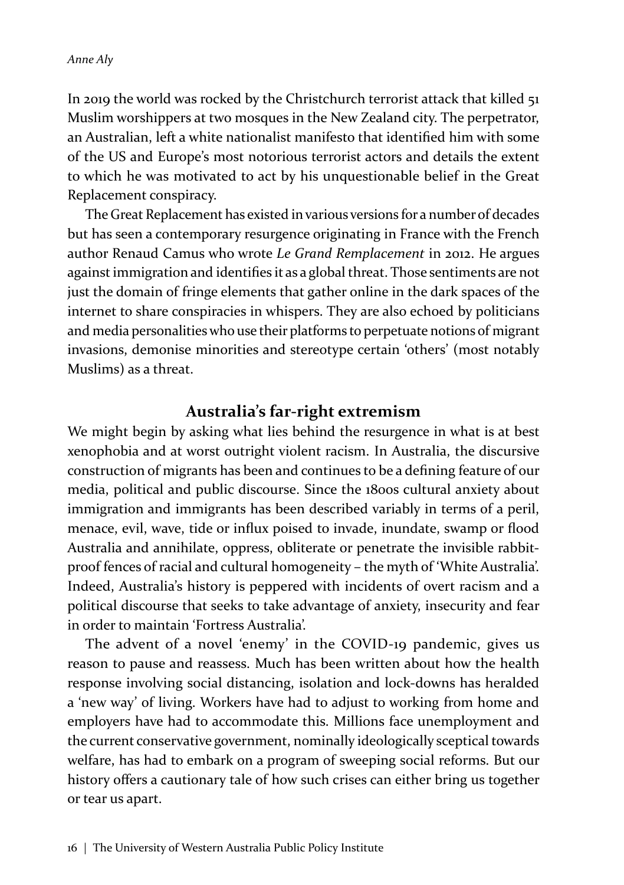In 2019 the world was rocked by the Christchurch terrorist attack that killed 51 Muslim worshippers at two mosques in the New Zealand city. The perpetrator, an Australian, left a white nationalist manifesto that identified him with some of the US and Europe's most notorious terrorist actors and details the extent to which he was motivated to act by his unquestionable belief in the Great Replacement conspiracy.

The Great Replacement has existed in various versions for a number of decades but has seen a contemporary resurgence originating in France with the French author Renaud Camus who wrote *Le Grand Remplacement* in 2012. He argues against immigration and identifies it as a global threat. Those sentiments are not just the domain of fringe elements that gather online in the dark spaces of the internet to share conspiracies in whispers. They are also echoed by politicians and media personalities who use their platforms to perpetuate notions of migrant invasions, demonise minorities and stereotype certain 'others' (most notably Muslims) as a threat.

## Australia's far-right extremism

We might begin by asking what lies behind the resurgence in what is at best xenophobia and at worst outright violent racism. In Australia, the discursive construction of migrants has been and continues to be a defining feature of our media, political and public discourse. Since the 1800s cultural anxiety about immigration and immigrants has been described variably in terms of a peril, menace, evil, wave, tide or influx poised to invade, inundate, swamp or flood Australia and annihilate, oppress, obliterate or penetrate the invisible rabbit-proof fences of racial and cultural homogeneity – the myth of 'White Australia'. Indeed, Australia's history is peppered with incidents of overt racism and a political discourse that seeks to take advantage of anxiety, insecurity and fear in order to maintain 'Fortress Australia'.

The advent of a novel 'enemy' in the COVID-19 pandemic, gives us reason to pause and reassess. Much has been written about how the health response involving social distancing, isolation and lock-downs has heralded a 'new way' of living. Workers have had to adjust to working from home and employers have had to accommodate this. Millions face unemployment and the current conservative government, nominally ideologically sceptical towards welfare, has had to embark on a program of sweeping social reforms. But our history offers a cautionary tale of how such crises can either bring us together or tear us apart.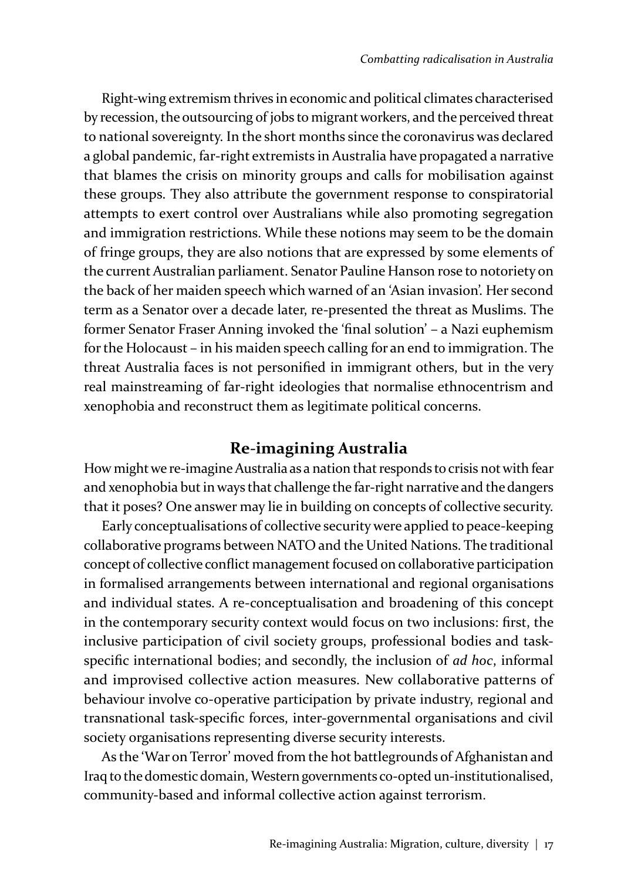Right-wing extremism thrives in economic and political climates characterised by recession, the outsourcing of jobs to migrant workers, and the perceived threat to national sovereignty. In the short months since the coronavirus was declared a global pandemic, far-right extremists in Australia have propagated a narrative that blames the crisis on minority groups and calls for mobilisation against these groups. They also attribute the government response to conspiratorial attempts to exert control over Australians while also promoting segregation and immigration restrictions. While these notions may seem to be the domain of fringe groups, they are also notions that are expressed by some elements of the current Australian parliament. Senator Pauline Hanson rose to notoriety on the back of her maiden speech which warned of an 'Asian invasion'. Her second term as a Senator over a decade later, re-presented the threat as Muslims. The former Senator Fraser Anning invoked the 'final solution' – a Nazi euphemism for the Holocaust – in his maiden speech calling for an end to immigration. The threat Australia faces is not personified in immigrant others, but in the very real mainstreaming of far-right ideologies that normalise ethnocentrism and xenophobia and reconstruct them as legitimate political concerns.

## Re-imagining Australia

How might we re-imagine Australia as a nation that responds to crisis not with fear and xenophobia but in ways that challenge the far-right narrative and the dangers that it poses? One answer may lie in building on concepts of collective security.

Early conceptualisations of collective security were applied to peace-keeping collaborative programs between NATO and the United Nations. The traditional concept of collective conflict management focused on collaborative participation in formalised arrangements between international and regional organisations and individual states. A re-conceptualisation and broadening of this concept in the contemporary security context would focus on two inclusions: first, the inclusive participation of civil society groups, professional bodies and task-specific international bodies; and secondly, the inclusion of *ad hoc*, informal and improvised collective action measures. New collaborative patterns of behaviour involve co-operative participation by private industry, regional and transnational task-specific forces, inter-governmental organisations and civil society organisations representing diverse security interests.

As the 'War on Terror' moved from the hot battlegrounds of Afghanistan and Iraq to the domestic domain, Western governments co-opted un-institutionalised, community-based and informal collective action against terrorism.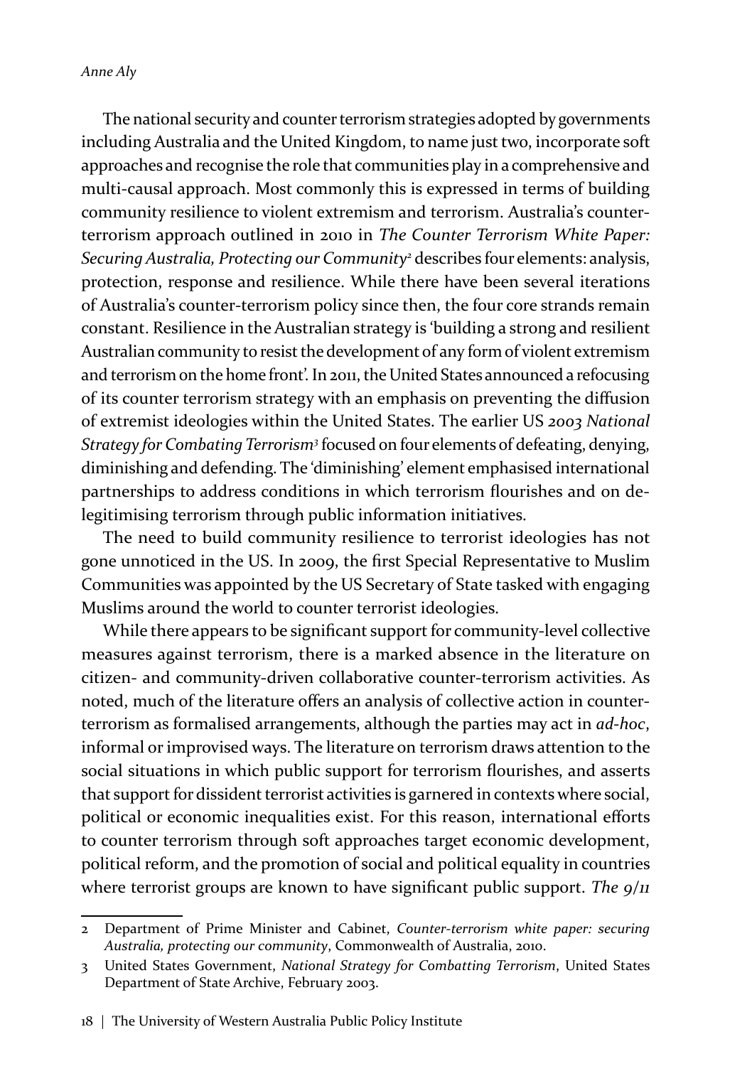The national security and counter terrorism strategies adopted by governments including Australia and the United Kingdom, to name just two, incorporate soft approaches and recognise the role that communities play in a comprehensive and multi-causal approach. Most commonly this is expressed in terms of building community resilience to violent extremism and terrorism. Australia's counter-terrorism approach outlined in 2010 in *The Counter Terrorism White Paper: Securing Australia, Protecting our Community*[2] describes four elements: analysis, protection, response and resilience. While there have been several iterations of Australia's counter-terrorism policy since then, the four core strands remain constant. Resilience in the Australian strategy is 'building a strong and resilient Australian community to resist the development of any form of violent extremism and terrorism on the home front'. In 2011, the United States announced a refocusing of its counter terrorism strategy with an emphasis on preventing the diffusion of extremist ideologies within the United States. The earlier US *2003 National Strategy for Combating Terrorism*[3] focused on four elements of defeating, denying, diminishing and defending. The 'diminishing' element emphasised international partnerships to address conditions in which terrorism flourishes and on de-legitimising terrorism through public information initiatives.

The need to build community resilience to terrorist ideologies has not gone unnoticed in the US. In 2009, the first Special Representative to Muslim Communities was appointed by the US Secretary of State tasked with engaging Muslims around the world to counter terrorist ideologies.

While there appears to be significant support for community-level collective measures against terrorism, there is a marked absence in the literature on citizen- and community-driven collaborative counter-terrorism activities. As noted, much of the literature offers an analysis of collective action in counter-terrorism as formalised arrangements, although the parties may act in *ad-hoc*, informal or improvised ways. The literature on terrorism draws attention to the social situations in which public support for terrorism flourishes, and asserts that support for dissident terrorist activities is garnered in contexts where social, political or economic inequalities exist. For this reason, international efforts to counter terrorism through soft approaches target economic development, political reform, and the promotion of social and political equality in countries where terrorist groups are known to have significant public support. *The 9/11*

---

2 Department of Prime Minister and Cabinet, *Counter-terrorism white paper: securing Australia, protecting our community*, Commonwealth of Australia, 2010.

3 United States Government, *National Strategy for Combatting Terrorism*, United States Department of State Archive, February 2003.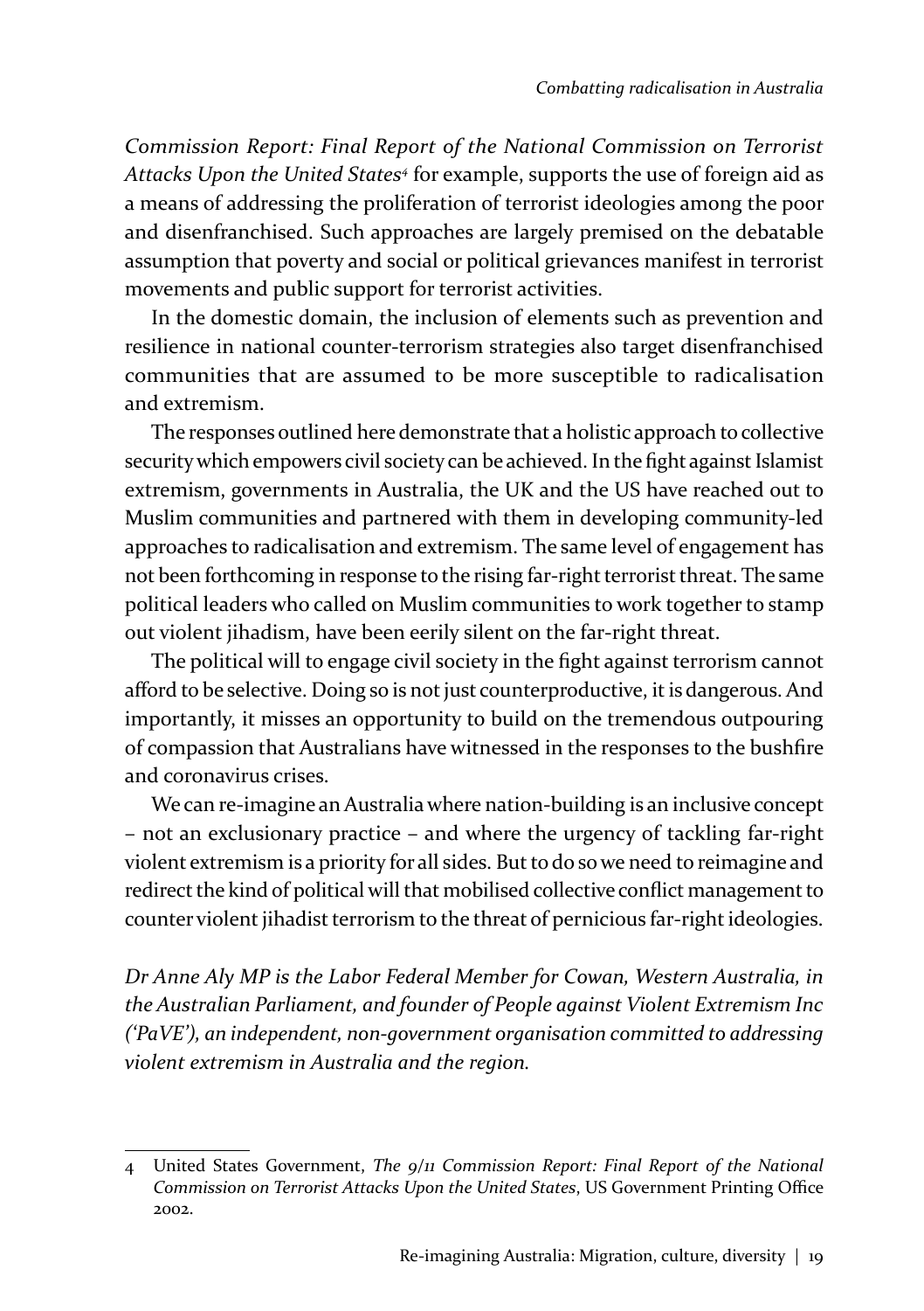*Commission Report: Final Report of the National Commission on Terrorist Attacks Upon the United States*[4] for example, supports the use of foreign aid as a means of addressing the proliferation of terrorist ideologies among the poor and disenfranchised. Such approaches are largely premised on the debatable assumption that poverty and social or political grievances manifest in terrorist movements and public support for terrorist activities.

In the domestic domain, the inclusion of elements such as prevention and resilience in national counter-terrorism strategies also target disenfranchised communities that are assumed to be more susceptible to radicalisation and extremism.

The responses outlined here demonstrate that a holistic approach to collective security which empowers civil society can be achieved. In the fight against Islamist extremism, governments in Australia, the UK and the US have reached out to Muslim communities and partnered with them in developing community-led approaches to radicalisation and extremism. The same level of engagement has not been forthcoming in response to the rising far-right terrorist threat. The same political leaders who called on Muslim communities to work together to stamp out violent jihadism, have been eerily silent on the far-right threat.

The political will to engage civil society in the fight against terrorism cannot afford to be selective. Doing so is not just counterproductive, it is dangerous. And importantly, it misses an opportunity to build on the tremendous outpouring of compassion that Australians have witnessed in the responses to the bushfire and coronavirus crises.

We can re-imagine an Australia where nation-building is an inclusive concept – not an exclusionary practice – and where the urgency of tackling far-right violent extremism is a priority for all sides. But to do so we need to reimagine and redirect the kind of political will that mobilised collective conflict management to counter violent jihadist terrorism to the threat of pernicious far-right ideologies.

*Dr Anne Aly MP is the Labor Federal Member for Cowan, Western Australia, in the Australian Parliament, and founder of People against Violent Extremism Inc ('PaVE'), an independent, non-government organisation committed to addressing violent extremism in Australia and the region.*

---

4 United States Government, *The 9/11 Commission Report: Final Report of the National Commission on Terrorist Attacks Upon the United States*, US Government Printing Office 2002.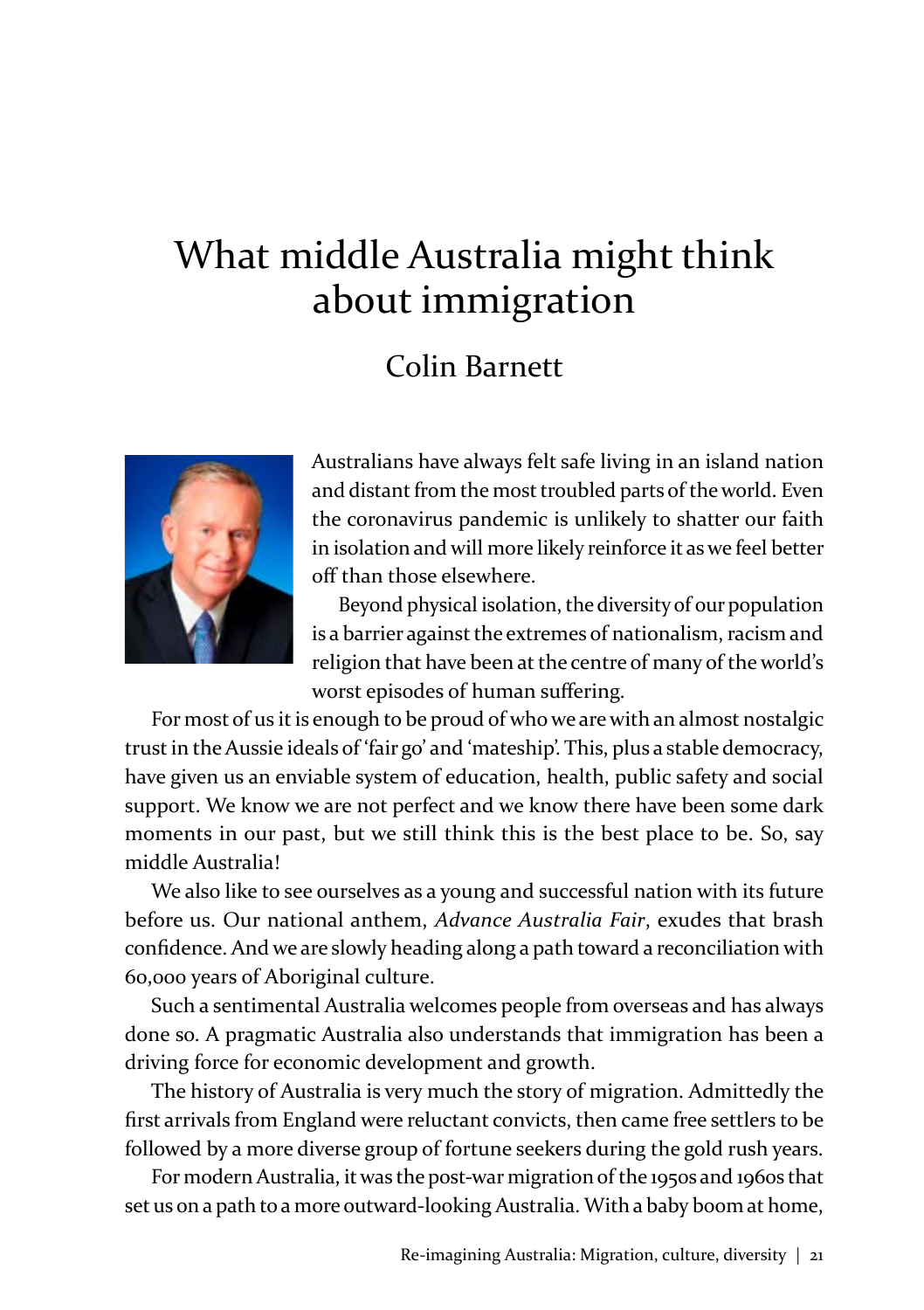# What middle Australia might think about immigration

## Colin Barnett

Australians have always felt safe living in an island nation and distant from the most troubled parts of the world. Even the coronavirus pandemic is unlikely to shatter our faith in isolation and will more likely reinforce it as we feel better off than those elsewhere.

Beyond physical isolation, the diversity of our population is a barrier against the extremes of nationalism, racism and religion that have been at the centre of many of the world's worst episodes of human suffering.

For most of us it is enough to be proud of who we are with an almost nostalgic trust in the Aussie ideals of 'fair go' and 'mateship'. This, plus a stable democracy, have given us an enviable system of education, health, public safety and social support. We know we are not perfect and we know there have been some dark moments in our past, but we still think this is the best place to be. So, say middle Australia!

We also like to see ourselves as a young and successful nation with its future before us. Our national anthem, *Advance Australia Fair*, exudes that brash confidence. And we are slowly heading along a path toward a reconciliation with 60,000 years of Aboriginal culture.

Such a sentimental Australia welcomes people from overseas and has always done so. A pragmatic Australia also understands that immigration has been a driving force for economic development and growth.

The history of Australia is very much the story of migration. Admittedly the first arrivals from England were reluctant convicts, then came free settlers to be followed by a more diverse group of fortune seekers during the gold rush years.

For modern Australia, it was the post-war migration of the 1950s and 1960s that set us on a path to a more outward-looking Australia. With a baby boom at home,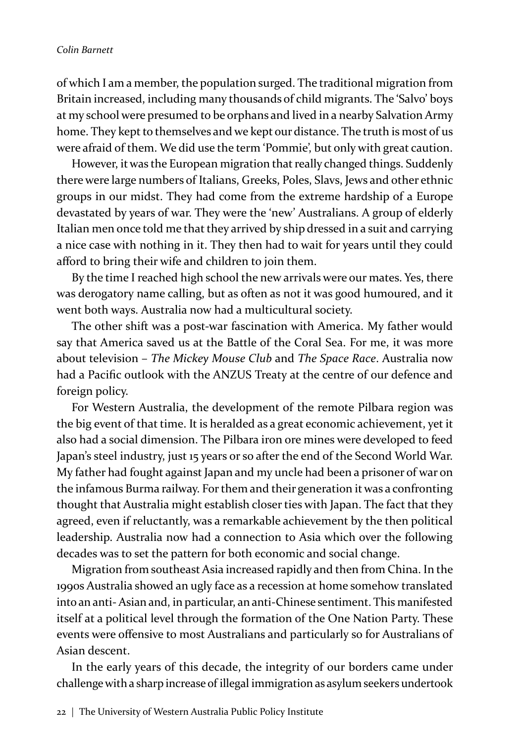of which I am a member, the population surged. The traditional migration from Britain increased, including many thousands of child migrants. The 'Salvo' boys at my school were presumed to be orphans and lived in a nearby Salvation Army home. They kept to themselves and we kept our distance. The truth is most of us were afraid of them. We did use the term 'Pommie', but only with great caution.

However, it was the European migration that really changed things. Suddenly there were large numbers of Italians, Greeks, Poles, Slavs, Jews and other ethnic groups in our midst. They had come from the extreme hardship of a Europe devastated by years of war. They were the 'new' Australians. A group of elderly Italian men once told me that they arrived by ship dressed in a suit and carrying a nice case with nothing in it. They then had to wait for years until they could afford to bring their wife and children to join them.

By the time I reached high school the new arrivals were our mates. Yes, there was derogatory name calling, but as often as not it was good humoured, and it went both ways. Australia now had a multicultural society.

The other shift was a post-war fascination with America. My father would say that America saved us at the Battle of the Coral Sea. For me, it was more about television – *The Mickey Mouse Club* and *The Space Race*. Australia now had a Pacific outlook with the ANZUS Treaty at the centre of our defence and foreign policy.

For Western Australia, the development of the remote Pilbara region was the big event of that time. It is heralded as a great economic achievement, yet it also had a social dimension. The Pilbara iron ore mines were developed to feed Japan's steel industry, just 15 years or so after the end of the Second World War. My father had fought against Japan and my uncle had been a prisoner of war on the infamous Burma railway. For them and their generation it was a confronting thought that Australia might establish closer ties with Japan. The fact that they agreed, even if reluctantly, was a remarkable achievement by the then political leadership. Australia now had a connection to Asia which over the following decades was to set the pattern for both economic and social change.

Migration from southeast Asia increased rapidly and then from China. In the 1990s Australia showed an ugly face as a recession at home somehow translated into an anti- Asian and, in particular, an anti-Chinese sentiment. This manifested itself at a political level through the formation of the One Nation Party. These events were offensive to most Australians and particularly so for Australians of Asian descent.

In the early years of this decade, the integrity of our borders came under challenge with a sharp increase of illegal immigration as asylum seekers undertook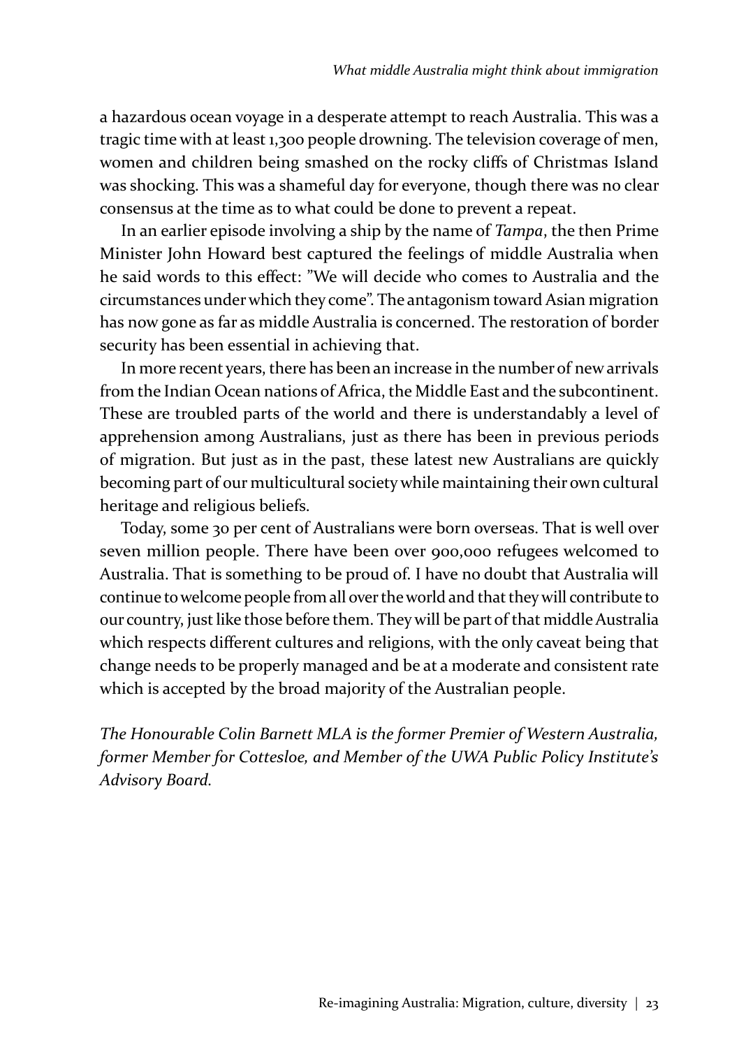a hazardous ocean voyage in a desperate attempt to reach Australia. This was a tragic time with at least 1,300 people drowning. The television coverage of men, women and children being smashed on the rocky cliffs of Christmas Island was shocking. This was a shameful day for everyone, though there was no clear consensus at the time as to what could be done to prevent a repeat.

In an earlier episode involving a ship by the name of *Tampa*, the then Prime Minister John Howard best captured the feelings of middle Australia when he said words to this effect: "We will decide who comes to Australia and the circumstances under which they come". The antagonism toward Asian migration has now gone as far as middle Australia is concerned. The restoration of border security has been essential in achieving that.

In more recent years, there has been an increase in the number of new arrivals from the Indian Ocean nations of Africa, the Middle East and the subcontinent. These are troubled parts of the world and there is understandably a level of apprehension among Australians, just as there has been in previous periods of migration. But just as in the past, these latest new Australians are quickly becoming part of our multicultural society while maintaining their own cultural heritage and religious beliefs.

Today, some 30 per cent of Australians were born overseas. That is well over seven million people. There have been over 900,000 refugees welcomed to Australia. That is something to be proud of. I have no doubt that Australia will continue to welcome people from all over the world and that they will contribute to our country, just like those before them. They will be part of that middle Australia which respects different cultures and religions, with the only caveat being that change needs to be properly managed and be at a moderate and consistent rate which is accepted by the broad majority of the Australian people.

*The Honourable Colin Barnett MLA is the former Premier of Western Australia, former Member for Cottesloe, and Member of the UWA Public Policy Institute's Advisory Board.*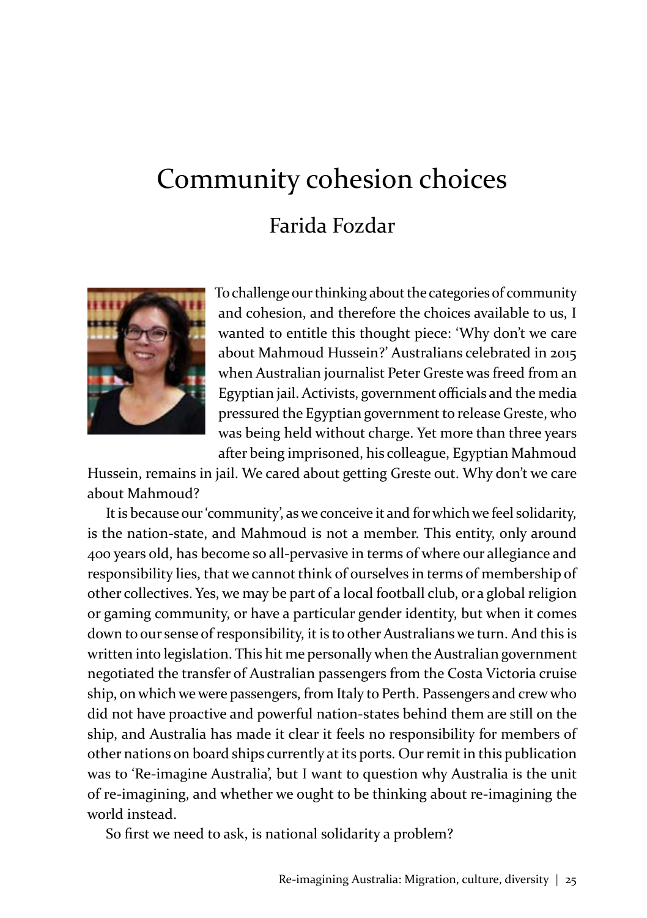# Community cohesion choices

## Farida Fozdar

To challenge our thinking about the categories of community and cohesion, and therefore the choices available to us, I wanted to entitle this thought piece: 'Why don't we care about Mahmoud Hussein?' Australians celebrated in 2015 when Australian journalist Peter Greste was freed from an Egyptian jail. Activists, government officials and the media pressured the Egyptian government to release Greste, who was being held without charge. Yet more than three years after being imprisoned, his colleague, Egyptian Mahmoud Hussein, remains in jail. We cared about getting Greste out. Why don't we care about Mahmoud?

It is because our 'community', as we conceive it and for which we feel solidarity, is the nation-state, and Mahmoud is not a member. This entity, only around 400 years old, has become so all-pervasive in terms of where our allegiance and responsibility lies, that we cannot think of ourselves in terms of membership of other collectives. Yes, we may be part of a local football club, or a global religion or gaming community, or have a particular gender identity, but when it comes down to our sense of responsibility, it is to other Australians we turn. And this is written into legislation. This hit me personally when the Australian government negotiated the transfer of Australian passengers from the Costa Victoria cruise ship, on which we were passengers, from Italy to Perth. Passengers and crew who did not have proactive and powerful nation-states behind them are still on the ship, and Australia has made it clear it feels no responsibility for members of other nations on board ships currently at its ports. Our remit in this publication was to 'Re-imagine Australia', but I want to question why Australia is the unit of re-imagining, and whether we ought to be thinking about re-imagining the world instead.

So first we need to ask, is national solidarity a problem?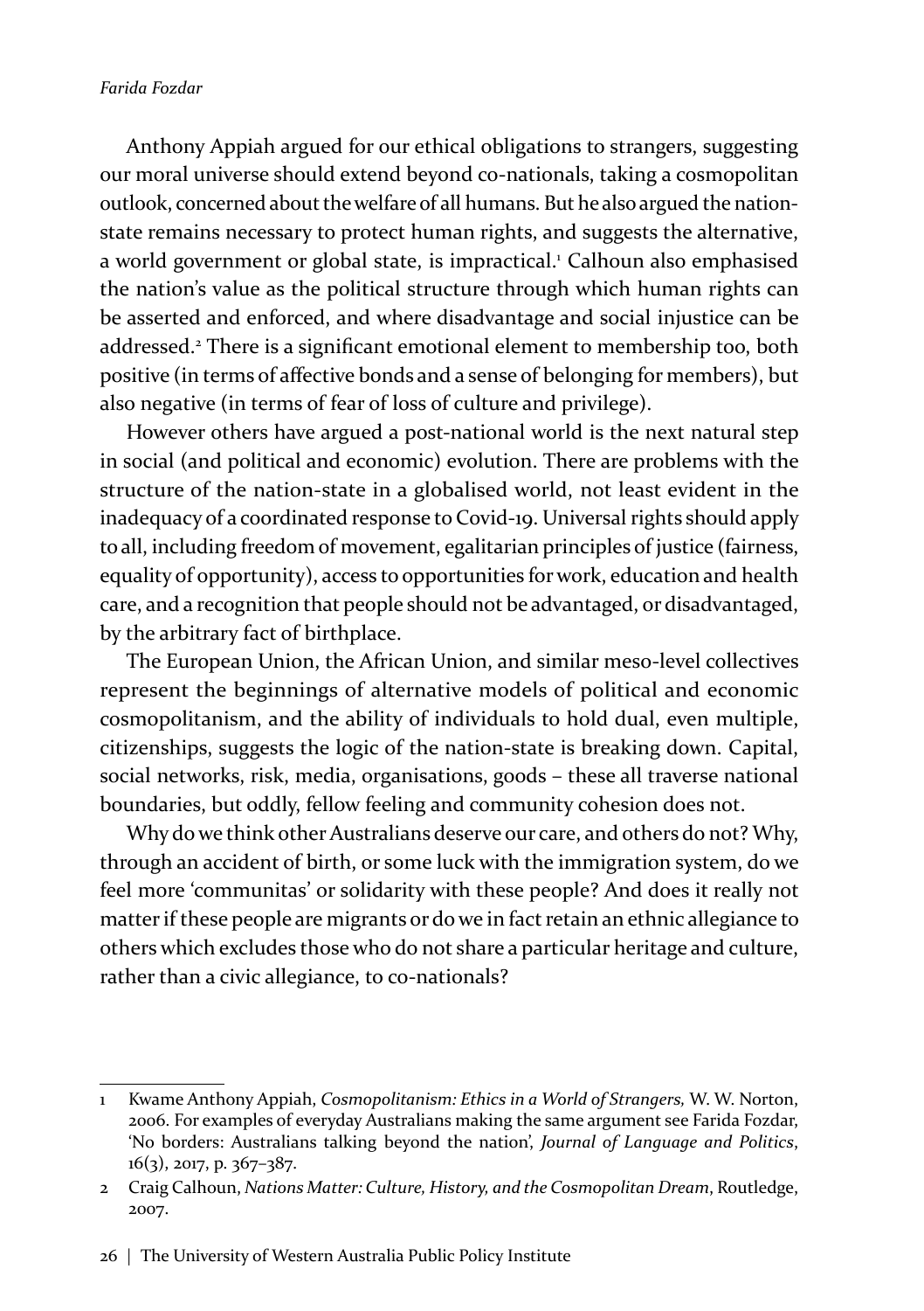Anthony Appiah argued for our ethical obligations to strangers, suggesting our moral universe should extend beyond co-nationals, taking a cosmopolitan outlook, concerned about the welfare of all humans. But he also argued the nation-state remains necessary to protect human rights, and suggests the alternative, a world government or global state, is impractical.[1] Calhoun also emphasised the nation's value as the political structure through which human rights can be asserted and enforced, and where disadvantage and social injustice can be addressed.[2] There is a significant emotional element to membership too, both positive (in terms of affective bonds and a sense of belonging for members), but also negative (in terms of fear of loss of culture and privilege).

However others have argued a post-national world is the next natural step in social (and political and economic) evolution. There are problems with the structure of the nation-state in a globalised world, not least evident in the inadequacy of a coordinated response to Covid-19. Universal rights should apply to all, including freedom of movement, egalitarian principles of justice (fairness, equality of opportunity), access to opportunities for work, education and health care, and a recognition that people should not be advantaged, or disadvantaged, by the arbitrary fact of birthplace.

The European Union, the African Union, and similar meso-level collectives represent the beginnings of alternative models of political and economic cosmopolitanism, and the ability of individuals to hold dual, even multiple, citizenships, suggests the logic of the nation-state is breaking down. Capital, social networks, risk, media, organisations, goods – these all traverse national boundaries, but oddly, fellow feeling and community cohesion does not.

Why do we think other Australians deserve our care, and others do not? Why, through an accident of birth, or some luck with the immigration system, do we feel more 'communitas' or solidarity with these people? And does it really not matter if these people are migrants or do we in fact retain an ethnic allegiance to others which excludes those who do not share a particular heritage and culture, rather than a civic allegiance, to co-nationals?

---

1 Kwame Anthony Appiah, *Cosmopolitanism: Ethics in a World of Strangers,* W. W. Norton, 2006. For examples of everyday Australians making the same argument see Farida Fozdar, 'No borders: Australians talking beyond the nation', *Journal of Language and Politics*, 16(3), 2017, p. 367–387.

2 Craig Calhoun, *Nations Matter: Culture, History, and the Cosmopolitan Dream*, Routledge, 2007.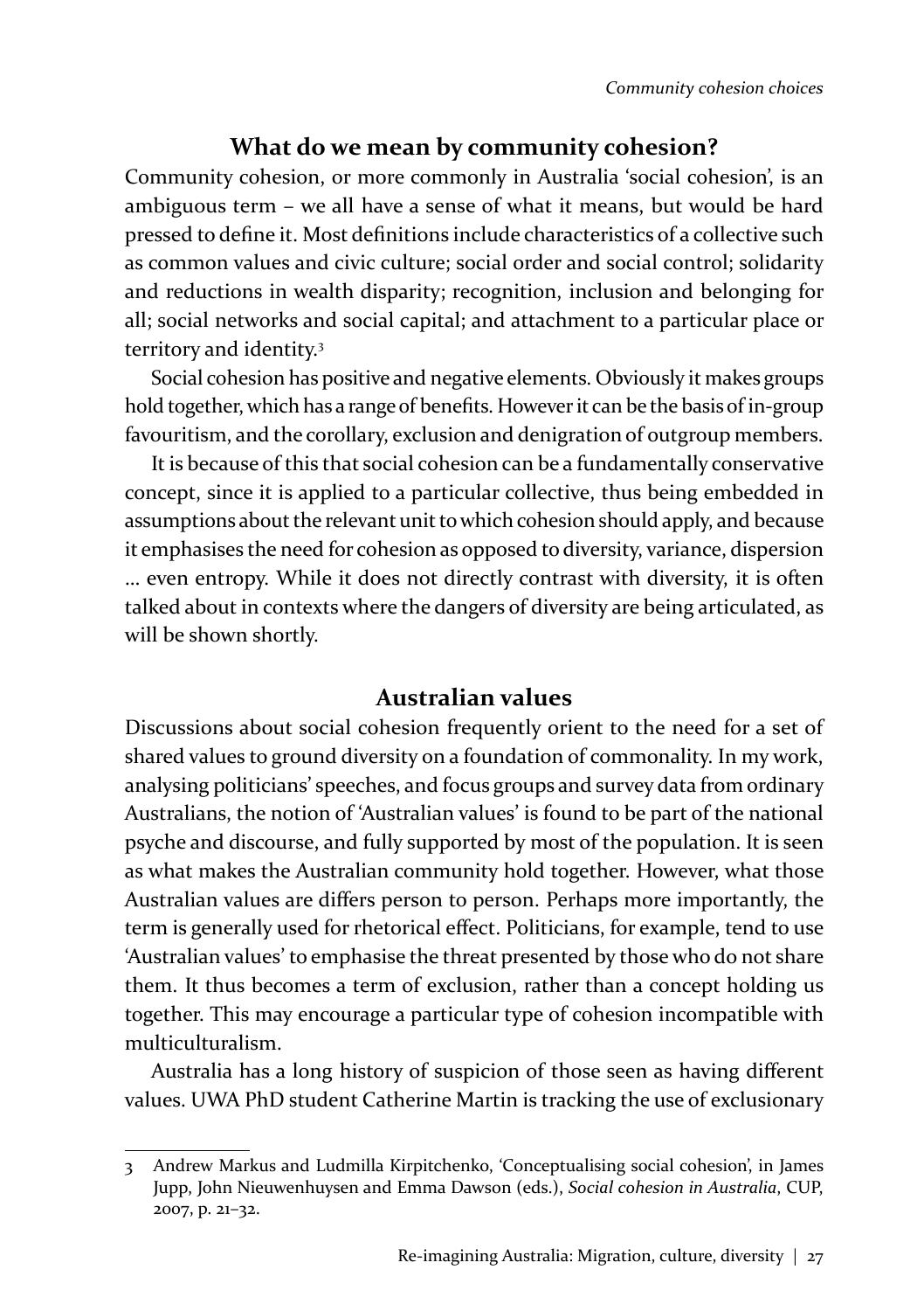## What do we mean by community cohesion?

Community cohesion, or more commonly in Australia 'social cohesion', is an ambiguous term – we all have a sense of what it means, but would be hard pressed to define it. Most definitions include characteristics of a collective such as common values and civic culture; social order and social control; solidarity and reductions in wealth disparity; recognition, inclusion and belonging for all; social networks and social capital; and attachment to a particular place or territory and identity.[3]

Social cohesion has positive and negative elements. Obviously it makes groups hold together, which has a range of benefits. However it can be the basis of in-group favouritism, and the corollary, exclusion and denigration of outgroup members.

It is because of this that social cohesion can be a fundamentally conservative concept, since it is applied to a particular collective, thus being embedded in assumptions about the relevant unit to which cohesion should apply, and because it emphasises the need for cohesion as opposed to diversity, variance, dispersion ... even entropy. While it does not directly contrast with diversity, it is often talked about in contexts where the dangers of diversity are being articulated, as will be shown shortly.

## Australian values

Discussions about social cohesion frequently orient to the need for a set of shared values to ground diversity on a foundation of commonality. In my work, analysing politicians' speeches, and focus groups and survey data from ordinary Australians, the notion of 'Australian values' is found to be part of the national psyche and discourse, and fully supported by most of the population. It is seen as what makes the Australian community hold together. However, what those Australian values are differs person to person. Perhaps more importantly, the term is generally used for rhetorical effect. Politicians, for example, tend to use 'Australian values' to emphasise the threat presented by those who do not share them. It thus becomes a term of exclusion, rather than a concept holding us together. This may encourage a particular type of cohesion incompatible with multiculturalism.

Australia has a long history of suspicion of those seen as having different values. UWA PhD student Catherine Martin is tracking the use of exclusionary

---

3 Andrew Markus and Ludmilla Kirpitchenko, 'Conceptualising social cohesion', in James Jupp, John Nieuwenhuysen and Emma Dawson (eds.), *Social cohesion in Australia*, CUP, 2007, p. 21–32.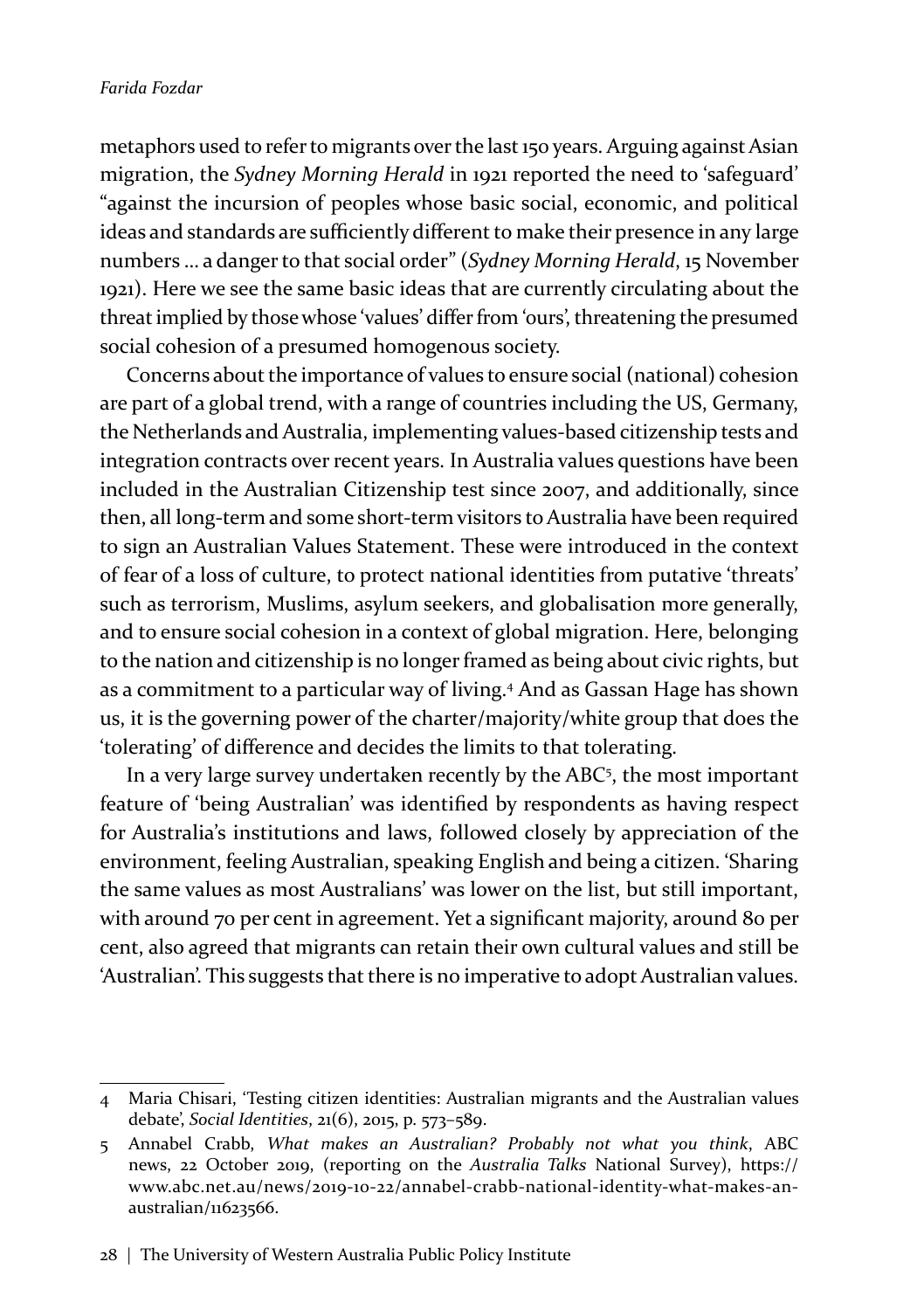metaphors used to refer to migrants over the last 150 years. Arguing against Asian migration, the *Sydney Morning Herald* in 1921 reported the need to 'safeguard' "against the incursion of peoples whose basic social, economic, and political ideas and standards are sufficiently different to make their presence in any large numbers … a danger to that social order" (*Sydney Morning Herald*, 15 November 1921). Here we see the same basic ideas that are currently circulating about the threat implied by those whose 'values' differ from 'ours', threatening the presumed social cohesion of a presumed homogenous society.

Concerns about the importance of values to ensure social (national) cohesion are part of a global trend, with a range of countries including the US, Germany, the Netherlands and Australia, implementing values-based citizenship tests and integration contracts over recent years. In Australia values questions have been included in the Australian Citizenship test since 2007, and additionally, since then, all long-term and some short-term visitors to Australia have been required to sign an Australian Values Statement. These were introduced in the context of fear of a loss of culture, to protect national identities from putative 'threats' such as terrorism, Muslims, asylum seekers, and globalisation more generally, and to ensure social cohesion in a context of global migration. Here, belonging to the nation and citizenship is no longer framed as being about civic rights, but as a commitment to a particular way of living.[4] And as Gassan Hage has shown us, it is the governing power of the charter/majority/white group that does the 'tolerating' of difference and decides the limits to that tolerating.

In a very large survey undertaken recently by the ABC[5], the most important feature of 'being Australian' was identified by respondents as having respect for Australia's institutions and laws, followed closely by appreciation of the environment, feeling Australian, speaking English and being a citizen. 'Sharing the same values as most Australians' was lower on the list, but still important, with around 70 per cent in agreement. Yet a significant majority, around 80 per cent, also agreed that migrants can retain their own cultural values and still be 'Australian'. This suggests that there is no imperative to adopt Australian values.

---

4 Maria Chisari, 'Testing citizen identities: Australian migrants and the Australian values debate', *Social Identities*, 21(6), 2015, p. 573–589.

5 Annabel Crabb, *What makes an Australian? Probably not what you think*, ABC news, 22 October 2019, (reporting on the *Australia Talks* National Survey), https://www.abc.net.au/news/2019-10-22/annabel-crabb-national-identity-what-makes-an-australian/11623566.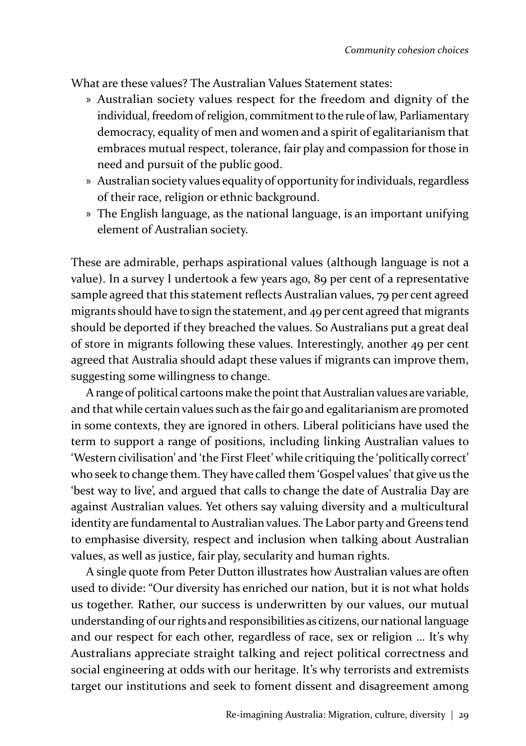What are these values? The Australian Values Statement states:

» Australian society values respect for the freedom and dignity of the individual, freedom of religion, commitment to the rule of law, Parliamentary democracy, equality of men and women and a spirit of egalitarianism that embraces mutual respect, tolerance, fair play and compassion for those in need and pursuit of the public good.

» Australian society values equality of opportunity for individuals, regardless of their race, religion or ethnic background.

» The English language, as the national language, is an important unifying element of Australian society.

These are admirable, perhaps aspirational values (although language is not a value). In a survey I undertook a few years ago, 89 per cent of a representative sample agreed that this statement reflects Australian values, 79 per cent agreed migrants should have to sign the statement, and 49 per cent agreed that migrants should be deported if they breached the values. So Australians put a great deal of store in migrants following these values. Interestingly, another 49 per cent agreed that Australia should adapt these values if migrants can improve them, suggesting some willingness to change.

A range of political cartoons make the point that Australian values are variable, and that while certain values such as the fair go and egalitarianism are promoted in some contexts, they are ignored in others. Liberal politicians have used the term to support a range of positions, including linking Australian values to 'Western civilisation' and 'the First Fleet' while critiquing the 'politically correct' who seek to change them. They have called them 'Gospel values' that give us the 'best way to live', and argued that calls to change the date of Australia Day are against Australian values. Yet others say valuing diversity and a multicultural identity are fundamental to Australian values. The Labor party and Greens tend to emphasise diversity, respect and inclusion when talking about Australian values, as well as justice, fair play, secularity and human rights.

A single quote from Peter Dutton illustrates how Australian values are often used to divide: "Our diversity has enriched our nation, but it is not what holds us together. Rather, our success is underwritten by our values, our mutual understanding of our rights and responsibilities as citizens, our national language and our respect for each other, regardless of race, sex or religion … It's why Australians appreciate straight talking and reject political correctness and social engineering at odds with our heritage. It's why terrorists and extremists target our institutions and seek to foment dissent and disagreement among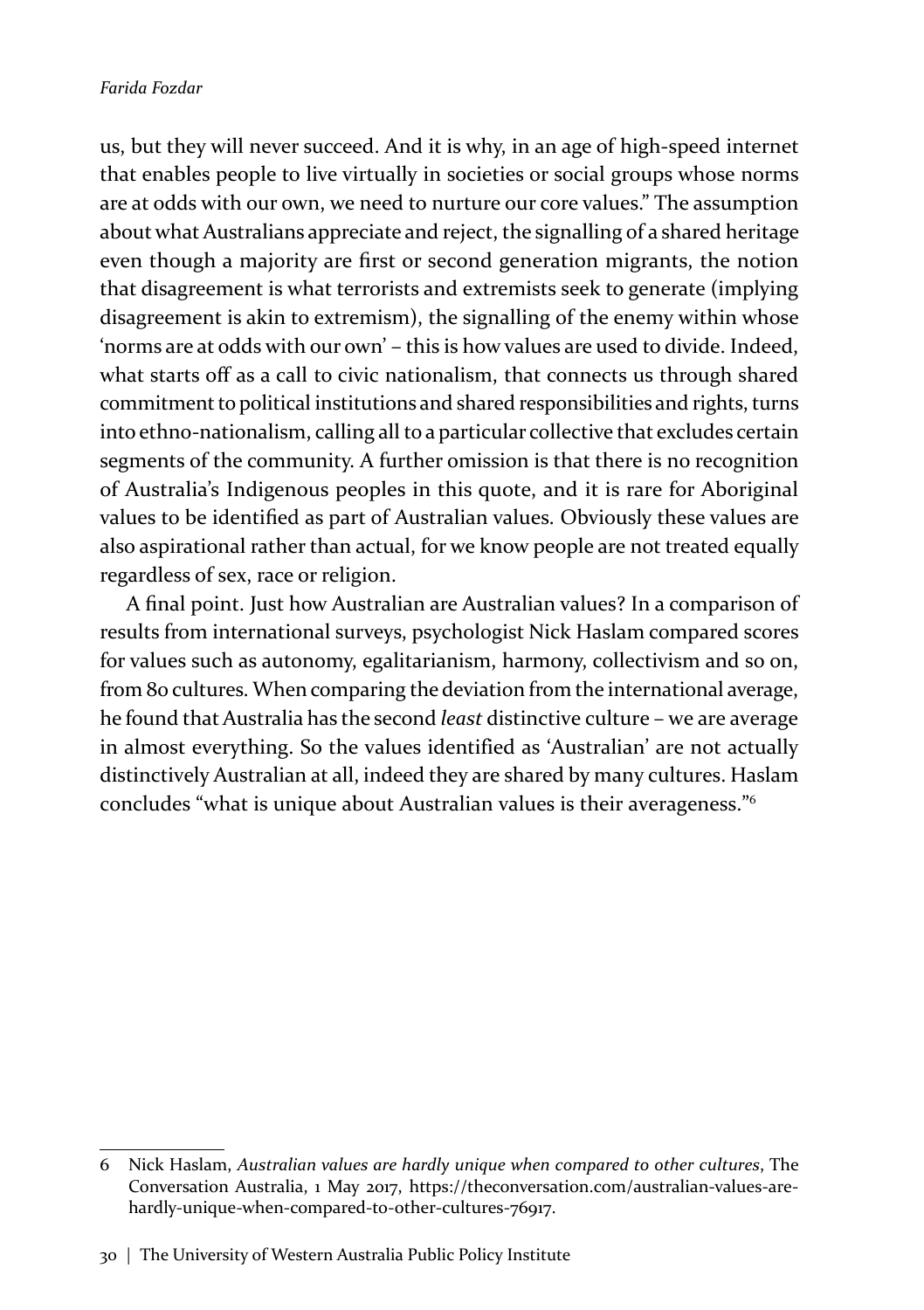us, but they will never succeed. And it is why, in an age of high-speed internet that enables people to live virtually in societies or social groups whose norms are at odds with our own, we need to nurture our core values." The assumption about what Australians appreciate and reject, the signalling of a shared heritage even though a majority are first or second generation migrants, the notion that disagreement is what terrorists and extremists seek to generate (implying disagreement is akin to extremism), the signalling of the enemy within whose 'norms are at odds with our own' – this is how values are used to divide. Indeed, what starts off as a call to civic nationalism, that connects us through shared commitment to political institutions and shared responsibilities and rights, turns into ethno-nationalism, calling all to a particular collective that excludes certain segments of the community. A further omission is that there is no recognition of Australia's Indigenous peoples in this quote, and it is rare for Aboriginal values to be identified as part of Australian values. Obviously these values are also aspirational rather than actual, for we know people are not treated equally regardless of sex, race or religion.

A final point. Just how Australian are Australian values? In a comparison of results from international surveys, psychologist Nick Haslam compared scores for values such as autonomy, egalitarianism, harmony, collectivism and so on, from 80 cultures. When comparing the deviation from the international average, he found that Australia has the second *least* distinctive culture – we are average in almost everything. So the values identified as 'Australian' are not actually distinctively Australian at all, indeed they are shared by many cultures. Haslam concludes "what is unique about Australian values is their averageness."[6]

---

6 Nick Haslam, *Australian values are hardly unique when compared to other cultures*, The Conversation Australia, 1 May 2017, https://theconversation.com/australian-values-are-hardly-unique-when-compared-to-other-cultures-76917.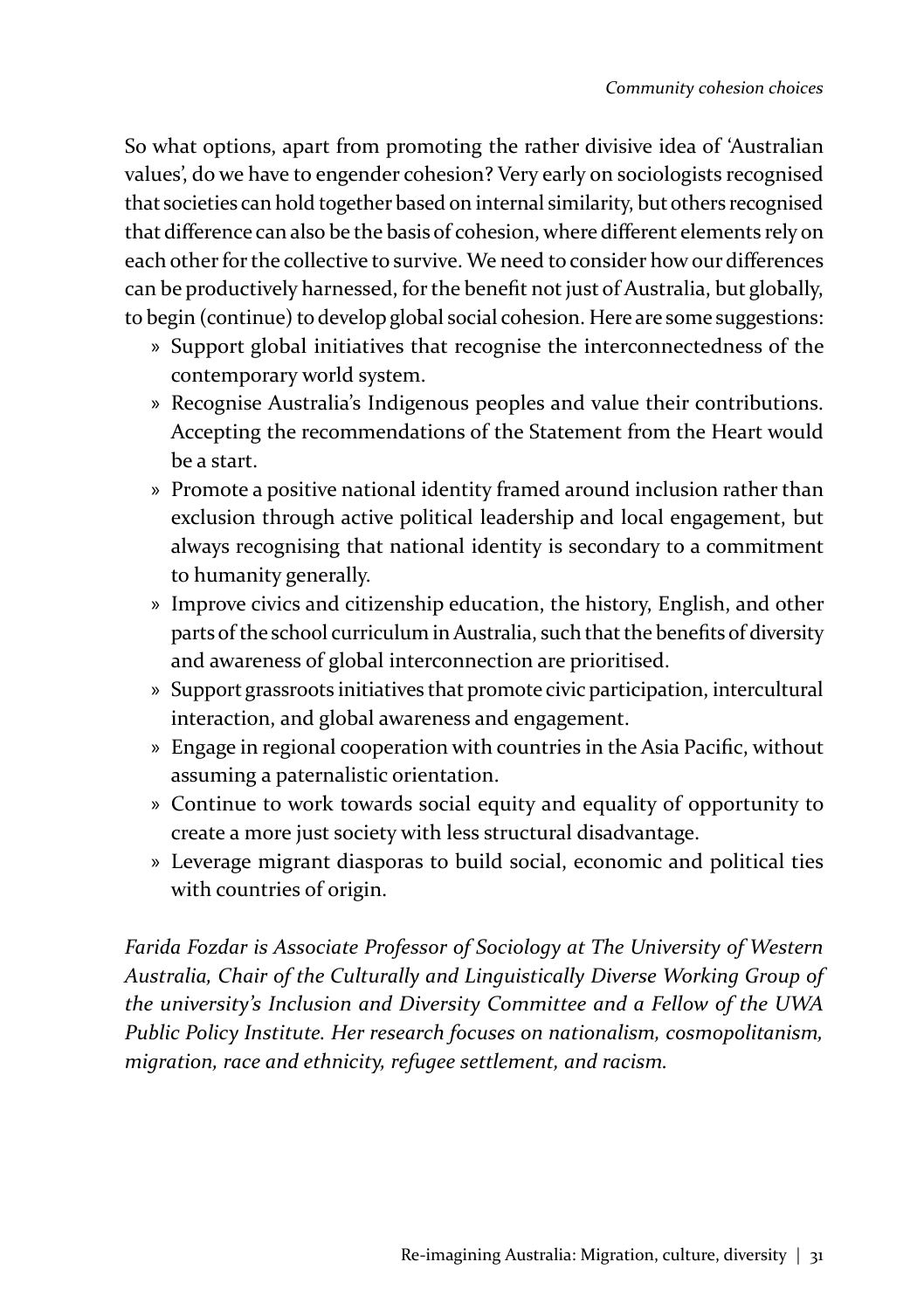So what options, apart from promoting the rather divisive idea of 'Australian values', do we have to engender cohesion? Very early on sociologists recognised that societies can hold together based on internal similarity, but others recognised that difference can also be the basis of cohesion, where different elements rely on each other for the collective to survive. We need to consider how our differences can be productively harnessed, for the benefit not just of Australia, but globally, to begin (continue) to develop global social cohesion. Here are some suggestions:

- Support global initiatives that recognise the interconnectedness of the contemporary world system.
- Recognise Australia's Indigenous peoples and value their contributions. Accepting the recommendations of the Statement from the Heart would be a start.
- Promote a positive national identity framed around inclusion rather than exclusion through active political leadership and local engagement, but always recognising that national identity is secondary to a commitment to humanity generally.
- Improve civics and citizenship education, the history, English, and other parts of the school curriculum in Australia, such that the benefits of diversity and awareness of global interconnection are prioritised.
- Support grassroots initiatives that promote civic participation, intercultural interaction, and global awareness and engagement.
- Engage in regional cooperation with countries in the Asia Pacific, without assuming a paternalistic orientation.
- Continue to work towards social equity and equality of opportunity to create a more just society with less structural disadvantage.
- Leverage migrant diasporas to build social, economic and political ties with countries of origin.

*Farida Fozdar is Associate Professor of Sociology at The University of Western Australia, Chair of the Culturally and Linguistically Diverse Working Group of the university's Inclusion and Diversity Committee and a Fellow of the UWA Public Policy Institute. Her research focuses on nationalism, cosmopolitanism, migration, race and ethnicity, refugee settlement, and racism.*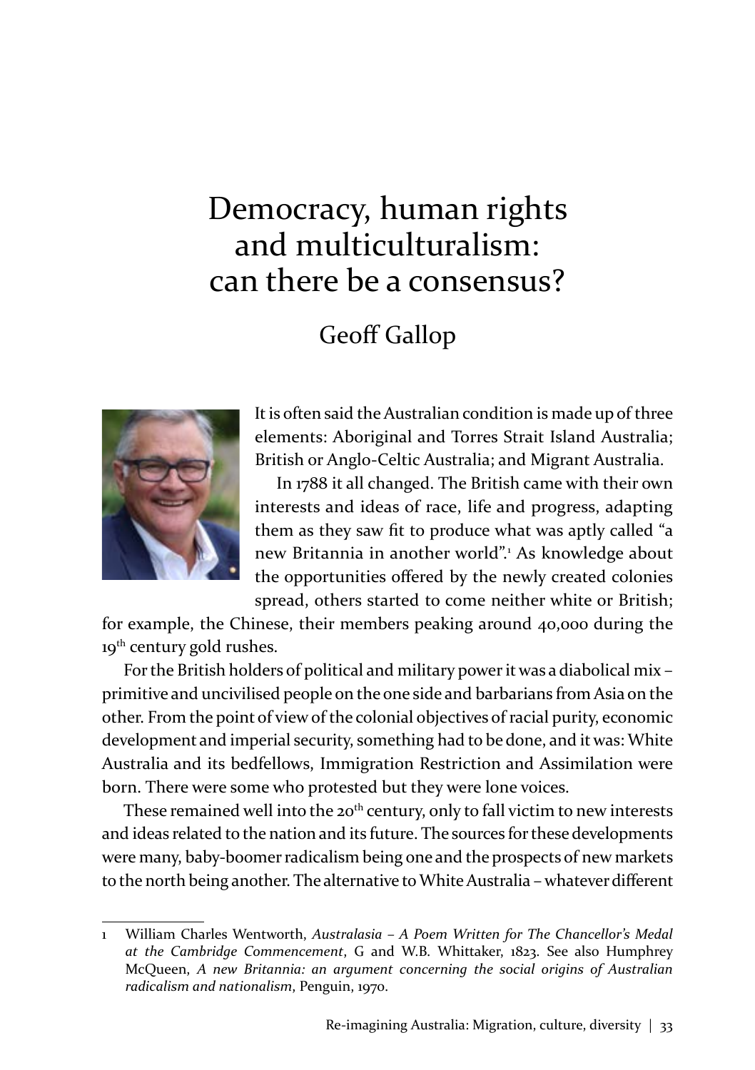# Democracy, human rights and multiculturalism: can there be a consensus?

## Geoff Gallop

It is often said the Australian condition is made up of three elements: Aboriginal and Torres Strait Island Australia; British or Anglo-Celtic Australia; and Migrant Australia.

In 1788 it all changed. The British came with their own interests and ideas of race, life and progress, adapting them as they saw fit to produce what was aptly called "a new Britannia in another world".[1] As knowledge about the opportunities offered by the newly created colonies spread, others started to come neither white or British; for example, the Chinese, their members peaking around 40,000 during the 19th century gold rushes.

For the British holders of political and military power it was a diabolical mix – primitive and uncivilised people on the one side and barbarians from Asia on the other. From the point of view of the colonial objectives of racial purity, economic development and imperial security, something had to be done, and it was: White Australia and its bedfellows, Immigration Restriction and Assimilation were born. There were some who protested but they were lone voices.

These remained well into the 20th century, only to fall victim to new interests and ideas related to the nation and its future. The sources for these developments were many, baby-boomer radicalism being one and the prospects of new markets to the north being another. The alternative to White Australia – whatever different

---

1 William Charles Wentworth, *Australasia – A Poem Written for The Chancellor's Medal at the Cambridge Commencement*, G and W.B. Whittaker, 1823. See also Humphrey McQueen, *A new Britannia: an argument concerning the social origins of Australian radicalism and nationalism*, Penguin, 1970.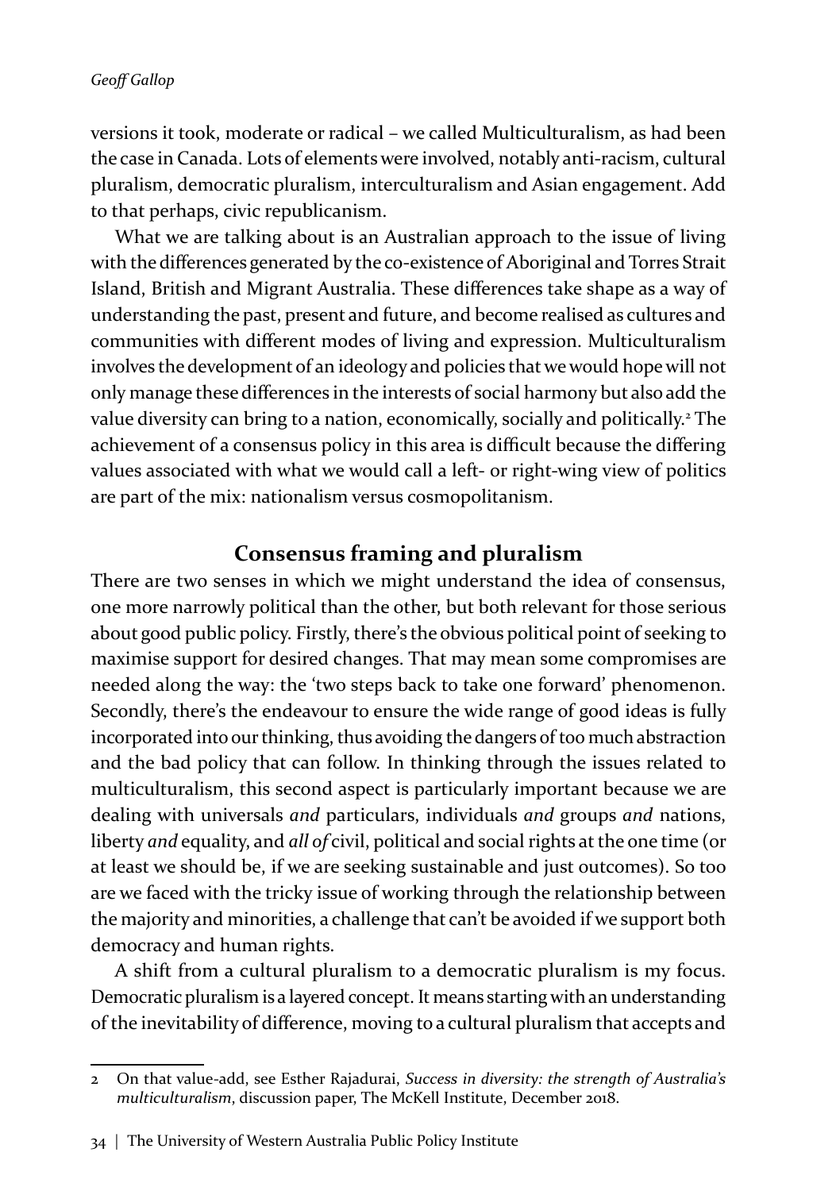versions it took, moderate or radical – we called Multiculturalism, as had been the case in Canada. Lots of elements were involved, notably anti-racism, cultural pluralism, democratic pluralism, interculturalism and Asian engagement. Add to that perhaps, civic republicanism.

What we are talking about is an Australian approach to the issue of living with the differences generated by the co-existence of Aboriginal and Torres Strait Island, British and Migrant Australia. These differences take shape as a way of understanding the past, present and future, and become realised as cultures and communities with different modes of living and expression. Multiculturalism involves the development of an ideology and policies that we would hope will not only manage these differences in the interests of social harmony but also add the value diversity can bring to a nation, economically, socially and politically.[2] The achievement of a consensus policy in this area is difficult because the differing values associated with what we would call a left- or right-wing view of politics are part of the mix: nationalism versus cosmopolitanism.

## Consensus framing and pluralism

There are two senses in which we might understand the idea of consensus, one more narrowly political than the other, but both relevant for those serious about good public policy. Firstly, there's the obvious political point of seeking to maximise support for desired changes. That may mean some compromises are needed along the way: the 'two steps back to take one forward' phenomenon. Secondly, there's the endeavour to ensure the wide range of good ideas is fully incorporated into our thinking, thus avoiding the dangers of too much abstraction and the bad policy that can follow. In thinking through the issues related to multiculturalism, this second aspect is particularly important because we are dealing with universals *and* particulars, individuals *and* groups *and* nations, liberty *and* equality, and *all of* civil, political and social rights at the one time (or at least we should be, if we are seeking sustainable and just outcomes). So too are we faced with the tricky issue of working through the relationship between the majority and minorities, a challenge that can't be avoided if we support both democracy and human rights.

A shift from a cultural pluralism to a democratic pluralism is my focus. Democratic pluralism is a layered concept. It means starting with an understanding of the inevitability of difference, moving to a cultural pluralism that accepts and

---

2 On that value-add, see Esther Rajadurai, *Success in diversity: the strength of Australia's multiculturalism*, discussion paper, The McKell Institute, December 2018.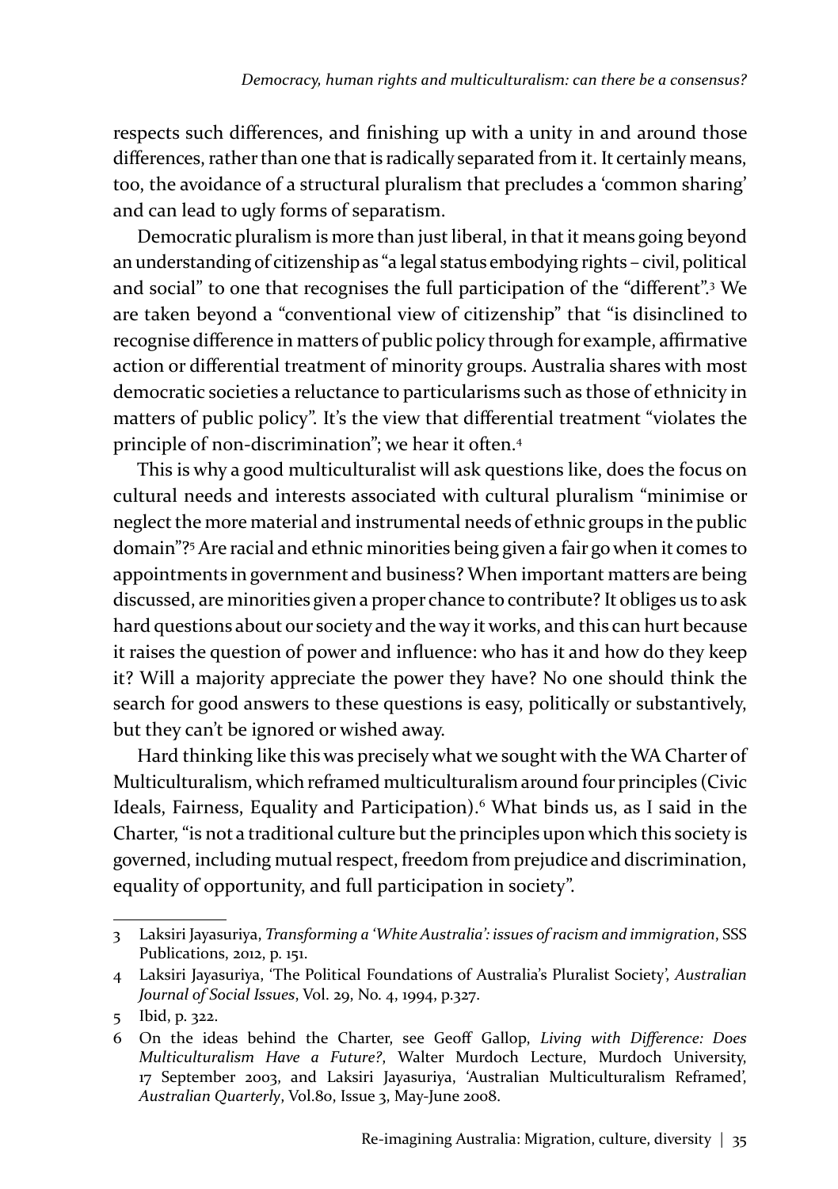respects such differences, and finishing up with a unity in and around those differences, rather than one that is radically separated from it. It certainly means, too, the avoidance of a structural pluralism that precludes a 'common sharing' and can lead to ugly forms of separatism.

Democratic pluralism is more than just liberal, in that it means going beyond an understanding of citizenship as "a legal status embodying rights – civil, political and social" to one that recognises the full participation of the "different".[3] We are taken beyond a "conventional view of citizenship" that "is disinclined to recognise difference in matters of public policy through for example, affirmative action or differential treatment of minority groups. Australia shares with most democratic societies a reluctance to particularisms such as those of ethnicity in matters of public policy". It's the view that differential treatment "violates the principle of non-discrimination"; we hear it often.[4]

This is why a good multiculturalist will ask questions like, does the focus on cultural needs and interests associated with cultural pluralism "minimise or neglect the more material and instrumental needs of ethnic groups in the public domain"?[5] Are racial and ethnic minorities being given a fair go when it comes to appointments in government and business? When important matters are being discussed, are minorities given a proper chance to contribute? It obliges us to ask hard questions about our society and the way it works, and this can hurt because it raises the question of power and influence: who has it and how do they keep it? Will a majority appreciate the power they have? No one should think the search for good answers to these questions is easy, politically or substantively, but they can't be ignored or wished away.

Hard thinking like this was precisely what we sought with the WA Charter of Multiculturalism, which reframed multiculturalism around four principles (Civic Ideals, Fairness, Equality and Participation).[6] What binds us, as I said in the Charter, "is not a traditional culture but the principles upon which this society is governed, including mutual respect, freedom from prejudice and discrimination, equality of opportunity, and full participation in society".

---

3 Laksiri Jayasuriya, *Transforming a 'White Australia': issues of racism and immigration*, SSS Publications, 2012, p. 151.

4 Laksiri Jayasuriya, 'The Political Foundations of Australia's Pluralist Society', *Australian Journal of Social Issues*, Vol. 29, No. 4, 1994, p.327.

5 Ibid, p. 322.

6 On the ideas behind the Charter, see Geoff Gallop, *Living with Difference: Does Multiculturalism Have a Future?*, Walter Murdoch Lecture, Murdoch University, 17 September 2003, and Laksiri Jayasuriya, 'Australian Multiculturalism Reframed', *Australian Quarterly*, Vol.80, Issue 3, May-June 2008.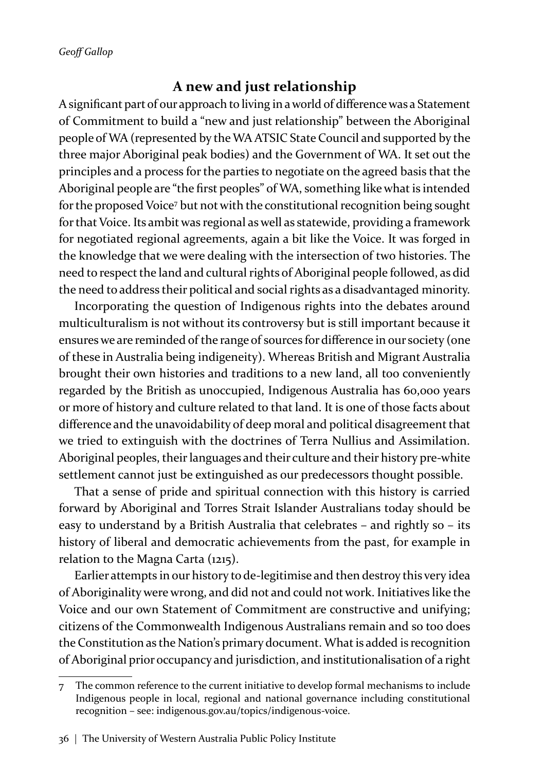## A new and just relationship

A significant part of our approach to living in a world of difference was a Statement of Commitment to build a "new and just relationship" between the Aboriginal people of WA (represented by the WA ATSIC State Council and supported by the three major Aboriginal peak bodies) and the Government of WA. It set out the principles and a process for the parties to negotiate on the agreed basis that the Aboriginal people are "the first peoples" of WA, something like what is intended for the proposed Voice[7] but not with the constitutional recognition being sought for that Voice. Its ambit was regional as well as statewide, providing a framework for negotiated regional agreements, again a bit like the Voice. It was forged in the knowledge that we were dealing with the intersection of two histories. The need to respect the land and cultural rights of Aboriginal people followed, as did the need to address their political and social rights as a disadvantaged minority.

Incorporating the question of Indigenous rights into the debates around multiculturalism is not without its controversy but is still important because it ensures we are reminded of the range of sources for difference in our society (one of these in Australia being indigeneity). Whereas British and Migrant Australia brought their own histories and traditions to a new land, all too conveniently regarded by the British as unoccupied, Indigenous Australia has 60,000 years or more of history and culture related to that land. It is one of those facts about difference and the unavoidability of deep moral and political disagreement that we tried to extinguish with the doctrines of Terra Nullius and Assimilation. Aboriginal peoples, their languages and their culture and their history pre-white settlement cannot just be extinguished as our predecessors thought possible.

That a sense of pride and spiritual connection with this history is carried forward by Aboriginal and Torres Strait Islander Australians today should be easy to understand by a British Australia that celebrates – and rightly so – its history of liberal and democratic achievements from the past, for example in relation to the Magna Carta (1215).

Earlier attempts in our history to de-legitimise and then destroy this very idea of Aboriginality were wrong, and did not and could not work. Initiatives like the Voice and our own Statement of Commitment are constructive and unifying; citizens of the Commonwealth Indigenous Australians remain and so too does the Constitution as the Nation's primary document. What is added is recognition of Aboriginal prior occupancy and jurisdiction, and institutionalisation of a right

---

7 The common reference to the current initiative to develop formal mechanisms to include Indigenous people in local, regional and national governance including constitutional recognition – see: indigenous.gov.au/topics/indigenous-voice.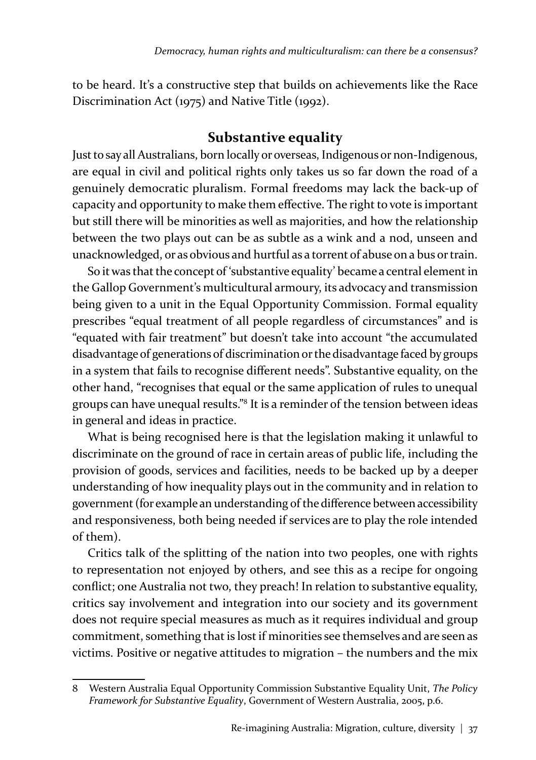to be heard. It's a constructive step that builds on achievements like the Race Discrimination Act (1975) and Native Title (1992).

## Substantive equality

Just to say all Australians, born locally or overseas, Indigenous or non-Indigenous, are equal in civil and political rights only takes us so far down the road of a genuinely democratic pluralism. Formal freedoms may lack the back-up of capacity and opportunity to make them effective. The right to vote is important but still there will be minorities as well as majorities, and how the relationship between the two plays out can be as subtle as a wink and a nod, unseen and unacknowledged, or as obvious and hurtful as a torrent of abuse on a bus or train.

So it was that the concept of 'substantive equality' became a central element in the Gallop Government's multicultural armoury, its advocacy and transmission being given to a unit in the Equal Opportunity Commission. Formal equality prescribes "equal treatment of all people regardless of circumstances" and is "equated with fair treatment" but doesn't take into account "the accumulated disadvantage of generations of discrimination or the disadvantage faced by groups in a system that fails to recognise different needs". Substantive equality, on the other hand, "recognises that equal or the same application of rules to unequal groups can have unequal results."[8] It is a reminder of the tension between ideas in general and ideas in practice.

What is being recognised here is that the legislation making it unlawful to discriminate on the ground of race in certain areas of public life, including the provision of goods, services and facilities, needs to be backed up by a deeper understanding of how inequality plays out in the community and in relation to government (for example an understanding of the difference between accessibility and responsiveness, both being needed if services are to play the role intended of them).

Critics talk of the splitting of the nation into two peoples, one with rights to representation not enjoyed by others, and see this as a recipe for ongoing conflict; one Australia not two, they preach! In relation to substantive equality, critics say involvement and integration into our society and its government does not require special measures as much as it requires individual and group commitment, something that is lost if minorities see themselves and are seen as victims. Positive or negative attitudes to migration – the numbers and the mix

---

8 Western Australia Equal Opportunity Commission Substantive Equality Unit, *The Policy Framework for Substantive Equality*, Government of Western Australia, 2005, p.6.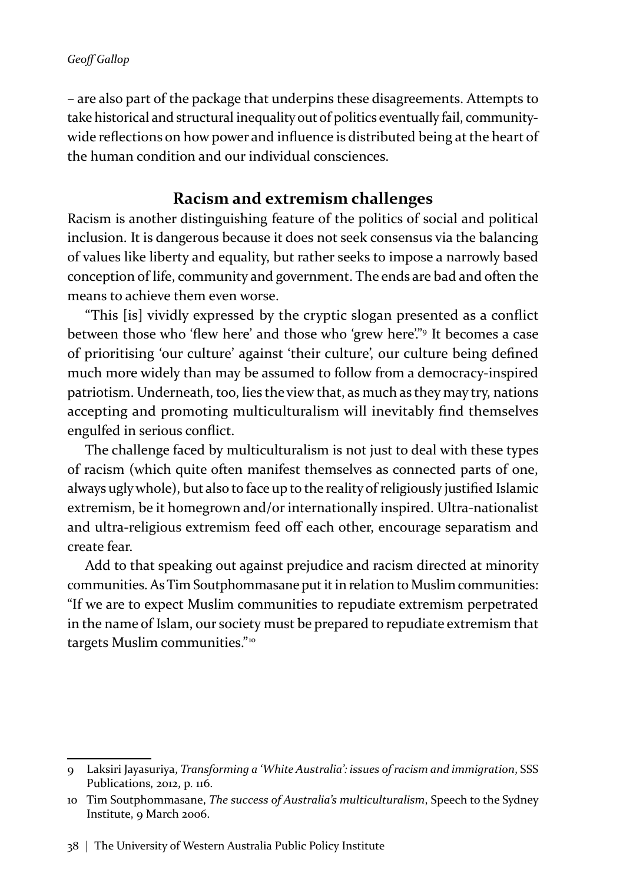– are also part of the package that underpins these disagreements. Attempts to take historical and structural inequality out of politics eventually fail, community-wide reflections on how power and influence is distributed being at the heart of the human condition and our individual consciences.

## Racism and extremism challenges

Racism is another distinguishing feature of the politics of social and political inclusion. It is dangerous because it does not seek consensus via the balancing of values like liberty and equality, but rather seeks to impose a narrowly based conception of life, community and government. The ends are bad and often the means to achieve them even worse.

"This [is] vividly expressed by the cryptic slogan presented as a conflict between those who 'flew here' and those who 'grew here'."[9] It becomes a case of prioritising 'our culture' against 'their culture', our culture being defined much more widely than may be assumed to follow from a democracy-inspired patriotism. Underneath, too, lies the view that, as much as they may try, nations accepting and promoting multiculturalism will inevitably find themselves engulfed in serious conflict.

The challenge faced by multiculturalism is not just to deal with these types of racism (which quite often manifest themselves as connected parts of one, always ugly whole), but also to face up to the reality of religiously justified Islamic extremism, be it homegrown and/or internationally inspired. Ultra-nationalist and ultra-religious extremism feed off each other, encourage separatism and create fear.

Add to that speaking out against prejudice and racism directed at minority communities. As Tim Soutphommasane put it in relation to Muslim communities: "If we are to expect Muslim communities to repudiate extremism perpetrated in the name of Islam, our society must be prepared to repudiate extremism that targets Muslim communities."[10]

---

9 Laksiri Jayasuriya, *Transforming a 'White Australia': issues of racism and immigration*, SSS Publications, 2012, p. 116.

10 Tim Soutphommasane, *The success of Australia's multiculturalism*, Speech to the Sydney Institute, 9 March 2006.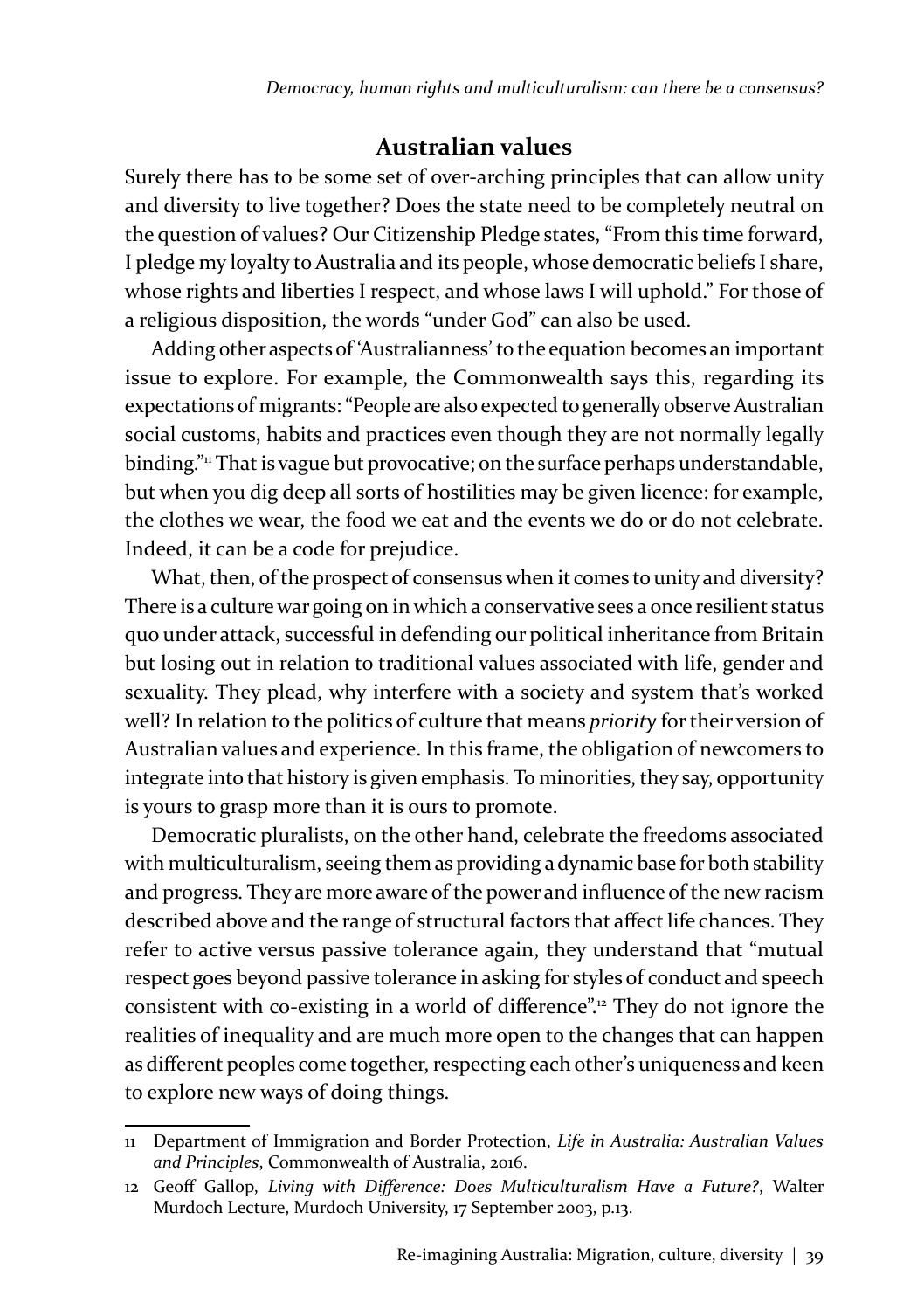## Australian values

Surely there has to be some set of over-arching principles that can allow unity and diversity to live together? Does the state need to be completely neutral on the question of values? Our Citizenship Pledge states, "From this time forward, I pledge my loyalty to Australia and its people, whose democratic beliefs I share, whose rights and liberties I respect, and whose laws I will uphold." For those of a religious disposition, the words "under God" can also be used.

Adding other aspects of 'Australianness' to the equation becomes an important issue to explore. For example, the Commonwealth says this, regarding its expectations of migrants: "People are also expected to generally observe Australian social customs, habits and practices even though they are not normally legally binding."[11] That is vague but provocative; on the surface perhaps understandable, but when you dig deep all sorts of hostilities may be given licence: for example, the clothes we wear, the food we eat and the events we do or do not celebrate. Indeed, it can be a code for prejudice.

What, then, of the prospect of consensus when it comes to unity and diversity? There is a culture war going on in which a conservative sees a once resilient status quo under attack, successful in defending our political inheritance from Britain but losing out in relation to traditional values associated with life, gender and sexuality. They plead, why interfere with a society and system that's worked well? In relation to the politics of culture that means *priority* for their version of Australian values and experience. In this frame, the obligation of newcomers to integrate into that history is given emphasis. To minorities, they say, opportunity is yours to grasp more than it is ours to promote.

Democratic pluralists, on the other hand, celebrate the freedoms associated with multiculturalism, seeing them as providing a dynamic base for both stability and progress. They are more aware of the power and influence of the new racism described above and the range of structural factors that affect life chances. They refer to active versus passive tolerance again, they understand that "mutual respect goes beyond passive tolerance in asking for styles of conduct and speech consistent with co-existing in a world of difference".[12] They do not ignore the realities of inequality and are much more open to the changes that can happen as different peoples come together, respecting each other's uniqueness and keen to explore new ways of doing things.

---

11 Department of Immigration and Border Protection, *Life in Australia: Australian Values and Principles*, Commonwealth of Australia, 2016.

12 Geoff Gallop, *Living with Difference: Does Multiculturalism Have a Future?*, Walter Murdoch Lecture, Murdoch University, 17 September 2003, p.13.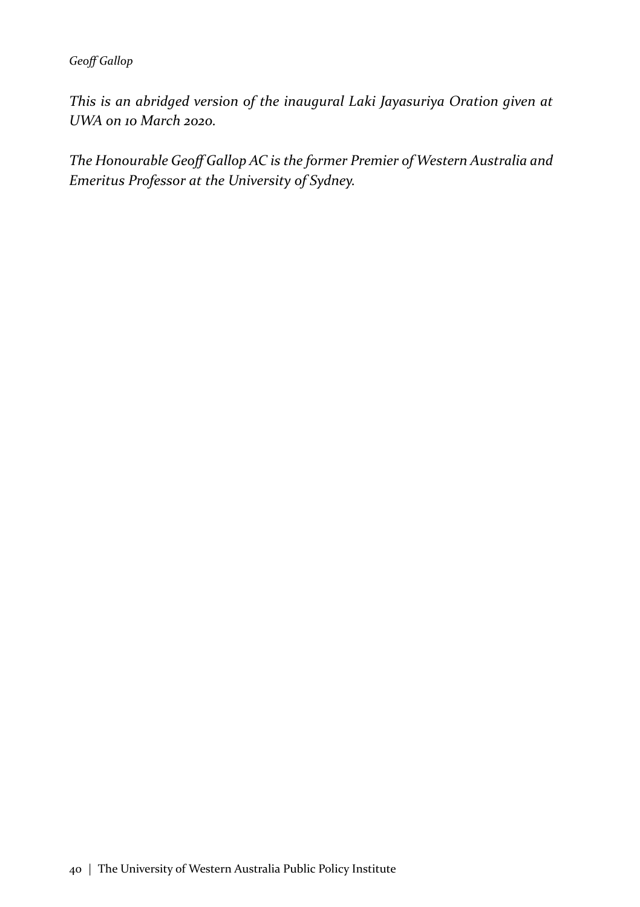*This is an abridged version of the inaugural Laki Jayasuriya Oration given at UWA on 10 March 2020.*

*The Honourable Geoff Gallop AC is the former Premier of Western Australia and Emeritus Professor at the University of Sydney.*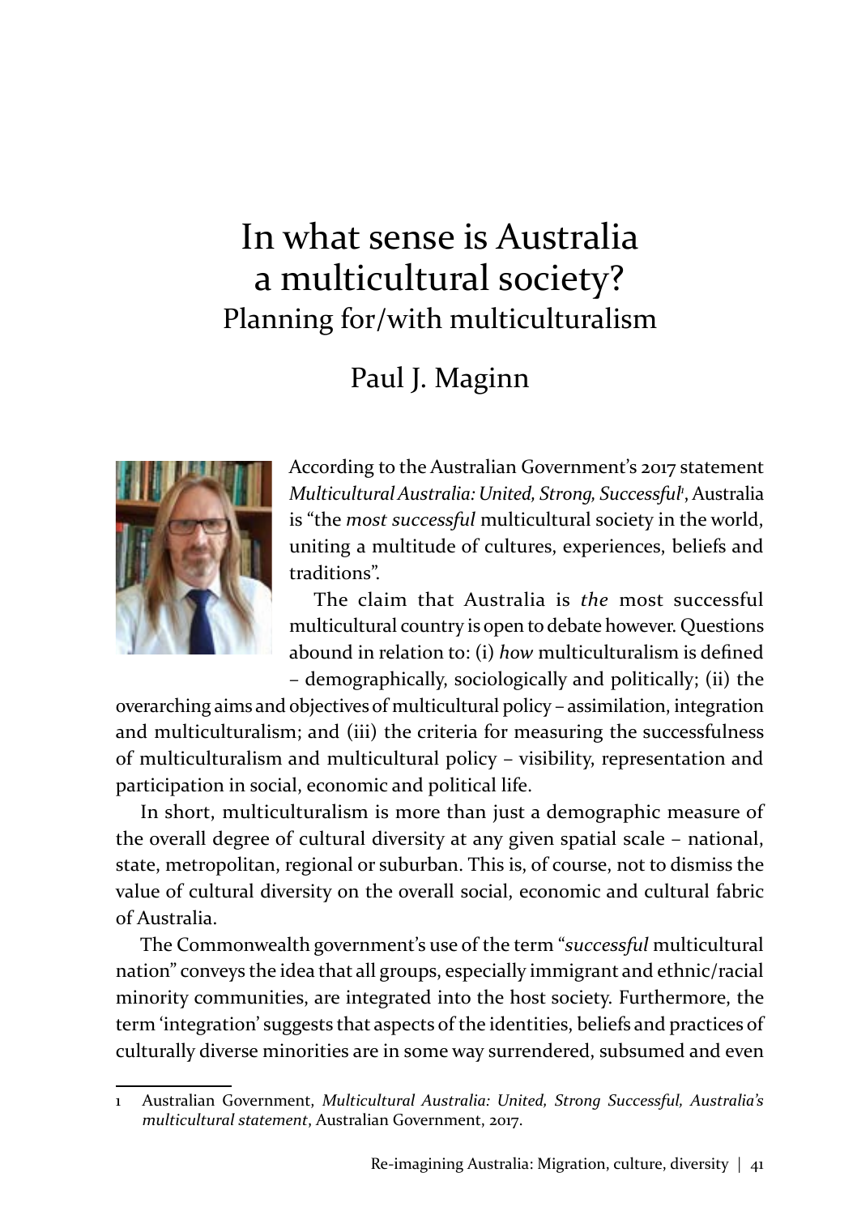# In what sense is Australia a multicultural society?

## Planning for/with multiculturalism

### Paul J. Maginn

According to the Australian Government's 2017 statement *Multicultural Australia: United, Strong, Successful*[1], Australia is "the *most successful* multicultural society in the world, uniting a multitude of cultures, experiences, beliefs and traditions".

The claim that Australia is *the* most successful multicultural country is open to debate however. Questions abound in relation to: (i) *how* multiculturalism is defined – demographically, sociologically and politically; (ii) the overarching aims and objectives of multicultural policy – assimilation, integration and multiculturalism; and (iii) the criteria for measuring the successfulness of multiculturalism and multicultural policy – visibility, representation and participation in social, economic and political life.

In short, multiculturalism is more than just a demographic measure of the overall degree of cultural diversity at any given spatial scale – national, state, metropolitan, regional or suburban. This is, of course, not to dismiss the value of cultural diversity on the overall social, economic and cultural fabric of Australia.

The Commonwealth government's use of the term "*successful* multicultural nation" conveys the idea that all groups, especially immigrant and ethnic/racial minority communities, are integrated into the host society. Furthermore, the term 'integration' suggests that aspects of the identities, beliefs and practices of culturally diverse minorities are in some way surrendered, subsumed and even

---

1 Australian Government, *Multicultural Australia: United, Strong Successful, Australia's multicultural statement*, Australian Government, 2017.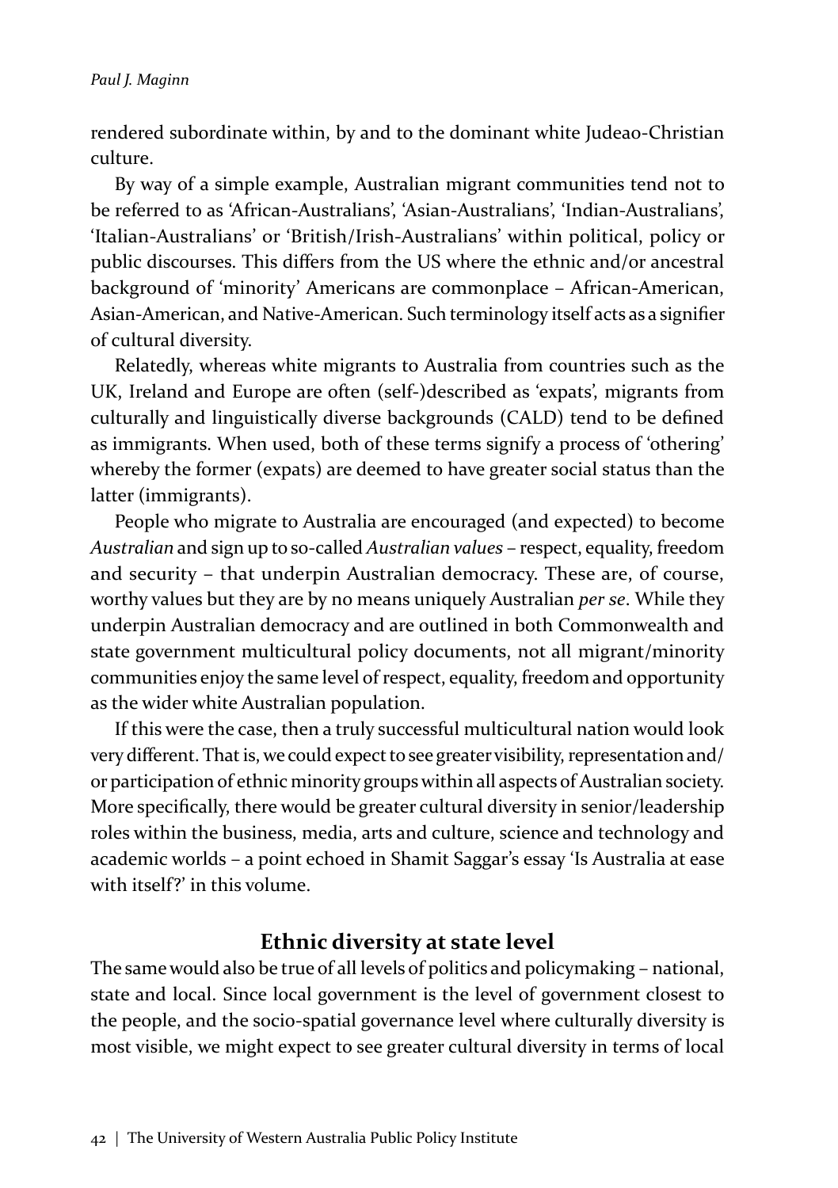rendered subordinate within, by and to the dominant white Judeao-Christian culture.

By way of a simple example, Australian migrant communities tend not to be referred to as 'African-Australians', 'Asian-Australians', 'Indian-Australians', 'Italian-Australians' or 'British/Irish-Australians' within political, policy or public discourses. This differs from the US where the ethnic and/or ancestral background of 'minority' Americans are commonplace – African-American, Asian-American, and Native-American. Such terminology itself acts as a signifier of cultural diversity.

Relatedly, whereas white migrants to Australia from countries such as the UK, Ireland and Europe are often (self-)described as 'expats', migrants from culturally and linguistically diverse backgrounds (CALD) tend to be defined as immigrants. When used, both of these terms signify a process of 'othering' whereby the former (expats) are deemed to have greater social status than the latter (immigrants).

People who migrate to Australia are encouraged (and expected) to become *Australian* and sign up to so-called *Australian values* – respect, equality, freedom and security – that underpin Australian democracy. These are, of course, worthy values but they are by no means uniquely Australian *per se*. While they underpin Australian democracy and are outlined in both Commonwealth and state government multicultural policy documents, not all migrant/minority communities enjoy the same level of respect, equality, freedom and opportunity as the wider white Australian population.

If this were the case, then a truly successful multicultural nation would look very different. That is, we could expect to see greater visibility, representation and/or participation of ethnic minority groups within all aspects of Australian society. More specifically, there would be greater cultural diversity in senior/leadership roles within the business, media, arts and culture, science and technology and academic worlds – a point echoed in Shamit Saggar's essay 'Is Australia at ease with itself?' in this volume.

## Ethnic diversity at state level

The same would also be true of all levels of politics and policymaking – national, state and local. Since local government is the level of government closest to the people, and the socio-spatial governance level where culturally diversity is most visible, we might expect to see greater cultural diversity in terms of local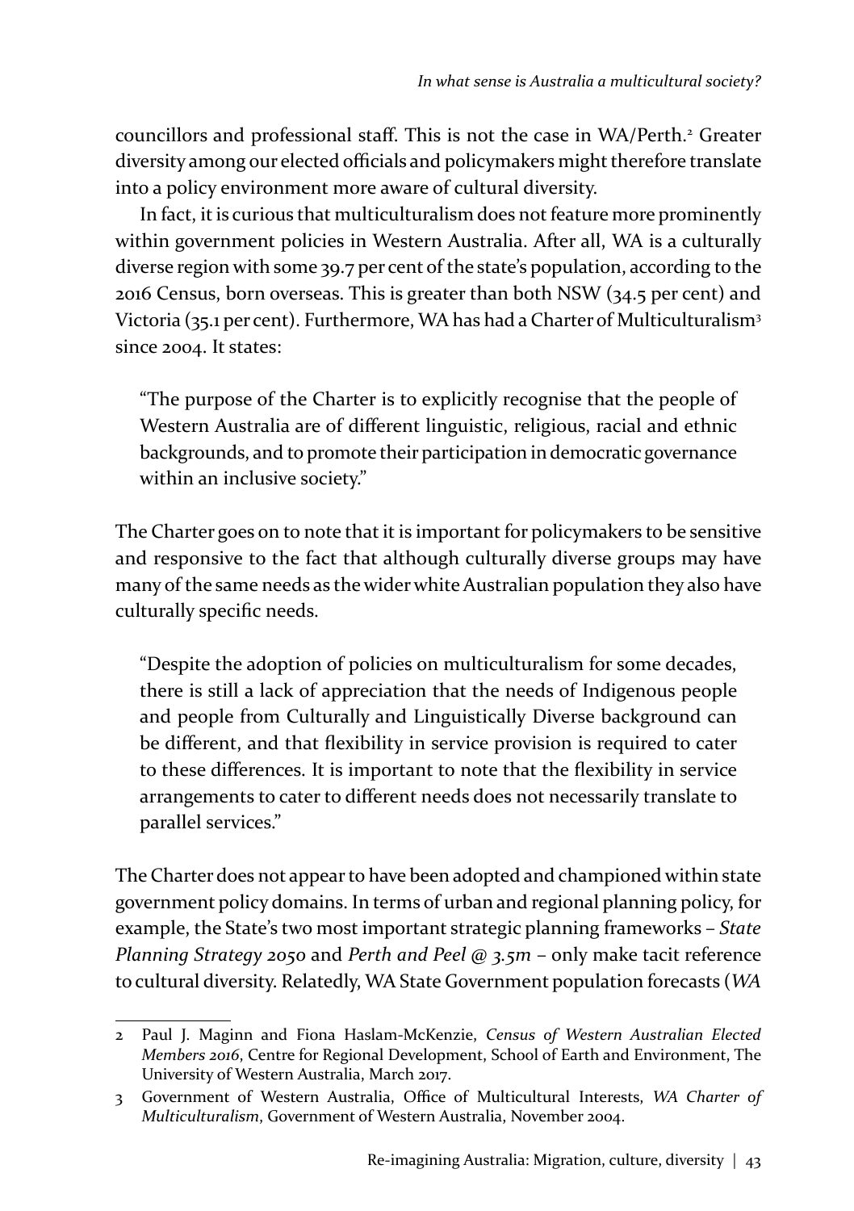councillors and professional staff. This is not the case in WA/Perth.[2] Greater diversity among our elected officials and policymakers might therefore translate into a policy environment more aware of cultural diversity.

In fact, it is curious that multiculturalism does not feature more prominently within government policies in Western Australia. After all, WA is a culturally diverse region with some 39.7 per cent of the state's population, according to the 2016 Census, born overseas. This is greater than both NSW (34.5 per cent) and Victoria (35.1 per cent). Furthermore, WA has had a Charter of Multiculturalism[3] since 2004. It states:

> "The purpose of the Charter is to explicitly recognise that the people of Western Australia are of different linguistic, religious, racial and ethnic backgrounds, and to promote their participation in democratic governance within an inclusive society."

The Charter goes on to note that it is important for policymakers to be sensitive and responsive to the fact that although culturally diverse groups may have many of the same needs as the wider white Australian population they also have culturally specific needs.

> "Despite the adoption of policies on multiculturalism for some decades, there is still a lack of appreciation that the needs of Indigenous people and people from Culturally and Linguistically Diverse background can be different, and that flexibility in service provision is required to cater to these differences. It is important to note that the flexibility in service arrangements to cater to different needs does not necessarily translate to parallel services."

The Charter does not appear to have been adopted and championed within state government policy domains. In terms of urban and regional planning policy, for example, the State's two most important strategic planning frameworks – *State Planning Strategy 2050* and *Perth and Peel @ 3.5m* – only make tacit reference to cultural diversity. Relatedly, WA State Government population forecasts (*WA*

---

2 Paul J. Maginn and Fiona Haslam-McKenzie, *Census of Western Australian Elected Members 2016*, Centre for Regional Development, School of Earth and Environment, The University of Western Australia, March 2017.

3 Government of Western Australia, Office of Multicultural Interests, *WA Charter of Multiculturalism*, Government of Western Australia, November 2004.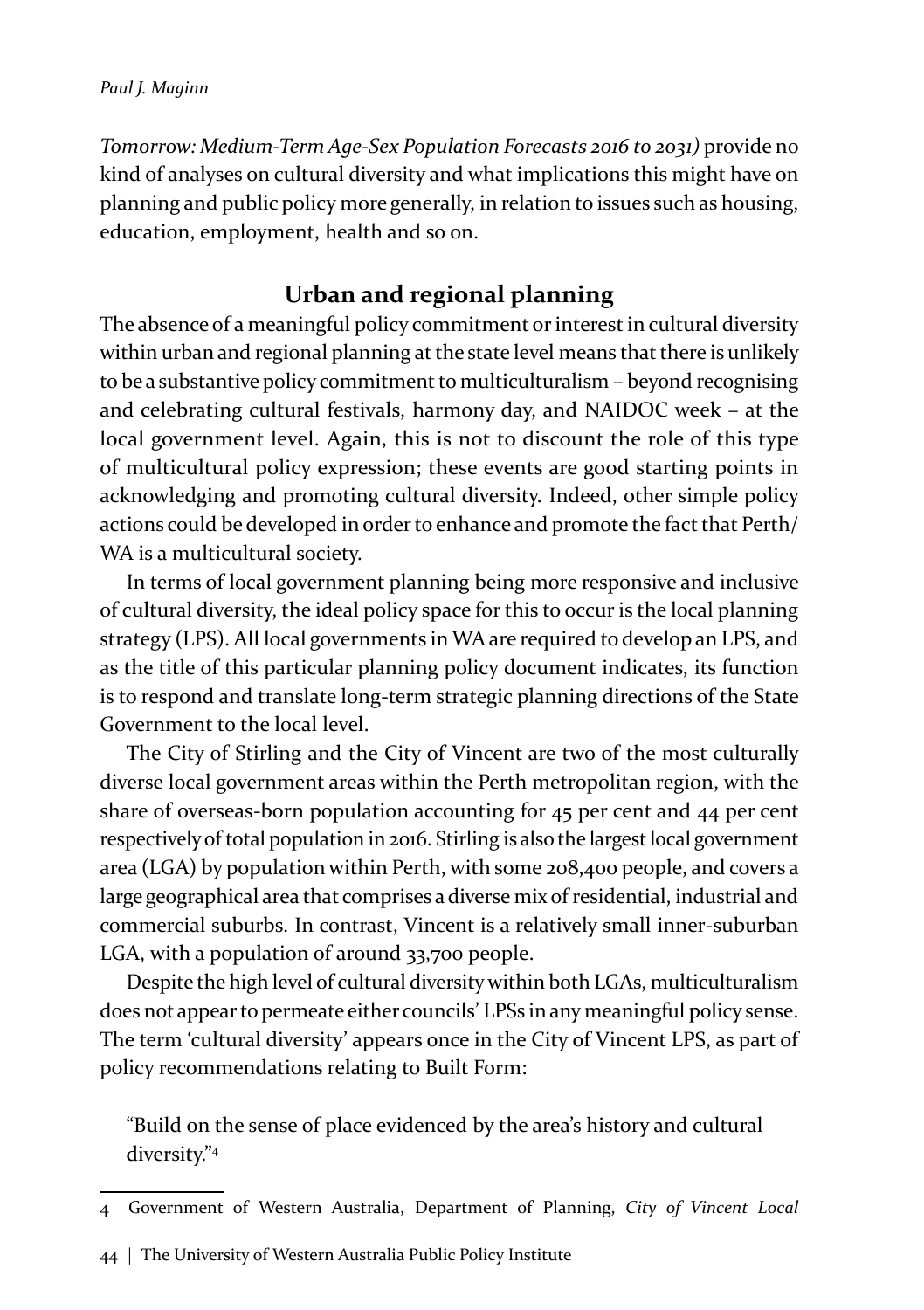*Tomorrow: Medium-Term Age-Sex Population Forecasts 2016 to 2031)* provide no kind of analyses on cultural diversity and what implications this might have on planning and public policy more generally, in relation to issues such as housing, education, employment, health and so on.

## Urban and regional planning

The absence of a meaningful policy commitment or interest in cultural diversity within urban and regional planning at the state level means that there is unlikely to be a substantive policy commitment to multiculturalism – beyond recognising and celebrating cultural festivals, harmony day, and NAIDOC week – at the local government level. Again, this is not to discount the role of this type of multicultural policy expression; these events are good starting points in acknowledging and promoting cultural diversity. Indeed, other simple policy actions could be developed in order to enhance and promote the fact that Perth/WA is a multicultural society.

In terms of local government planning being more responsive and inclusive of cultural diversity, the ideal policy space for this to occur is the local planning strategy (LPS). All local governments in WA are required to develop an LPS, and as the title of this particular planning policy document indicates, its function is to respond and translate long-term strategic planning directions of the State Government to the local level.

The City of Stirling and the City of Vincent are two of the most culturally diverse local government areas within the Perth metropolitan region, with the share of overseas-born population accounting for 45 per cent and 44 per cent respectively of total population in 2016. Stirling is also the largest local government area (LGA) by population within Perth, with some 208,400 people, and covers a large geographical area that comprises a diverse mix of residential, industrial and commercial suburbs. In contrast, Vincent is a relatively small inner-suburban LGA, with a population of around 33,700 people.

Despite the high level of cultural diversity within both LGAs, multiculturalism does not appear to permeate either councils' LPSs in any meaningful policy sense. The term 'cultural diversity' appears once in the City of Vincent LPS, as part of policy recommendations relating to Built Form:

> "Build on the sense of place evidenced by the area's history and cultural diversity."[4]

---

4 Government of Western Australia, Department of Planning, *City of Vincent Local*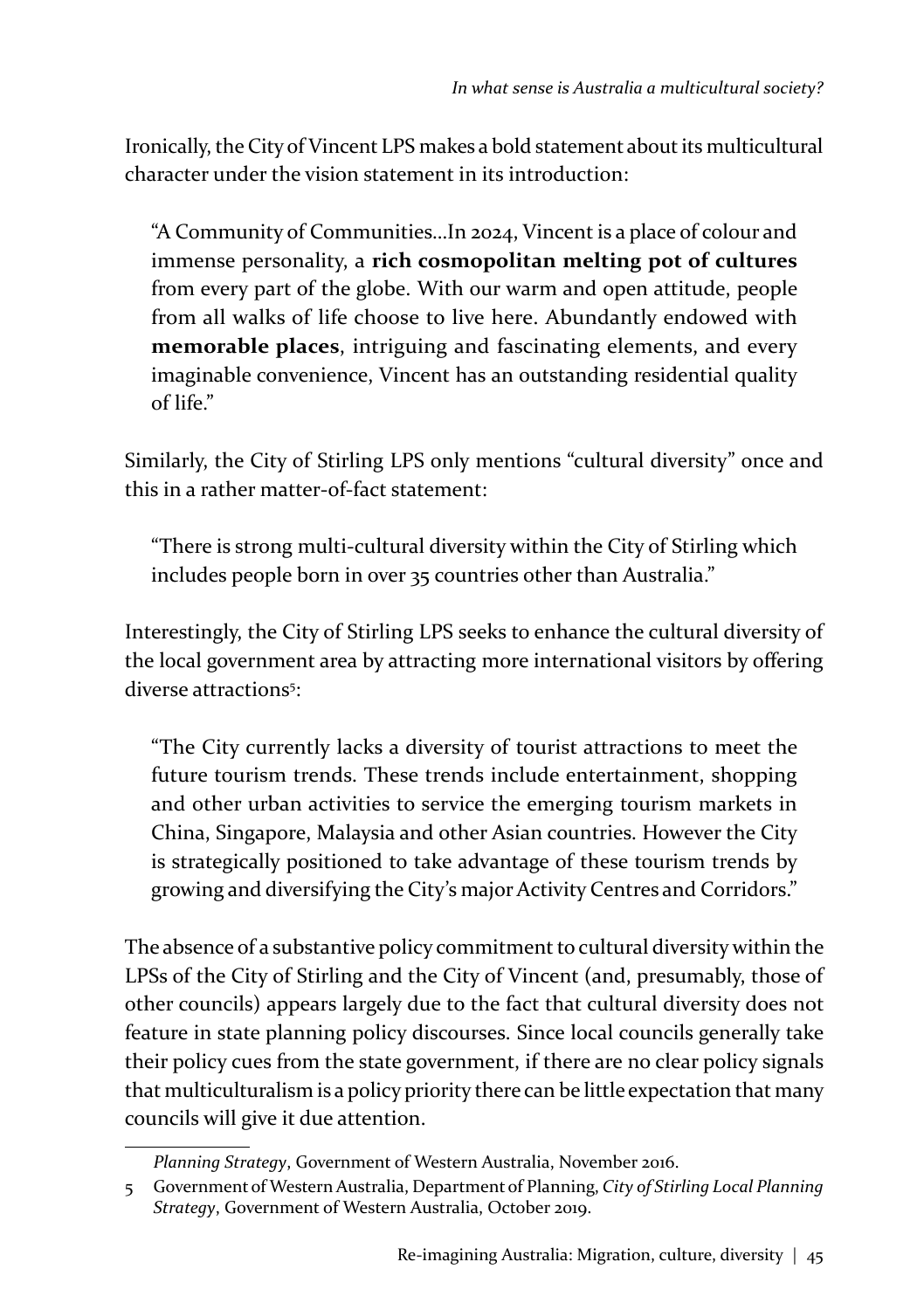Ironically, the City of Vincent LPS makes a bold statement about its multicultural character under the vision statement in its introduction:

> "A Community of Communities…In 2024, Vincent is a place of colour and immense personality, a **rich cosmopolitan melting pot of cultures** from every part of the globe. With our warm and open attitude, people from all walks of life choose to live here. Abundantly endowed with **memorable places**, intriguing and fascinating elements, and every imaginable convenience, Vincent has an outstanding residential quality of life."

Similarly, the City of Stirling LPS only mentions "cultural diversity" once and this in a rather matter-of-fact statement:

> "There is strong multi-cultural diversity within the City of Stirling which includes people born in over 35 countries other than Australia."

Interestingly, the City of Stirling LPS seeks to enhance the cultural diversity of the local government area by attracting more international visitors by offering diverse attractions[5]:

> "The City currently lacks a diversity of tourist attractions to meet the future tourism trends. These trends include entertainment, shopping and other urban activities to service the emerging tourism markets in China, Singapore, Malaysia and other Asian countries. However the City is strategically positioned to take advantage of these tourism trends by growing and diversifying the City's major Activity Centres and Corridors."

The absence of a substantive policy commitment to cultural diversity within the LPSs of the City of Stirling and the City of Vincent (and, presumably, those of other councils) appears largely due to the fact that cultural diversity does not feature in state planning policy discourses. Since local councils generally take their policy cues from the state government, if there are no clear policy signals that multiculturalism is a policy priority there can be little expectation that many councils will give it due attention.

---

*Planning Strategy*, Government of Western Australia, November 2016.

5 Government of Western Australia, Department of Planning, *City of Stirling Local Planning Strategy*, Government of Western Australia, October 2019.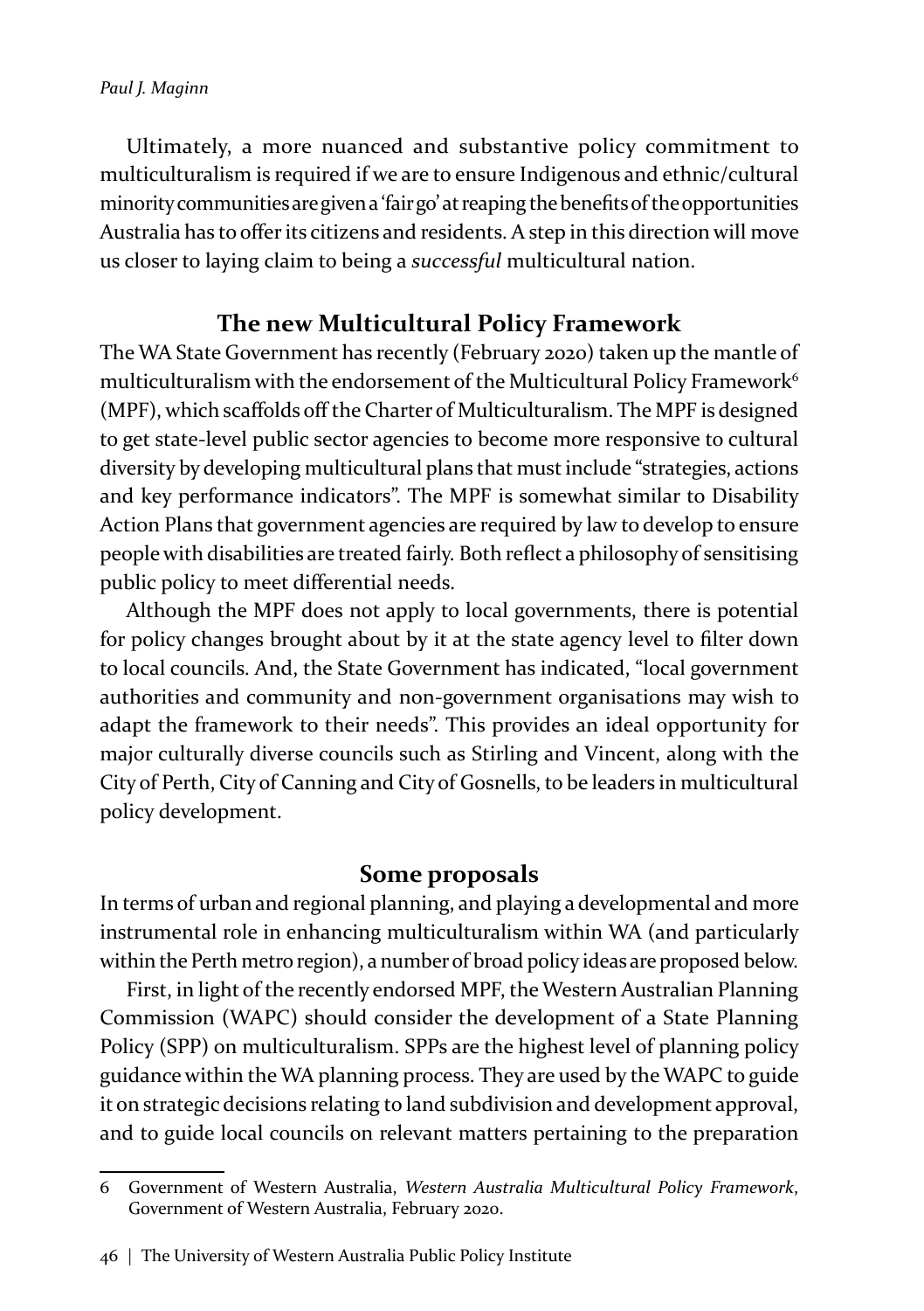Ultimately, a more nuanced and substantive policy commitment to multiculturalism is required if we are to ensure Indigenous and ethnic/cultural minority communities are given a 'fair go' at reaping the benefits of the opportunities Australia has to offer its citizens and residents. A step in this direction will move us closer to laying claim to being a *successful* multicultural nation.

## The new Multicultural Policy Framework

The WA State Government has recently (February 2020) taken up the mantle of multiculturalism with the endorsement of the Multicultural Policy Framework[6] (MPF), which scaffolds off the Charter of Multiculturalism. The MPF is designed to get state-level public sector agencies to become more responsive to cultural diversity by developing multicultural plans that must include "strategies, actions and key performance indicators". The MPF is somewhat similar to Disability Action Plans that government agencies are required by law to develop to ensure people with disabilities are treated fairly. Both reflect a philosophy of sensitising public policy to meet differential needs.

Although the MPF does not apply to local governments, there is potential for policy changes brought about by it at the state agency level to filter down to local councils. And, the State Government has indicated, "local government authorities and community and non-government organisations may wish to adapt the framework to their needs". This provides an ideal opportunity for major culturally diverse councils such as Stirling and Vincent, along with the City of Perth, City of Canning and City of Gosnells, to be leaders in multicultural policy development.

## Some proposals

In terms of urban and regional planning, and playing a developmental and more instrumental role in enhancing multiculturalism within WA (and particularly within the Perth metro region), a number of broad policy ideas are proposed below.

First, in light of the recently endorsed MPF, the Western Australian Planning Commission (WAPC) should consider the development of a State Planning Policy (SPP) on multiculturalism. SPPs are the highest level of planning policy guidance within the WA planning process. They are used by the WAPC to guide it on strategic decisions relating to land subdivision and development approval, and to guide local councils on relevant matters pertaining to the preparation

6 Government of Western Australia, *Western Australia Multicultural Policy Framework*, Government of Western Australia, February 2020.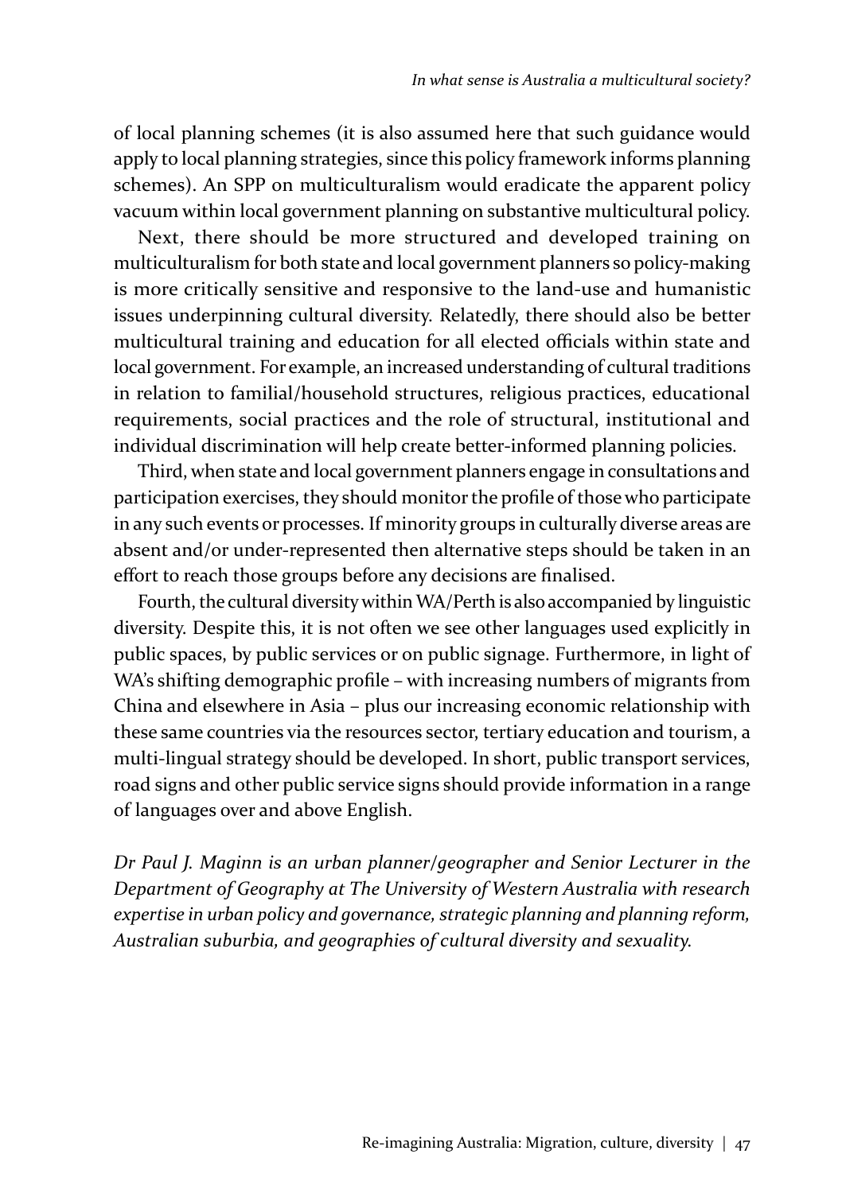of local planning schemes (it is also assumed here that such guidance would apply to local planning strategies, since this policy framework informs planning schemes). An SPP on multiculturalism would eradicate the apparent policy vacuum within local government planning on substantive multicultural policy.

Next, there should be more structured and developed training on multiculturalism for both state and local government planners so policy-making is more critically sensitive and responsive to the land-use and humanistic issues underpinning cultural diversity. Relatedly, there should also be better multicultural training and education for all elected officials within state and local government. For example, an increased understanding of cultural traditions in relation to familial/household structures, religious practices, educational requirements, social practices and the role of structural, institutional and individual discrimination will help create better-informed planning policies.

Third, when state and local government planners engage in consultations and participation exercises, they should monitor the profile of those who participate in any such events or processes. If minority groups in culturally diverse areas are absent and/or under-represented then alternative steps should be taken in an effort to reach those groups before any decisions are finalised.

Fourth, the cultural diversity within WA/Perth is also accompanied by linguistic diversity. Despite this, it is not often we see other languages used explicitly in public spaces, by public services or on public signage. Furthermore, in light of WA's shifting demographic profile – with increasing numbers of migrants from China and elsewhere in Asia – plus our increasing economic relationship with these same countries via the resources sector, tertiary education and tourism, a multi-lingual strategy should be developed. In short, public transport services, road signs and other public service signs should provide information in a range of languages over and above English.

*Dr Paul J. Maginn is an urban planner/geographer and Senior Lecturer in the Department of Geography at The University of Western Australia with research expertise in urban policy and governance, strategic planning and planning reform, Australian suburbia, and geographies of cultural diversity and sexuality.*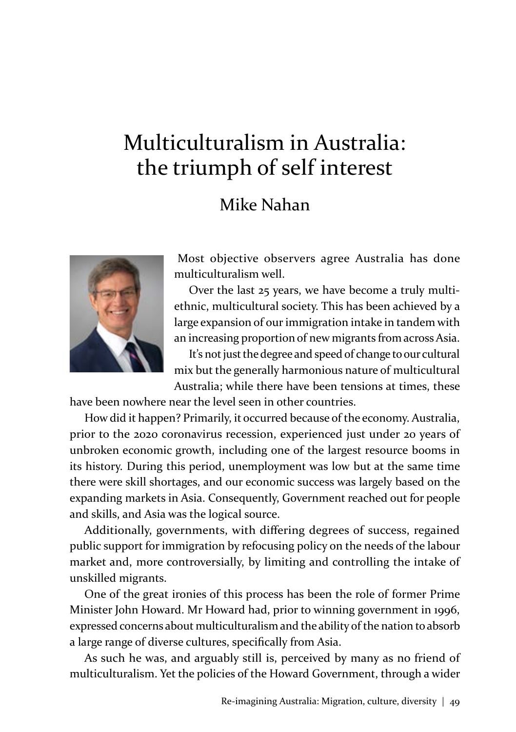# Multiculturalism in Australia: the triumph of self interest

## Mike Nahan

Most objective observers agree Australia has done multiculturalism well.

Over the last 25 years, we have become a truly multi-ethnic, multicultural society. This has been achieved by a large expansion of our immigration intake in tandem with an increasing proportion of new migrants from across Asia.

It's not just the degree and speed of change to our cultural mix but the generally harmonious nature of multicultural Australia; while there have been tensions at times, these have been nowhere near the level seen in other countries.

How did it happen? Primarily, it occurred because of the economy. Australia, prior to the 2020 coronavirus recession, experienced just under 20 years of unbroken economic growth, including one of the largest resource booms in its history. During this period, unemployment was low but at the same time there were skill shortages, and our economic success was largely based on the expanding markets in Asia. Consequently, Government reached out for people and skills, and Asia was the logical source.

Additionally, governments, with differing degrees of success, regained public support for immigration by refocusing policy on the needs of the labour market and, more controversially, by limiting and controlling the intake of unskilled migrants.

One of the great ironies of this process has been the role of former Prime Minister John Howard. Mr Howard had, prior to winning government in 1996, expressed concerns about multiculturalism and the ability of the nation to absorb a large range of diverse cultures, specifically from Asia.

As such he was, and arguably still is, perceived by many as no friend of multiculturalism. Yet the policies of the Howard Government, through a wider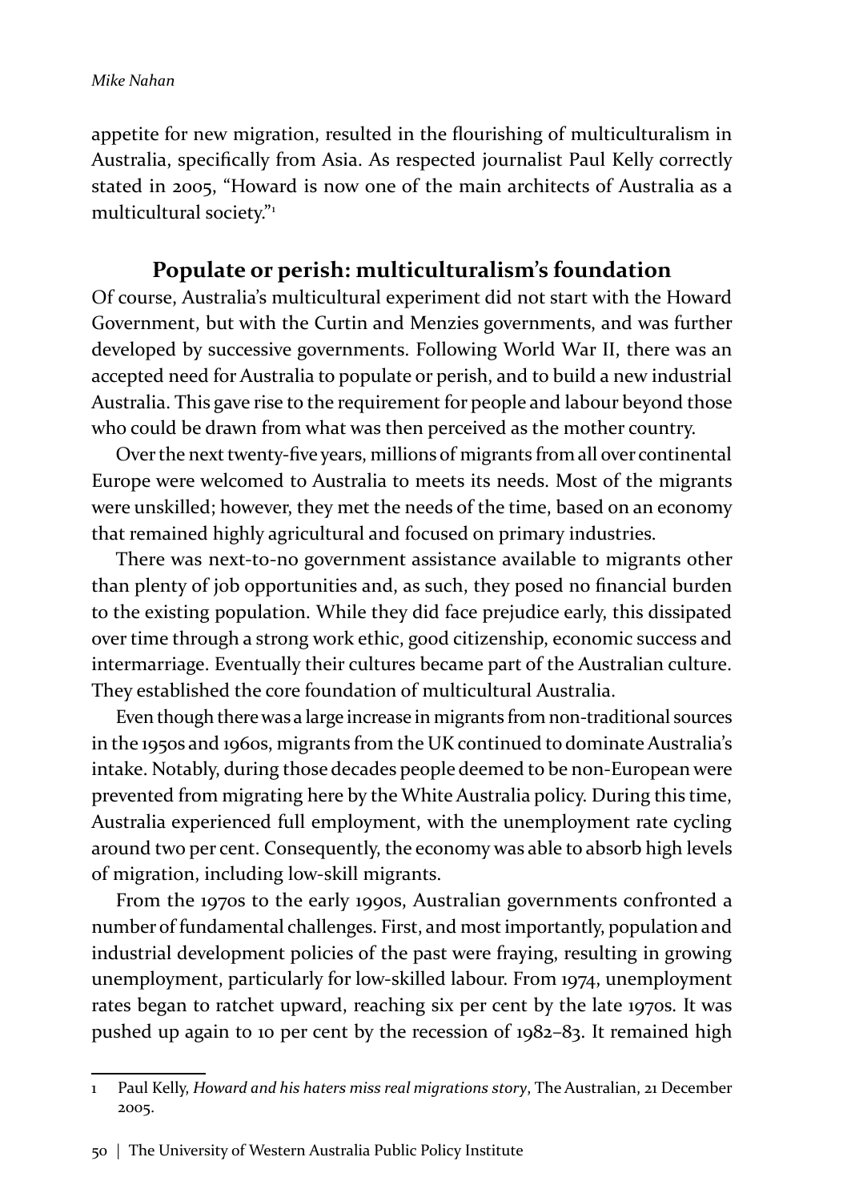appetite for new migration, resulted in the flourishing of multiculturalism in Australia, specifically from Asia. As respected journalist Paul Kelly correctly stated in 2005, "Howard is now one of the main architects of Australia as a multicultural society."[1]

## Populate or perish: multiculturalism's foundation

Of course, Australia's multicultural experiment did not start with the Howard Government, but with the Curtin and Menzies governments, and was further developed by successive governments. Following World War II, there was an accepted need for Australia to populate or perish, and to build a new industrial Australia. This gave rise to the requirement for people and labour beyond those who could be drawn from what was then perceived as the mother country.

Over the next twenty-five years, millions of migrants from all over continental Europe were welcomed to Australia to meets its needs. Most of the migrants were unskilled; however, they met the needs of the time, based on an economy that remained highly agricultural and focused on primary industries.

There was next-to-no government assistance available to migrants other than plenty of job opportunities and, as such, they posed no financial burden to the existing population. While they did face prejudice early, this dissipated over time through a strong work ethic, good citizenship, economic success and intermarriage. Eventually their cultures became part of the Australian culture. They established the core foundation of multicultural Australia.

Even though there was a large increase in migrants from non-traditional sources in the 1950s and 1960s, migrants from the UK continued to dominate Australia's intake. Notably, during those decades people deemed to be non-European were prevented from migrating here by the White Australia policy. During this time, Australia experienced full employment, with the unemployment rate cycling around two per cent. Consequently, the economy was able to absorb high levels of migration, including low-skill migrants.

From the 1970s to the early 1990s, Australian governments confronted a number of fundamental challenges. First, and most importantly, population and industrial development policies of the past were fraying, resulting in growing unemployment, particularly for low-skilled labour. From 1974, unemployment rates began to ratchet upward, reaching six per cent by the late 1970s. It was pushed up again to 10 per cent by the recession of 1982–83. It remained high

---

1 Paul Kelly, *Howard and his haters miss real migrations story*, The Australian, 21 December 2005.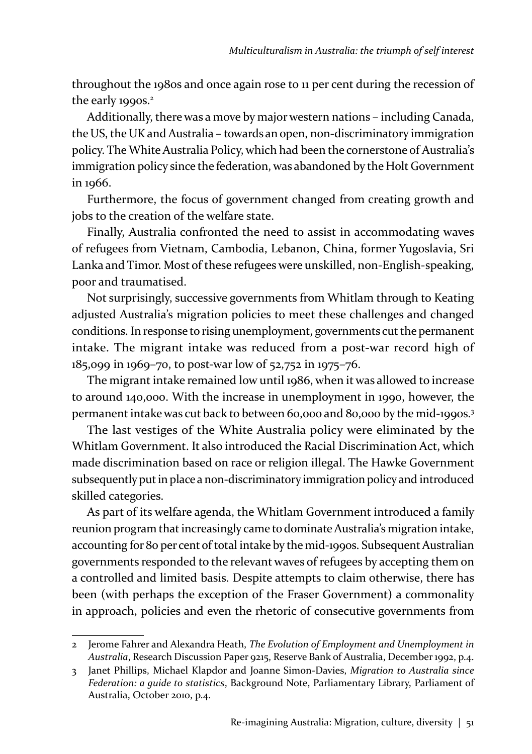throughout the 1980s and once again rose to 11 per cent during the recession of the early 1990s.[2]

Additionally, there was a move by major western nations – including Canada, the US, the UK and Australia – towards an open, non-discriminatory immigration policy. The White Australia Policy, which had been the cornerstone of Australia's immigration policy since the federation, was abandoned by the Holt Government in 1966.

Furthermore, the focus of government changed from creating growth and jobs to the creation of the welfare state.

Finally, Australia confronted the need to assist in accommodating waves of refugees from Vietnam, Cambodia, Lebanon, China, former Yugoslavia, Sri Lanka and Timor. Most of these refugees were unskilled, non-English-speaking, poor and traumatised.

Not surprisingly, successive governments from Whitlam through to Keating adjusted Australia's migration policies to meet these challenges and changed conditions. In response to rising unemployment, governments cut the permanent intake. The migrant intake was reduced from a post-war record high of 185,099 in 1969–70, to post-war low of 52,752 in 1975–76.

The migrant intake remained low until 1986, when it was allowed to increase to around 140,000. With the increase in unemployment in 1990, however, the permanent intake was cut back to between 60,000 and 80,000 by the mid-1990s.[3]

The last vestiges of the White Australia policy were eliminated by the Whitlam Government. It also introduced the Racial Discrimination Act, which made discrimination based on race or religion illegal. The Hawke Government subsequently put in place a non-discriminatory immigration policy and introduced skilled categories.

As part of its welfare agenda, the Whitlam Government introduced a family reunion program that increasingly came to dominate Australia's migration intake, accounting for 80 per cent of total intake by the mid-1990s. Subsequent Australian governments responded to the relevant waves of refugees by accepting them on a controlled and limited basis. Despite attempts to claim otherwise, there has been (with perhaps the exception of the Fraser Government) a commonality in approach, policies and even the rhetoric of consecutive governments from

---

2 Jerome Fahrer and Alexandra Heath, *The Evolution of Employment and Unemployment in Australia*, Research Discussion Paper 9215, Reserve Bank of Australia, December 1992, p.4.

3 Janet Phillips, Michael Klapdor and Joanne Simon-Davies, *Migration to Australia since Federation: a guide to statistics*, Background Note, Parliamentary Library, Parliament of Australia, October 2010, p.4.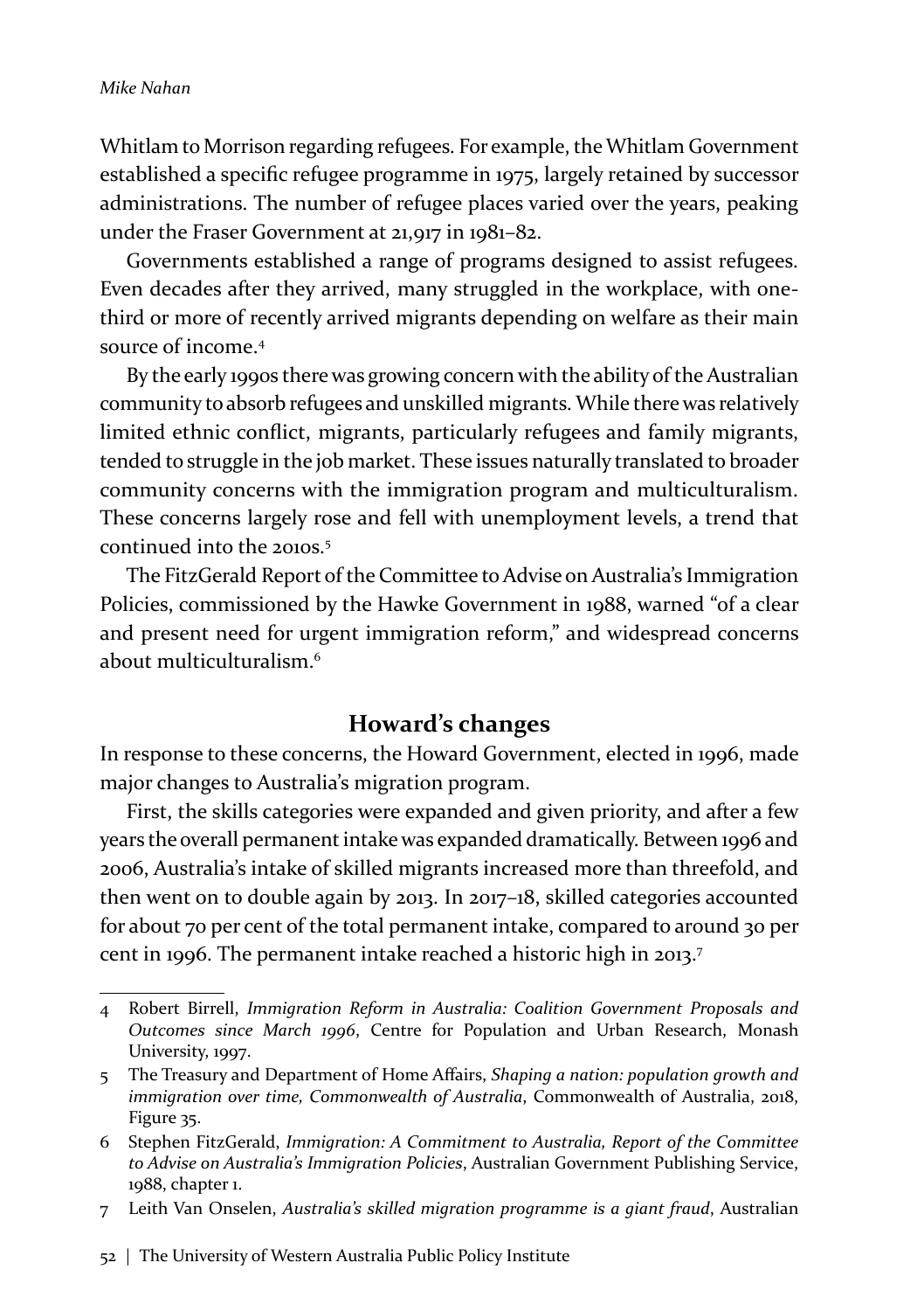Whitlam to Morrison regarding refugees. For example, the Whitlam Government established a specific refugee programme in 1975, largely retained by successor administrations. The number of refugee places varied over the years, peaking under the Fraser Government at 21,917 in 1981–82.

Governments established a range of programs designed to assist refugees. Even decades after they arrived, many struggled in the workplace, with one-third or more of recently arrived migrants depending on welfare as their main source of income.[4]

By the early 1990s there was growing concern with the ability of the Australian community to absorb refugees and unskilled migrants. While there was relatively limited ethnic conflict, migrants, particularly refugees and family migrants, tended to struggle in the job market. These issues naturally translated to broader community concerns with the immigration program and multiculturalism. These concerns largely rose and fell with unemployment levels, a trend that continued into the 2010s.[5]

The FitzGerald Report of the Committee to Advise on Australia's Immigration Policies, commissioned by the Hawke Government in 1988, warned "of a clear and present need for urgent immigration reform," and widespread concerns about multiculturalism.[6]

## Howard's changes

In response to these concerns, the Howard Government, elected in 1996, made major changes to Australia's migration program.

First, the skills categories were expanded and given priority, and after a few years the overall permanent intake was expanded dramatically. Between 1996 and 2006, Australia's intake of skilled migrants increased more than threefold, and then went on to double again by 2013. In 2017–18, skilled categories accounted for about 70 per cent of the total permanent intake, compared to around 30 per cent in 1996. The permanent intake reached a historic high in 2013.[7]

---

4 Robert Birrell, *Immigration Reform in Australia: Coalition Government Proposals and Outcomes since March 1996*, Centre for Population and Urban Research, Monash University, 1997.

5 The Treasury and Department of Home Affairs, *Shaping a nation: population growth and immigration over time, Commonwealth of Australia*, Commonwealth of Australia, 2018, Figure 35.

6 Stephen FitzGerald, *Immigration: A Commitment to Australia, Report of the Committee to Advise on Australia's Immigration Policies*, Australian Government Publishing Service, 1988, chapter 1.

7 Leith Van Onselen, *Australia's skilled migration programme is a giant fraud*, Australian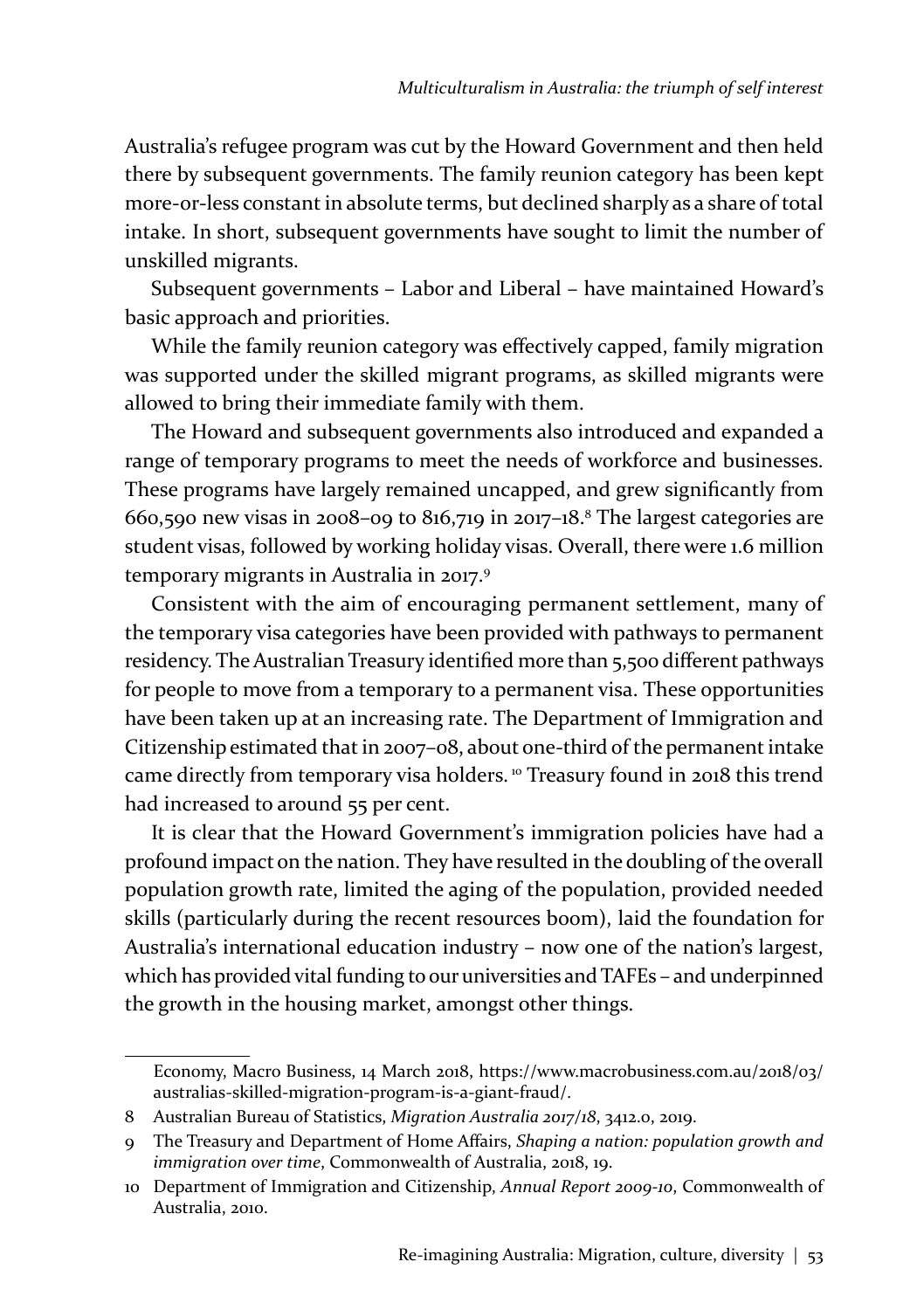Australia's refugee program was cut by the Howard Government and then held there by subsequent governments. The family reunion category has been kept more-or-less constant in absolute terms, but declined sharply as a share of total intake. In short, subsequent governments have sought to limit the number of unskilled migrants.

Subsequent governments – Labor and Liberal – have maintained Howard's basic approach and priorities.

While the family reunion category was effectively capped, family migration was supported under the skilled migrant programs, as skilled migrants were allowed to bring their immediate family with them.

The Howard and subsequent governments also introduced and expanded a range of temporary programs to meet the needs of workforce and businesses. These programs have largely remained uncapped, and grew significantly from 660,590 new visas in 2008–09 to 816,719 in 2017–18.[8] The largest categories are student visas, followed by working holiday visas. Overall, there were 1.6 million temporary migrants in Australia in 2017.[9]

Consistent with the aim of encouraging permanent settlement, many of the temporary visa categories have been provided with pathways to permanent residency. The Australian Treasury identified more than 5,500 different pathways for people to move from a temporary to a permanent visa. These opportunities have been taken up at an increasing rate. The Department of Immigration and Citizenship estimated that in 2007–08, about one-third of the permanent intake came directly from temporary visa holders.[10] Treasury found in 2018 this trend had increased to around 55 per cent.

It is clear that the Howard Government's immigration policies have had a profound impact on the nation. They have resulted in the doubling of the overall population growth rate, limited the aging of the population, provided needed skills (particularly during the recent resources boom), laid the foundation for Australia's international education industry – now one of the nation's largest, which has provided vital funding to our universities and TAFEs – and underpinned the growth in the housing market, amongst other things.

---

Economy, Macro Business, 14 March 2018, https://www.macrobusiness.com.au/2018/03/australias-skilled-migration-program-is-a-giant-fraud/.

8 Australian Bureau of Statistics, *Migration Australia 2017/18*, 3412.0, 2019.

9 The Treasury and Department of Home Affairs, *Shaping a nation: population growth and immigration over time*, Commonwealth of Australia, 2018, 19.

10 Department of Immigration and Citizenship, *Annual Report 2009-10*, Commonwealth of Australia, 2010.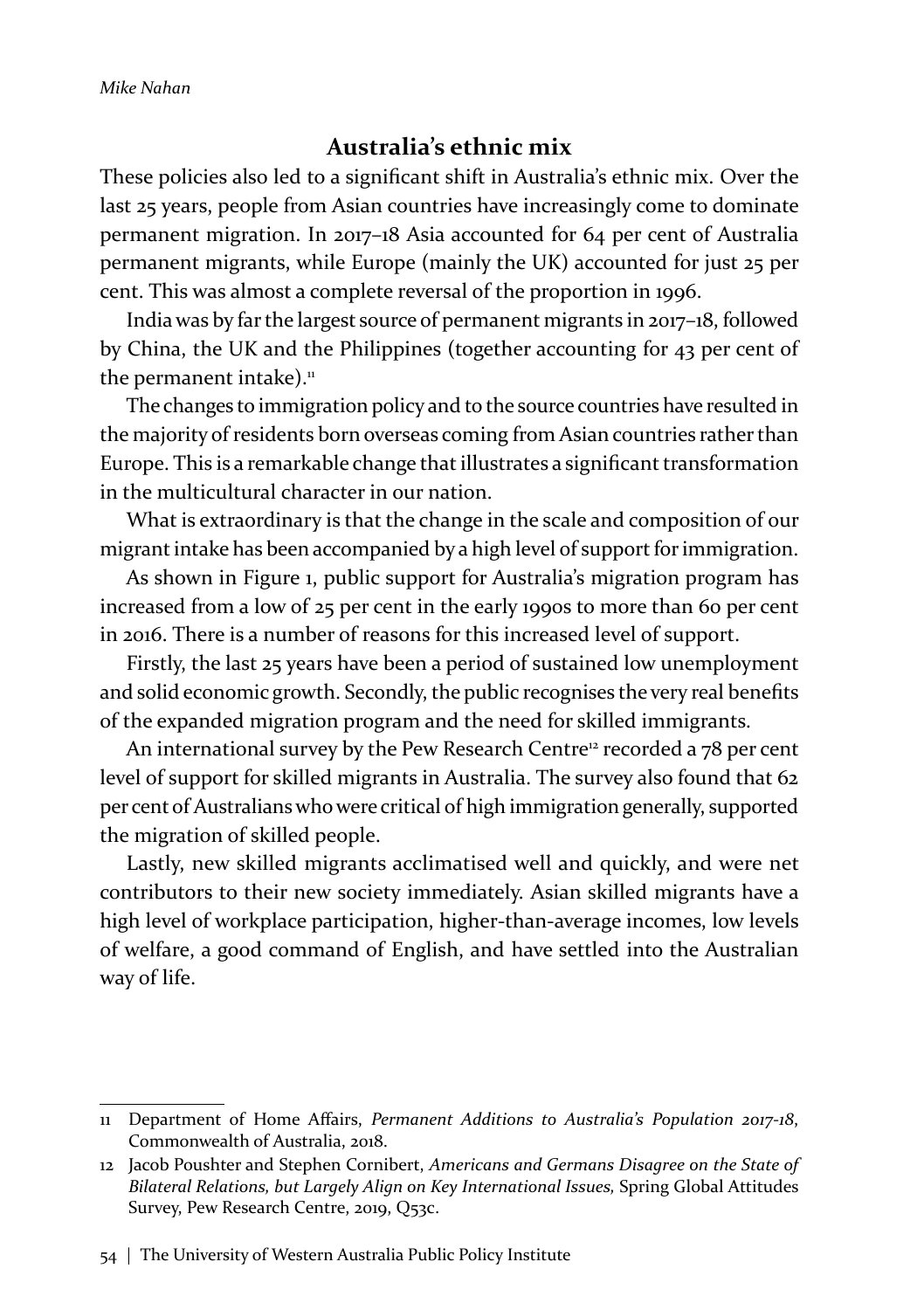## Australia's ethnic mix

These policies also led to a significant shift in Australia's ethnic mix. Over the last 25 years, people from Asian countries have increasingly come to dominate permanent migration. In 2017–18 Asia accounted for 64 per cent of Australia permanent migrants, while Europe (mainly the UK) accounted for just 25 per cent. This was almost a complete reversal of the proportion in 1996.

India was by far the largest source of permanent migrants in 2017–18, followed by China, the UK and the Philippines (together accounting for 43 per cent of the permanent intake).[11]

The changes to immigration policy and to the source countries have resulted in the majority of residents born overseas coming from Asian countries rather than Europe. This is a remarkable change that illustrates a significant transformation in the multicultural character in our nation.

What is extraordinary is that the change in the scale and composition of our migrant intake has been accompanied by a high level of support for immigration.

As shown in Figure 1, public support for Australia's migration program has increased from a low of 25 per cent in the early 1990s to more than 60 per cent in 2016. There is a number of reasons for this increased level of support.

Firstly, the last 25 years have been a period of sustained low unemployment and solid economic growth. Secondly, the public recognises the very real benefits of the expanded migration program and the need for skilled immigrants.

An international survey by the Pew Research Centre[12] recorded a 78 per cent level of support for skilled migrants in Australia. The survey also found that 62 per cent of Australians who were critical of high immigration generally, supported the migration of skilled people.

Lastly, new skilled migrants acclimatised well and quickly, and were net contributors to their new society immediately. Asian skilled migrants have a high level of workplace participation, higher-than-average incomes, low levels of welfare, a good command of English, and have settled into the Australian way of life.

---

11 Department of Home Affairs, *Permanent Additions to Australia's Population 2017-18*, Commonwealth of Australia, 2018.

12 Jacob Poushter and Stephen Cornibert, *Americans and Germans Disagree on the State of Bilateral Relations, but Largely Align on Key International Issues,* Spring Global Attitudes Survey, Pew Research Centre, 2019, Q53c.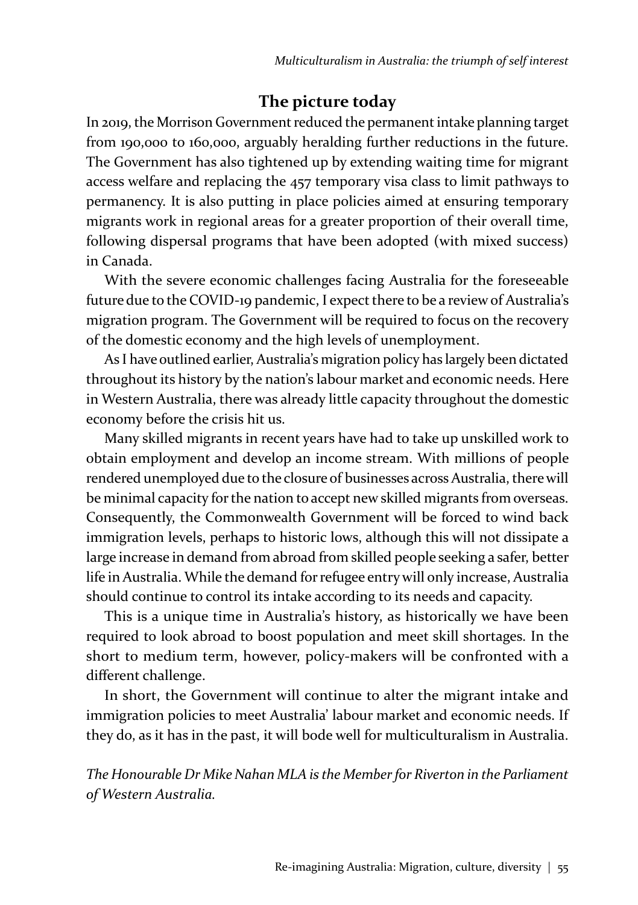## The picture today

In 2019, the Morrison Government reduced the permanent intake planning target from 190,000 to 160,000, arguably heralding further reductions in the future. The Government has also tightened up by extending waiting time for migrant access welfare and replacing the 457 temporary visa class to limit pathways to permanency. It is also putting in place policies aimed at ensuring temporary migrants work in regional areas for a greater proportion of their overall time, following dispersal programs that have been adopted (with mixed success) in Canada.

With the severe economic challenges facing Australia for the foreseeable future due to the COVID-19 pandemic, I expect there to be a review of Australia's migration program. The Government will be required to focus on the recovery of the domestic economy and the high levels of unemployment.

As I have outlined earlier, Australia's migration policy has largely been dictated throughout its history by the nation's labour market and economic needs. Here in Western Australia, there was already little capacity throughout the domestic economy before the crisis hit us.

Many skilled migrants in recent years have had to take up unskilled work to obtain employment and develop an income stream. With millions of people rendered unemployed due to the closure of businesses across Australia, there will be minimal capacity for the nation to accept new skilled migrants from overseas. Consequently, the Commonwealth Government will be forced to wind back immigration levels, perhaps to historic lows, although this will not dissipate a large increase in demand from abroad from skilled people seeking a safer, better life in Australia. While the demand for refugee entry will only increase, Australia should continue to control its intake according to its needs and capacity.

This is a unique time in Australia's history, as historically we have been required to look abroad to boost population and meet skill shortages. In the short to medium term, however, policy-makers will be confronted with a different challenge.

In short, the Government will continue to alter the migrant intake and immigration policies to meet Australia' labour market and economic needs. If they do, as it has in the past, it will bode well for multiculturalism in Australia.

*The Honourable Dr Mike Nahan MLA is the Member for Riverton in the Parliament of Western Australia.*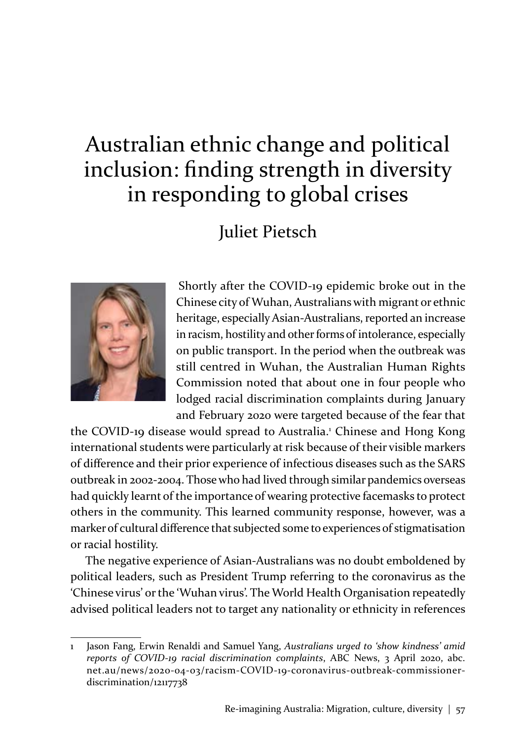# Australian ethnic change and political inclusion: finding strength in diversity in responding to global crises

## Juliet Pietsch

Shortly after the COVID-19 epidemic broke out in the Chinese city of Wuhan, Australians with migrant or ethnic heritage, especially Asian-Australians, reported an increase in racism, hostility and other forms of intolerance, especially on public transport. In the period when the outbreak was still centred in Wuhan, the Australian Human Rights Commission noted that about one in four people who lodged racial discrimination complaints during January and February 2020 were targeted because of the fear that the COVID-19 disease would spread to Australia.[1] Chinese and Hong Kong international students were particularly at risk because of their visible markers of difference and their prior experience of infectious diseases such as the SARS outbreak in 2002-2004. Those who had lived through similar pandemics overseas had quickly learnt of the importance of wearing protective facemasks to protect others in the community. This learned community response, however, was a marker of cultural difference that subjected some to experiences of stigmatisation or racial hostility.

The negative experience of Asian-Australians was no doubt emboldened by political leaders, such as President Trump referring to the coronavirus as the 'Chinese virus' or the 'Wuhan virus'. The World Health Organisation repeatedly advised political leaders not to target any nationality or ethnicity in references

---

1 Jason Fang, Erwin Renaldi and Samuel Yang, *Australians urged to 'show kindness' amid reports of COVID-19 racial discrimination complaints*, ABC News, 3 April 2020, abc.net.au/news/2020-04-03/racism-COVID-19-coronavirus-outbreak-commissioner-discrimination/12117738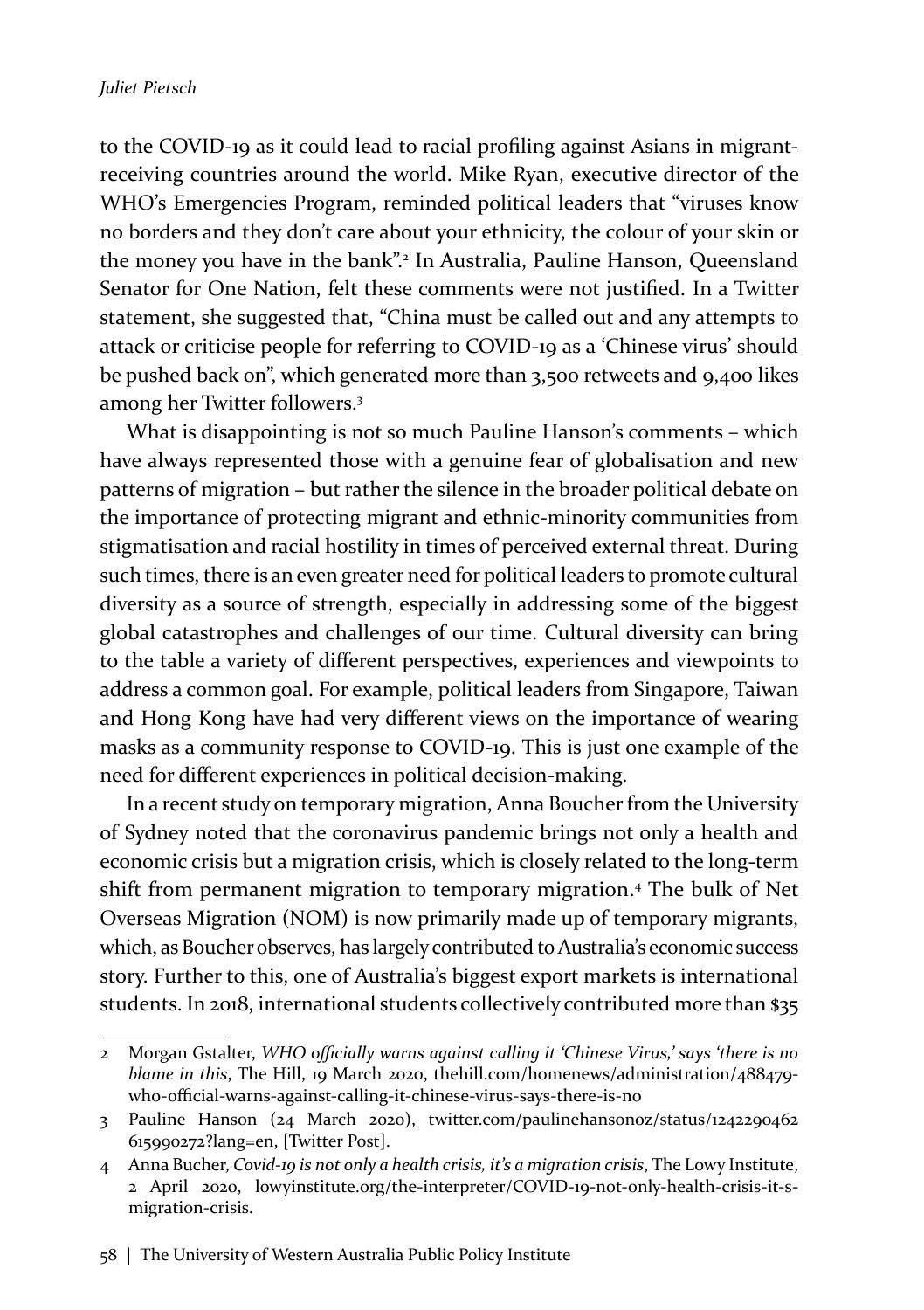to the COVID-19 as it could lead to racial profiling against Asians in migrant-receiving countries around the world. Mike Ryan, executive director of the WHO's Emergencies Program, reminded political leaders that "viruses know no borders and they don't care about your ethnicity, the colour of your skin or the money you have in the bank".[2] In Australia, Pauline Hanson, Queensland Senator for One Nation, felt these comments were not justified. In a Twitter statement, she suggested that, "China must be called out and any attempts to attack or criticise people for referring to COVID-19 as a 'Chinese virus' should be pushed back on", which generated more than 3,500 retweets and 9,400 likes among her Twitter followers.[3]

What is disappointing is not so much Pauline Hanson's comments – which have always represented those with a genuine fear of globalisation and new patterns of migration – but rather the silence in the broader political debate on the importance of protecting migrant and ethnic-minority communities from stigmatisation and racial hostility in times of perceived external threat. During such times, there is an even greater need for political leaders to promote cultural diversity as a source of strength, especially in addressing some of the biggest global catastrophes and challenges of our time. Cultural diversity can bring to the table a variety of different perspectives, experiences and viewpoints to address a common goal. For example, political leaders from Singapore, Taiwan and Hong Kong have had very different views on the importance of wearing masks as a community response to COVID-19. This is just one example of the need for different experiences in political decision-making.

In a recent study on temporary migration, Anna Boucher from the University of Sydney noted that the coronavirus pandemic brings not only a health and economic crisis but a migration crisis, which is closely related to the long-term shift from permanent migration to temporary migration.[4] The bulk of Net Overseas Migration (NOM) is now primarily made up of temporary migrants, which, as Boucher observes, has largely contributed to Australia's economic success story. Further to this, one of Australia's biggest export markets is international students. In 2018, international students collectively contributed more than $35

---

2 Morgan Gstalter, *WHO officially warns against calling it 'Chinese Virus,' says 'there is no blame in this*, The Hill, 19 March 2020, thehill.com/homenews/administration/488479-who-official-warns-against-calling-it-chinese-virus-says-there-is-no

3 Pauline Hanson (24 March 2020), twitter.com/paulinehansonoz/status/1242290462615990272?lang=en, [Twitter Post].

4 Anna Bucher, *Covid-19 is not only a health crisis, it's a migration crisis*, The Lowy Institute, 2 April 2020, lowyinstitute.org/the-interpreter/COVID-19-not-only-health-crisis-it-s-migration-crisis.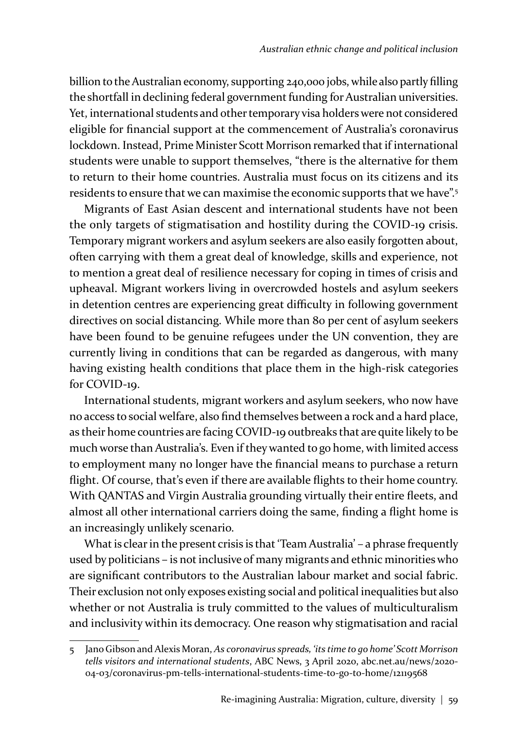billion to the Australian economy, supporting 240,000 jobs, while also partly filling the shortfall in declining federal government funding for Australian universities. Yet, international students and other temporary visa holders were not considered eligible for financial support at the commencement of Australia's coronavirus lockdown. Instead, Prime Minister Scott Morrison remarked that if international students were unable to support themselves, "there is the alternative for them to return to their home countries. Australia must focus on its citizens and its residents to ensure that we can maximise the economic supports that we have".[5]

Migrants of East Asian descent and international students have not been the only targets of stigmatisation and hostility during the COVID-19 crisis. Temporary migrant workers and asylum seekers are also easily forgotten about, often carrying with them a great deal of knowledge, skills and experience, not to mention a great deal of resilience necessary for coping in times of crisis and upheaval. Migrant workers living in overcrowded hostels and asylum seekers in detention centres are experiencing great difficulty in following government directives on social distancing. While more than 80 per cent of asylum seekers have been found to be genuine refugees under the UN convention, they are currently living in conditions that can be regarded as dangerous, with many having existing health conditions that place them in the high-risk categories for COVID-19.

International students, migrant workers and asylum seekers, who now have no access to social welfare, also find themselves between a rock and a hard place, as their home countries are facing COVID-19 outbreaks that are quite likely to be much worse than Australia's. Even if they wanted to go home, with limited access to employment many no longer have the financial means to purchase a return flight. Of course, that's even if there are available flights to their home country. With QANTAS and Virgin Australia grounding virtually their entire fleets, and almost all other international carriers doing the same, finding a flight home is an increasingly unlikely scenario.

What is clear in the present crisis is that 'Team Australia' – a phrase frequently used by politicians – is not inclusive of many migrants and ethnic minorities who are significant contributors to the Australian labour market and social fabric. Their exclusion not only exposes existing social and political inequalities but also whether or not Australia is truly committed to the values of multiculturalism and inclusivity within its democracy. One reason why stigmatisation and racial

---

5 Jano Gibson and Alexis Moran, *As coronavirus spreads, 'its time to go home' Scott Morrison tells visitors and international students*, ABC News, 3 April 2020, abc.net.au/news/2020-04-03/coronavirus-pm-tells-international-students-time-to-go-to-home/12119568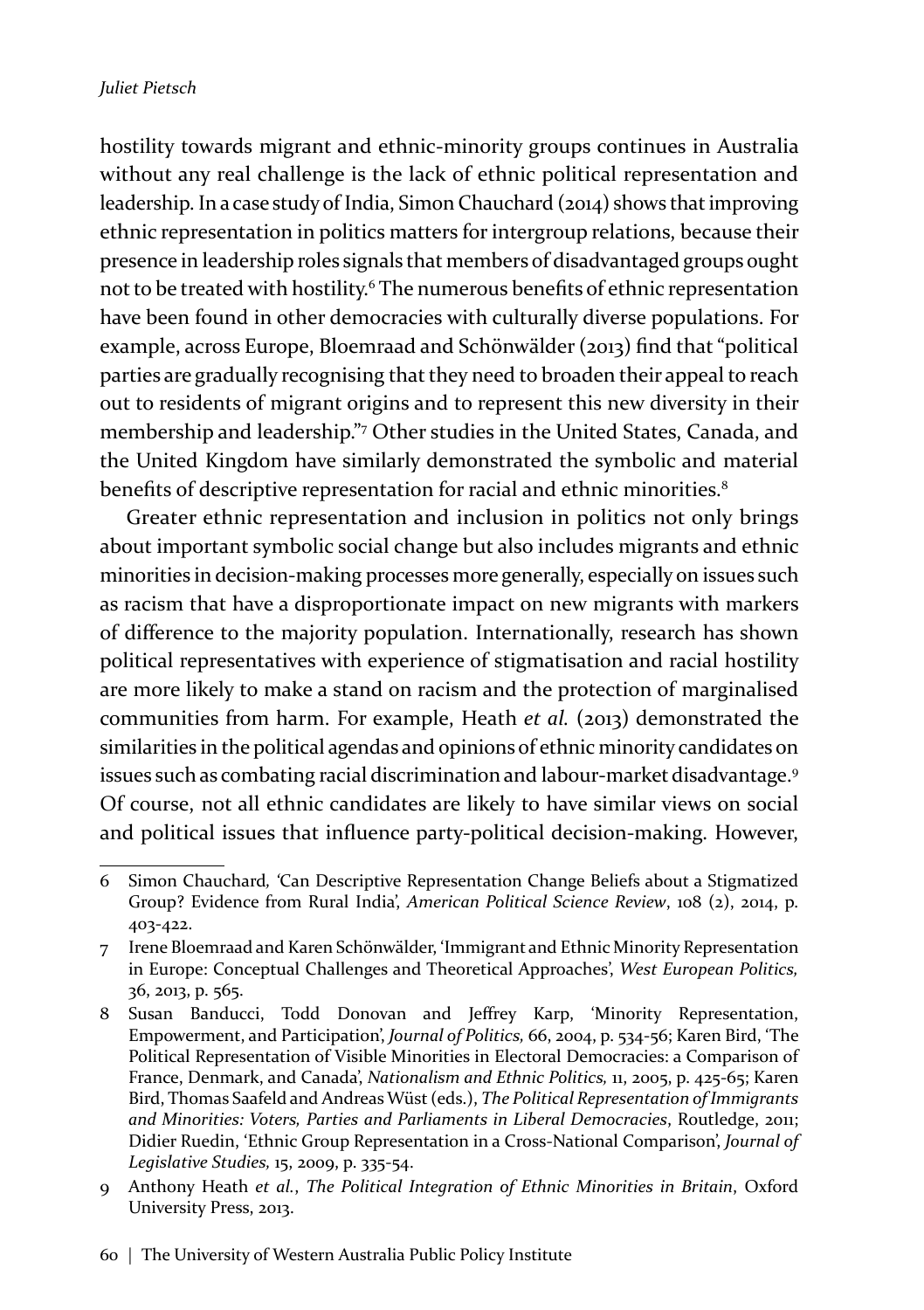hostility towards migrant and ethnic-minority groups continues in Australia without any real challenge is the lack of ethnic political representation and leadership. In a case study of India, Simon Chauchard (2014) shows that improving ethnic representation in politics matters for intergroup relations, because their presence in leadership roles signals that members of disadvantaged groups ought not to be treated with hostility.[6] The numerous benefits of ethnic representation have been found in other democracies with culturally diverse populations. For example, across Europe, Bloemraad and Schönwälder (2013) find that "political parties are gradually recognising that they need to broaden their appeal to reach out to residents of migrant origins and to represent this new diversity in their membership and leadership."[7] Other studies in the United States, Canada, and the United Kingdom have similarly demonstrated the symbolic and material benefits of descriptive representation for racial and ethnic minorities.[8]

Greater ethnic representation and inclusion in politics not only brings about important symbolic social change but also includes migrants and ethnic minorities in decision-making processes more generally, especially on issues such as racism that have a disproportionate impact on new migrants with markers of difference to the majority population. Internationally, research has shown political representatives with experience of stigmatisation and racial hostility are more likely to make a stand on racism and the protection of marginalised communities from harm. For example, Heath *et al.* (2013) demonstrated the similarities in the political agendas and opinions of ethnic minority candidates on issues such as combating racial discrimination and labour-market disadvantage.[9] Of course, not all ethnic candidates are likely to have similar views on social and political issues that influence party-political decision-making. However,

---

6 Simon Chauchard, 'Can Descriptive Representation Change Beliefs about a Stigmatized Group? Evidence from Rural India', *American Political Science Review*, 108 (2), 2014, p. 403-422.

7 Irene Bloemraad and Karen Schönwälder, 'Immigrant and Ethnic Minority Representation in Europe: Conceptual Challenges and Theoretical Approaches', *West European Politics*, 36, 2013, p. 565.

8 Susan Banducci, Todd Donovan and Jeffrey Karp, 'Minority Representation, Empowerment, and Participation', *Journal of Politics*, 66, 2004, p. 534-56; Karen Bird, 'The Political Representation of Visible Minorities in Electoral Democracies: a Comparison of France, Denmark, and Canada', *Nationalism and Ethnic Politics*, 11, 2005, p. 425-65; Karen Bird, Thomas Saafeld and Andreas Wüst (eds.), *The Political Representation of Immigrants and Minorities: Voters, Parties and Parliaments in Liberal Democracies*, Routledge, 2011; Didier Ruedin, 'Ethnic Group Representation in a Cross-National Comparison', *Journal of Legislative Studies*, 15, 2009, p. 335-54.

9 Anthony Heath *et al.*, *The Political Integration of Ethnic Minorities in Britain*, Oxford University Press, 2013.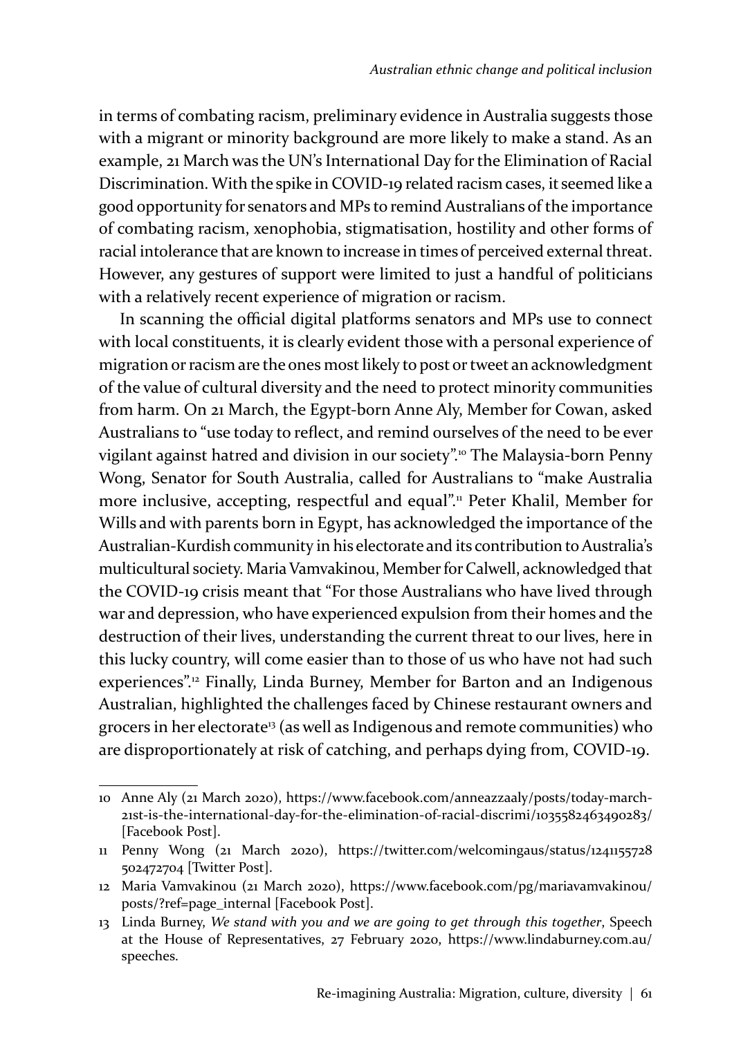in terms of combating racism, preliminary evidence in Australia suggests those with a migrant or minority background are more likely to make a stand. As an example, 21 March was the UN's International Day for the Elimination of Racial Discrimination. With the spike in COVID-19 related racism cases, it seemed like a good opportunity for senators and MPs to remind Australians of the importance of combating racism, xenophobia, stigmatisation, hostility and other forms of racial intolerance that are known to increase in times of perceived external threat. However, any gestures of support were limited to just a handful of politicians with a relatively recent experience of migration or racism.

In scanning the official digital platforms senators and MPs use to connect with local constituents, it is clearly evident those with a personal experience of migration or racism are the ones most likely to post or tweet an acknowledgment of the value of cultural diversity and the need to protect minority communities from harm. On 21 March, the Egypt-born Anne Aly, Member for Cowan, asked Australians to "use today to reflect, and remind ourselves of the need to be ever vigilant against hatred and division in our society".[10] The Malaysia-born Penny Wong, Senator for South Australia, called for Australians to "make Australia more inclusive, accepting, respectful and equal".[11] Peter Khalil, Member for Wills and with parents born in Egypt, has acknowledged the importance of the Australian-Kurdish community in his electorate and its contribution to Australia's multicultural society. Maria Vamvakinou, Member for Calwell, acknowledged that the COVID-19 crisis meant that "For those Australians who have lived through war and depression, who have experienced expulsion from their homes and the destruction of their lives, understanding the current threat to our lives, here in this lucky country, will come easier than to those of us who have not had such experiences".[12] Finally, Linda Burney, Member for Barton and an Indigenous Australian, highlighted the challenges faced by Chinese restaurant owners and grocers in her electorate[13] (as well as Indigenous and remote communities) who are disproportionately at risk of catching, and perhaps dying from, COVID-19.

---

10 Anne Aly (21 March 2020), https://www.facebook.com/anneazzaaly/posts/today-march-21st-is-the-international-day-for-the-elimination-of-racial-discrimi/1035582463490283/ [Facebook Post].

11 Penny Wong (21 March 2020), https://twitter.com/welcomingaus/status/1241155728502472704 [Twitter Post].

12 Maria Vamvakinou (21 March 2020), https://www.facebook.com/pg/mariavamvakinou/posts/?ref=page_internal [Facebook Post].

13 Linda Burney, *We stand with you and we are going to get through this together*, Speech at the House of Representatives, 27 February 2020, https://www.lindaburney.com.au/speeches.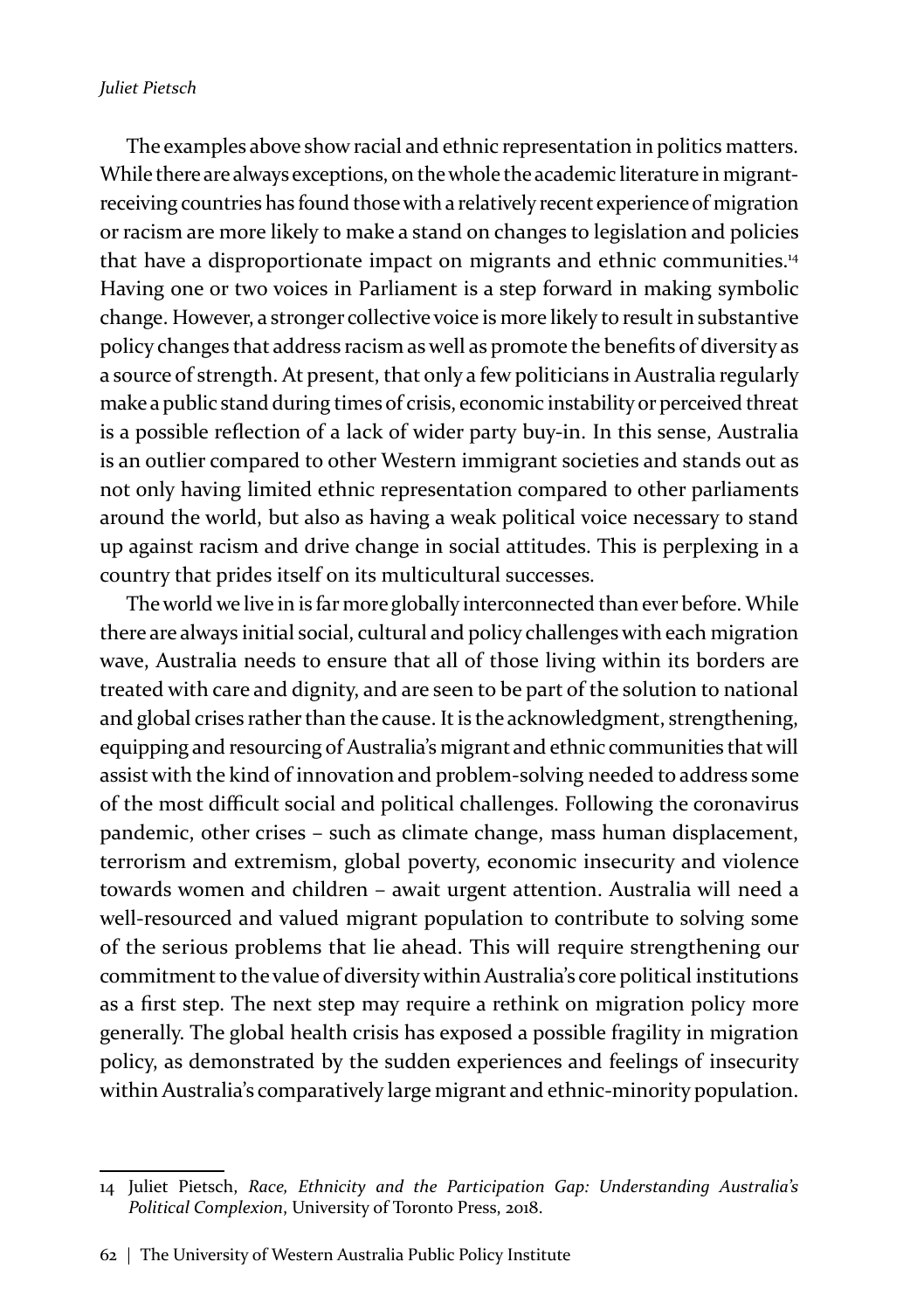The examples above show racial and ethnic representation in politics matters. While there are always exceptions, on the whole the academic literature in migrant-receiving countries has found those with a relatively recent experience of migration or racism are more likely to make a stand on changes to legislation and policies that have a disproportionate impact on migrants and ethnic communities.[14] Having one or two voices in Parliament is a step forward in making symbolic change. However, a stronger collective voice is more likely to result in substantive policy changes that address racism as well as promote the benefits of diversity as a source of strength. At present, that only a few politicians in Australia regularly make a public stand during times of crisis, economic instability or perceived threat is a possible reflection of a lack of wider party buy-in. In this sense, Australia is an outlier compared to other Western immigrant societies and stands out as not only having limited ethnic representation compared to other parliaments around the world, but also as having a weak political voice necessary to stand up against racism and drive change in social attitudes. This is perplexing in a country that prides itself on its multicultural successes.

The world we live in is far more globally interconnected than ever before. While there are always initial social, cultural and policy challenges with each migration wave, Australia needs to ensure that all of those living within its borders are treated with care and dignity, and are seen to be part of the solution to national and global crises rather than the cause. It is the acknowledgment, strengthening, equipping and resourcing of Australia's migrant and ethnic communities that will assist with the kind of innovation and problem-solving needed to address some of the most difficult social and political challenges. Following the coronavirus pandemic, other crises – such as climate change, mass human displacement, terrorism and extremism, global poverty, economic insecurity and violence towards women and children – await urgent attention. Australia will need a well-resourced and valued migrant population to contribute to solving some of the serious problems that lie ahead. This will require strengthening our commitment to the value of diversity within Australia's core political institutions as a first step. The next step may require a rethink on migration policy more generally. The global health crisis has exposed a possible fragility in migration policy, as demonstrated by the sudden experiences and feelings of insecurity within Australia's comparatively large migrant and ethnic-minority population.

---

14 Juliet Pietsch, *Race, Ethnicity and the Participation Gap: Understanding Australia's Political Complexion*, University of Toronto Press, 2018.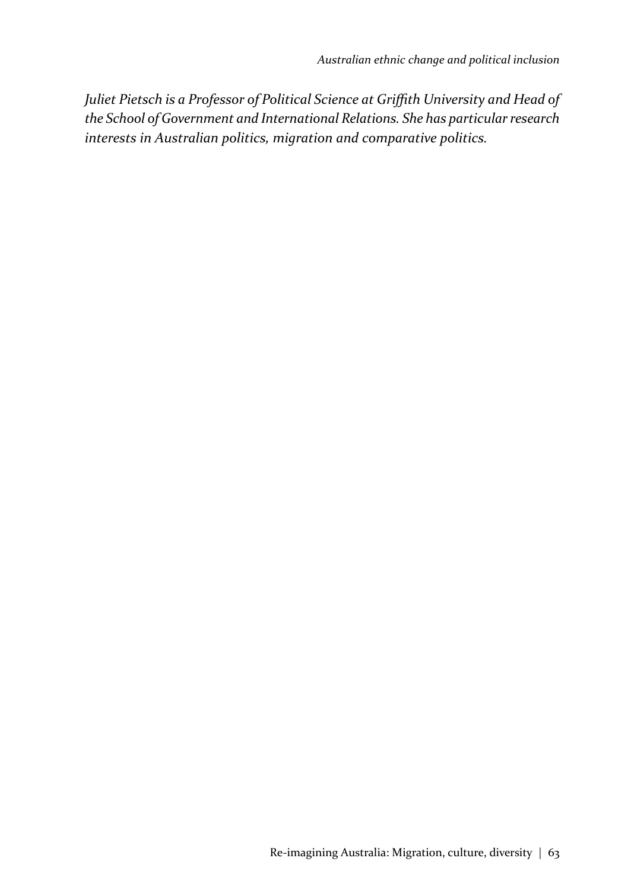*Juliet Pietsch is a Professor of Political Science at Griffith University and Head of the School of Government and International Relations. She has particular research interests in Australian politics, migration and comparative politics.*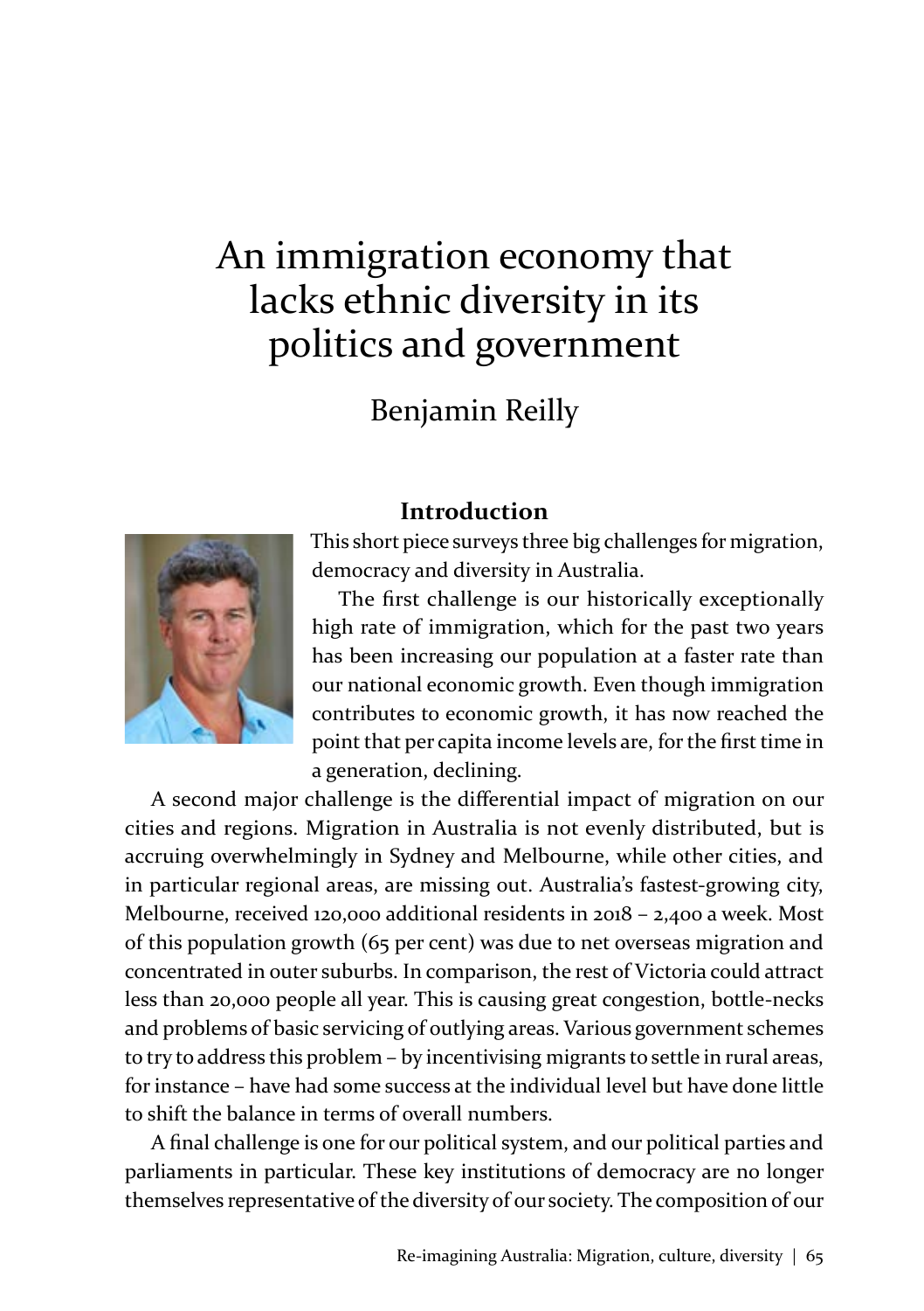# An immigration economy that lacks ethnic diversity in its politics and government

## Benjamin Reilly

### Introduction

This short piece surveys three big challenges for migration, democracy and diversity in Australia.

The first challenge is our historically exceptionally high rate of immigration, which for the past two years has been increasing our population at a faster rate than our national economic growth. Even though immigration contributes to economic growth, it has now reached the point that per capita income levels are, for the first time in a generation, declining.

A second major challenge is the differential impact of migration on our cities and regions. Migration in Australia is not evenly distributed, but is accruing overwhelmingly in Sydney and Melbourne, while other cities, and in particular regional areas, are missing out. Australia's fastest-growing city, Melbourne, received 120,000 additional residents in 2018 – 2,400 a week. Most of this population growth (65 per cent) was due to net overseas migration and concentrated in outer suburbs. In comparison, the rest of Victoria could attract less than 20,000 people all year. This is causing great congestion, bottle-necks and problems of basic servicing of outlying areas. Various government schemes to try to address this problem – by incentivising migrants to settle in rural areas, for instance – have had some success at the individual level but have done little to shift the balance in terms of overall numbers.

A final challenge is one for our political system, and our political parties and parliaments in particular. These key institutions of democracy are no longer themselves representative of the diversity of our society. The composition of our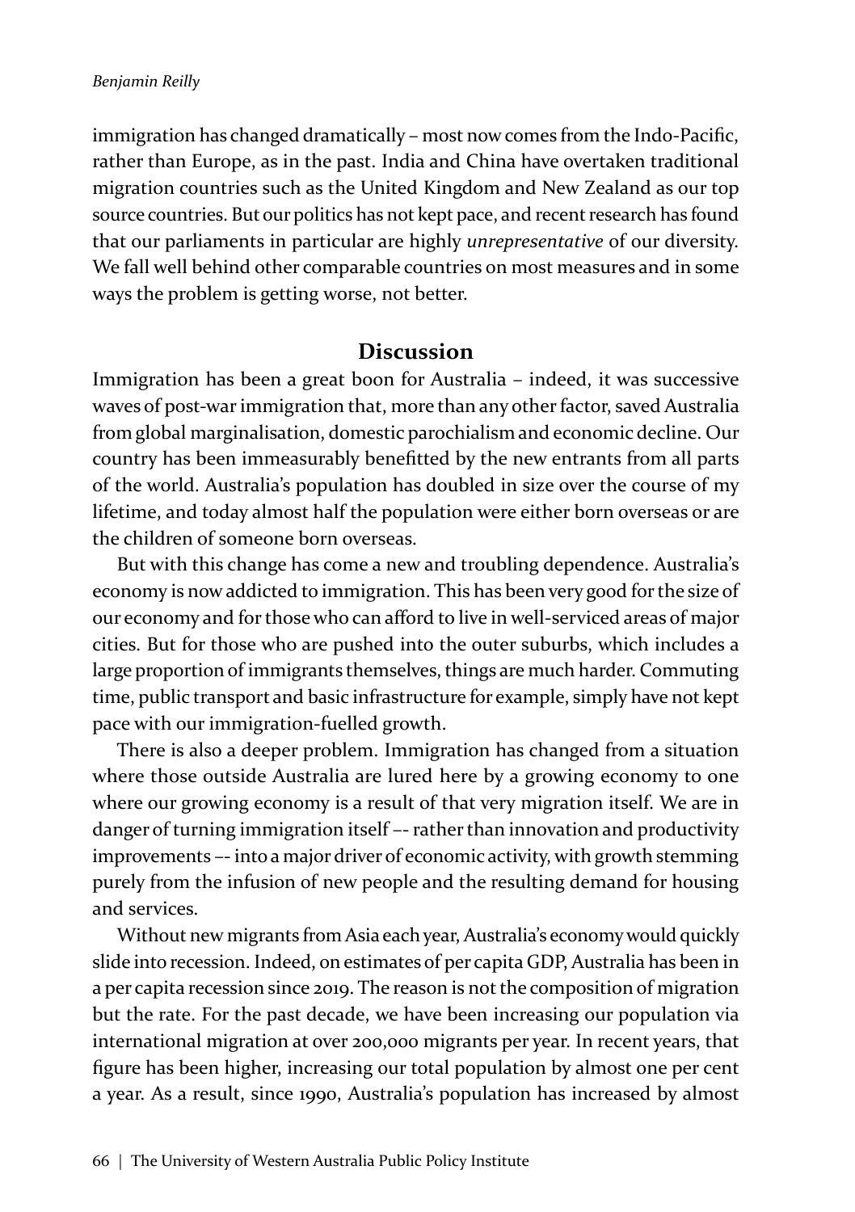immigration has changed dramatically – most now comes from the Indo-Pacific, rather than Europe, as in the past. India and China have overtaken traditional migration countries such as the United Kingdom and New Zealand as our top source countries. But our politics has not kept pace, and recent research has found that our parliaments in particular are highly *unrepresentative* of our diversity. We fall well behind other comparable countries on most measures and in some ways the problem is getting worse, not better.

## Discussion

Immigration has been a great boon for Australia – indeed, it was successive waves of post-war immigration that, more than any other factor, saved Australia from global marginalisation, domestic parochialism and economic decline. Our country has been immeasurably benefitted by the new entrants from all parts of the world. Australia's population has doubled in size over the course of my lifetime, and today almost half the population were either born overseas or are the children of someone born overseas.

But with this change has come a new and troubling dependence. Australia's economy is now addicted to immigration. This has been very good for the size of our economy and for those who can afford to live in well-serviced areas of major cities. But for those who are pushed into the outer suburbs, which includes a large proportion of immigrants themselves, things are much harder. Commuting time, public transport and basic infrastructure for example, simply have not kept pace with our immigration-fuelled growth.

There is also a deeper problem. Immigration has changed from a situation where those outside Australia are lured here by a growing economy to one where our growing economy is a result of that very migration itself. We are in danger of turning immigration itself –- rather than innovation and productivity improvements –- into a major driver of economic activity, with growth stemming purely from the infusion of new people and the resulting demand for housing and services.

Without new migrants from Asia each year, Australia's economy would quickly slide into recession. Indeed, on estimates of per capita GDP, Australia has been in a per capita recession since 2019. The reason is not the composition of migration but the rate. For the past decade, we have been increasing our population via international migration at over 200,000 migrants per year. In recent years, that figure has been higher, increasing our total population by almost one per cent a year. As a result, since 1990, Australia's population has increased by almost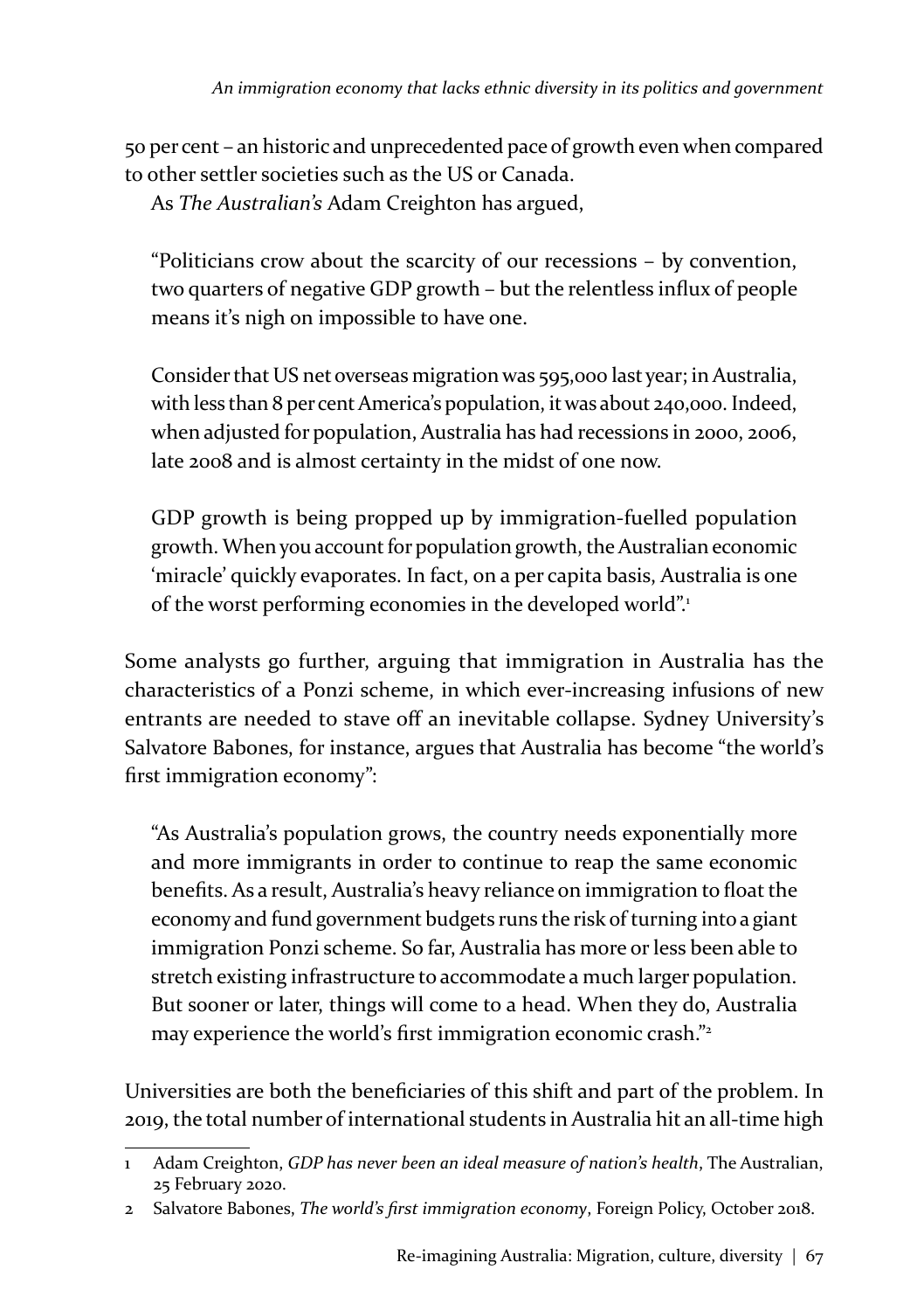50 per cent – an historic and unprecedented pace of growth even when compared to other settler societies such as the US or Canada.

As *The Australian's* Adam Creighton has argued,

> "Politicians crow about the scarcity of our recessions – by convention, two quarters of negative GDP growth – but the relentless influx of people means it's nigh on impossible to have one.
>
> Consider that US net overseas migration was 595,000 last year; in Australia, with less than 8 per cent America's population, it was about 240,000. Indeed, when adjusted for population, Australia has had recessions in 2000, 2006, late 2008 and is almost certainty in the midst of one now.
>
> GDP growth is being propped up by immigration-fuelled population growth. When you account for population growth, the Australian economic 'miracle' quickly evaporates. In fact, on a per capita basis, Australia is one of the worst performing economies in the developed world".[1]

Some analysts go further, arguing that immigration in Australia has the characteristics of a Ponzi scheme, in which ever-increasing infusions of new entrants are needed to stave off an inevitable collapse. Sydney University's Salvatore Babones, for instance, argues that Australia has become "the world's first immigration economy":

> "As Australia's population grows, the country needs exponentially more and more immigrants in order to continue to reap the same economic benefits. As a result, Australia's heavy reliance on immigration to float the economy and fund government budgets runs the risk of turning into a giant immigration Ponzi scheme. So far, Australia has more or less been able to stretch existing infrastructure to accommodate a much larger population. But sooner or later, things will come to a head. When they do, Australia may experience the world's first immigration economic crash."[2]

Universities are both the beneficiaries of this shift and part of the problem. In 2019, the total number of international students in Australia hit an all-time high

---

1 Adam Creighton, *GDP has never been an ideal measure of nation's health*, The Australian, 25 February 2020.

2 Salvatore Babones, *The world's first immigration economy*, Foreign Policy, October 2018.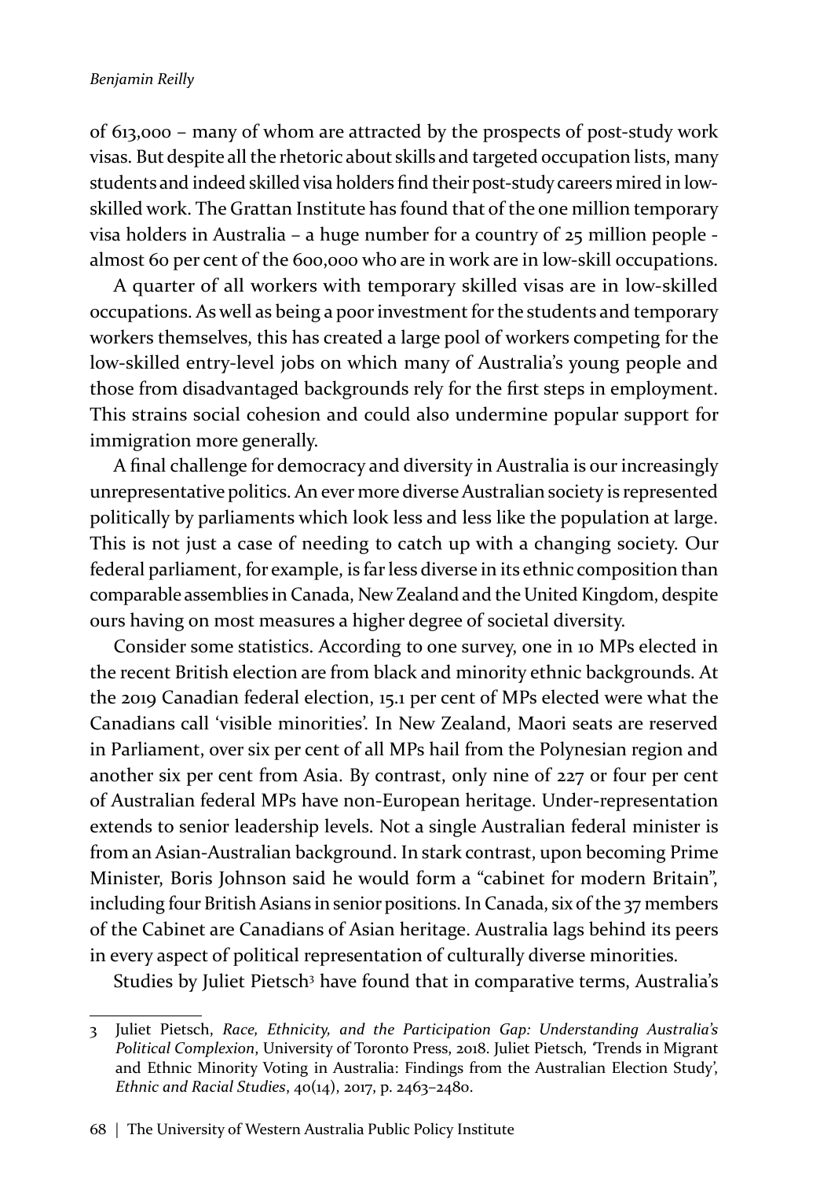of 613,000 – many of whom are attracted by the prospects of post-study work visas. But despite all the rhetoric about skills and targeted occupation lists, many students and indeed skilled visa holders find their post-study careers mired in low-skilled work. The Grattan Institute has found that of the one million temporary visa holders in Australia – a huge number for a country of 25 million people - almost 60 per cent of the 600,000 who are in work are in low-skill occupations.

A quarter of all workers with temporary skilled visas are in low-skilled occupations. As well as being a poor investment for the students and temporary workers themselves, this has created a large pool of workers competing for the low-skilled entry-level jobs on which many of Australia's young people and those from disadvantaged backgrounds rely for the first steps in employment. This strains social cohesion and could also undermine popular support for immigration more generally.

A final challenge for democracy and diversity in Australia is our increasingly unrepresentative politics. An ever more diverse Australian society is represented politically by parliaments which look less and less like the population at large. This is not just a case of needing to catch up with a changing society. Our federal parliament, for example, is far less diverse in its ethnic composition than comparable assemblies in Canada, New Zealand and the United Kingdom, despite ours having on most measures a higher degree of societal diversity.

Consider some statistics. According to one survey, one in 10 MPs elected in the recent British election are from black and minority ethnic backgrounds. At the 2019 Canadian federal election, 15.1 per cent of MPs elected were what the Canadians call 'visible minorities'. In New Zealand, Maori seats are reserved in Parliament, over six per cent of all MPs hail from the Polynesian region and another six per cent from Asia. By contrast, only nine of 227 or four per cent of Australian federal MPs have non-European heritage. Under-representation extends to senior leadership levels. Not a single Australian federal minister is from an Asian-Australian background. In stark contrast, upon becoming Prime Minister, Boris Johnson said he would form a "cabinet for modern Britain", including four British Asians in senior positions. In Canada, six of the 37 members of the Cabinet are Canadians of Asian heritage. Australia lags behind its peers in every aspect of political representation of culturally diverse minorities.

Studies by Juliet Pietsch[3] have found that in comparative terms, Australia's

---

3 Juliet Pietsch, *Race, Ethnicity, and the Participation Gap: Understanding Australia's Political Complexion*, University of Toronto Press, 2018. Juliet Pietsch, 'Trends in Migrant and Ethnic Minority Voting in Australia: Findings from the Australian Election Study', *Ethnic and Racial Studies*, 40(14), 2017, p. 2463–2480.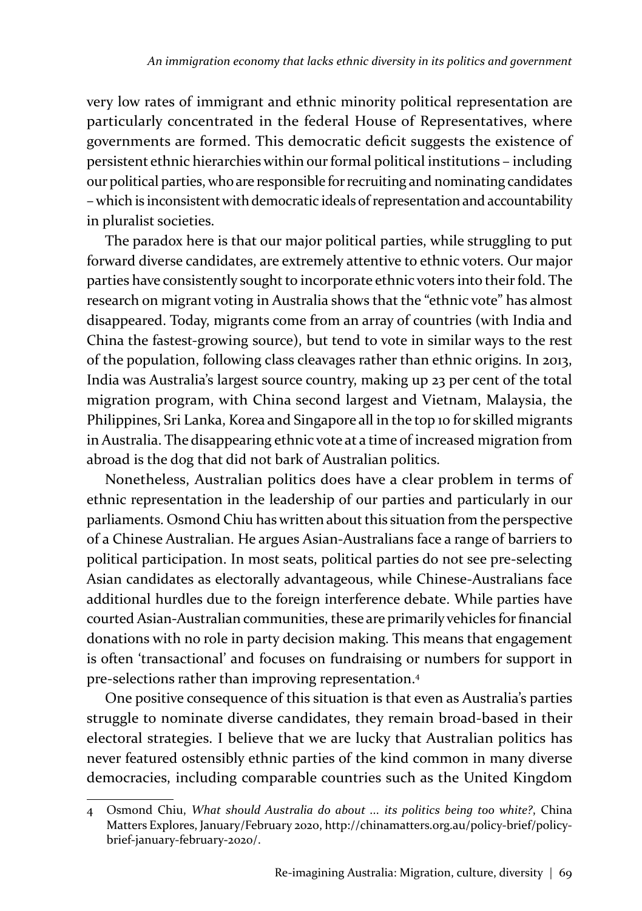very low rates of immigrant and ethnic minority political representation are particularly concentrated in the federal House of Representatives, where governments are formed. This democratic deficit suggests the existence of persistent ethnic hierarchies within our formal political institutions – including our political parties, who are responsible for recruiting and nominating candidates – which is inconsistent with democratic ideals of representation and accountability in pluralist societies.

The paradox here is that our major political parties, while struggling to put forward diverse candidates, are extremely attentive to ethnic voters. Our major parties have consistently sought to incorporate ethnic voters into their fold. The research on migrant voting in Australia shows that the "ethnic vote" has almost disappeared. Today, migrants come from an array of countries (with India and China the fastest-growing source), but tend to vote in similar ways to the rest of the population, following class cleavages rather than ethnic origins. In 2013, India was Australia's largest source country, making up 23 per cent of the total migration program, with China second largest and Vietnam, Malaysia, the Philippines, Sri Lanka, Korea and Singapore all in the top 10 for skilled migrants in Australia. The disappearing ethnic vote at a time of increased migration from abroad is the dog that did not bark of Australian politics.

Nonetheless, Australian politics does have a clear problem in terms of ethnic representation in the leadership of our parties and particularly in our parliaments. Osmond Chiu has written about this situation from the perspective of a Chinese Australian. He argues Asian-Australians face a range of barriers to political participation. In most seats, political parties do not see pre-selecting Asian candidates as electorally advantageous, while Chinese-Australians face additional hurdles due to the foreign interference debate. While parties have courted Asian-Australian communities, these are primarily vehicles for financial donations with no role in party decision making. This means that engagement is often 'transactional' and focuses on fundraising or numbers for support in pre-selections rather than improving representation.[4]

One positive consequence of this situation is that even as Australia's parties struggle to nominate diverse candidates, they remain broad-based in their electoral strategies. I believe that we are lucky that Australian politics has never featured ostensibly ethnic parties of the kind common in many diverse democracies, including comparable countries such as the United Kingdom

---

4 Osmond Chiu, *What should Australia do about ... its politics being too white?*, China Matters Explores, January/February 2020, http://chinamatters.org.au/policy-brief/policy-brief-january-february-2020/.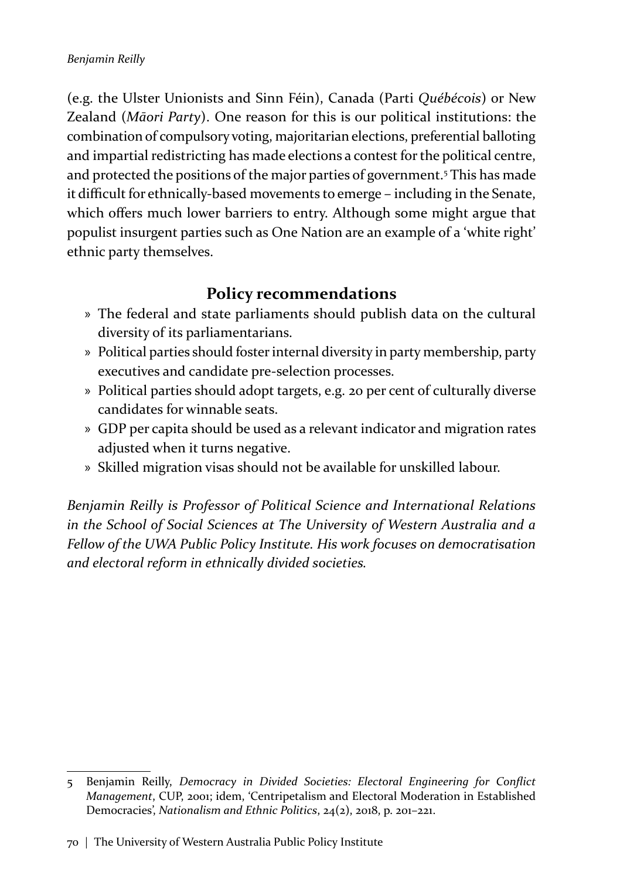(e.g. the Ulster Unionists and Sinn Féin), Canada (Parti *Québécois*) or New Zealand (*Māori Party*). One reason for this is our political institutions: the combination of compulsory voting, majoritarian elections, preferential balloting and impartial redistricting has made elections a contest for the political centre, and protected the positions of the major parties of government.[5] This has made it difficult for ethnically-based movements to emerge – including in the Senate, which offers much lower barriers to entry. Although some might argue that populist insurgent parties such as One Nation are an example of a 'white right' ethnic party themselves.

## Policy recommendations

- The federal and state parliaments should publish data on the cultural diversity of its parliamentarians.
- Political parties should foster internal diversity in party membership, party executives and candidate pre-selection processes.
- Political parties should adopt targets, e.g. 20 per cent of culturally diverse candidates for winnable seats.
- GDP per capita should be used as a relevant indicator and migration rates adjusted when it turns negative.
- Skilled migration visas should not be available for unskilled labour.

*Benjamin Reilly is Professor of Political Science and International Relations in the School of Social Sciences at The University of Western Australia and a Fellow of the UWA Public Policy Institute. His work focuses on democratisation and electoral reform in ethnically divided societies.*

---

5 Benjamin Reilly, *Democracy in Divided Societies: Electoral Engineering for Conflict Management*, CUP, 2001; idem, 'Centripetalism and Electoral Moderation in Established Democracies', *Nationalism and Ethnic Politics*, 24(2), 2018, p. 201–221.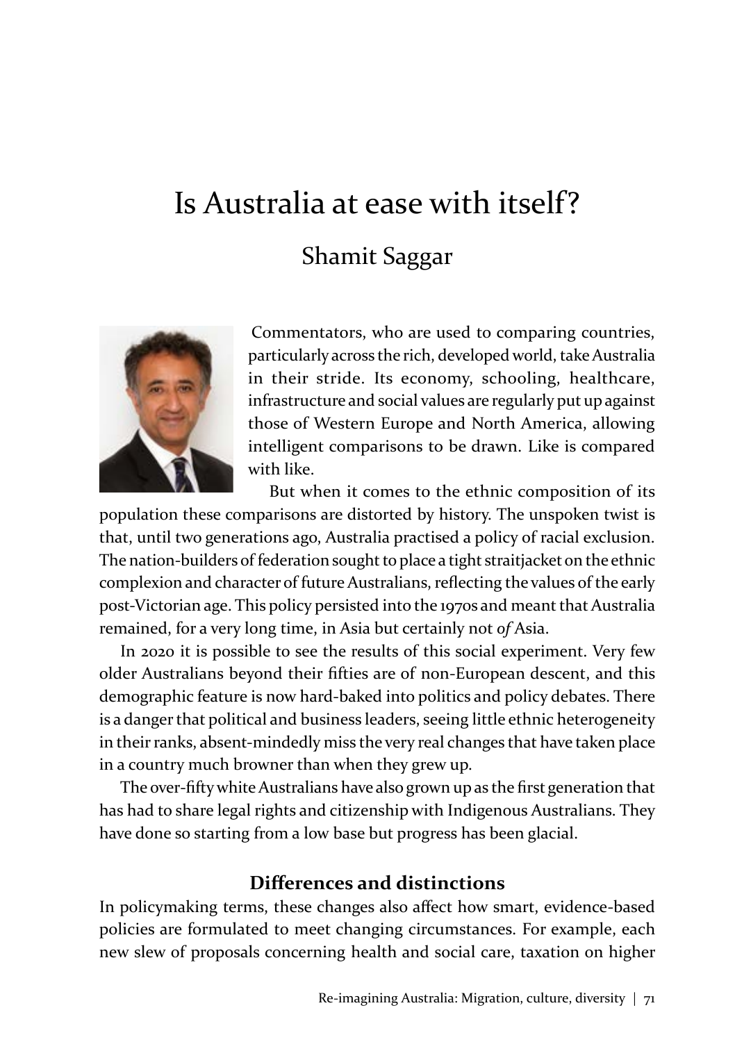# Is Australia at ease with itself?

## Shamit Saggar

Commentators, who are used to comparing countries, particularly across the rich, developed world, take Australia in their stride. Its economy, schooling, healthcare, infrastructure and social values are regularly put up against those of Western Europe and North America, allowing intelligent comparisons to be drawn. Like is compared with like.

But when it comes to the ethnic composition of its population these comparisons are distorted by history. The unspoken twist is that, until two generations ago, Australia practised a policy of racial exclusion. The nation-builders of federation sought to place a tight straitjacket on the ethnic complexion and character of future Australians, reflecting the values of the early post-Victorian age. This policy persisted into the 1970s and meant that Australia remained, for a very long time, in Asia but certainly not *of* Asia.

In 2020 it is possible to see the results of this social experiment. Very few older Australians beyond their fifties are of non-European descent, and this demographic feature is now hard-baked into politics and policy debates. There is a danger that political and business leaders, seeing little ethnic heterogeneity in their ranks, absent-mindedly miss the very real changes that have taken place in a country much browner than when they grew up.

The over-fifty white Australians have also grown up as the first generation that has had to share legal rights and citizenship with Indigenous Australians. They have done so starting from a low base but progress has been glacial.

### Differences and distinctions

In policymaking terms, these changes also affect how smart, evidence-based policies are formulated to meet changing circumstances. For example, each new slew of proposals concerning health and social care, taxation on higher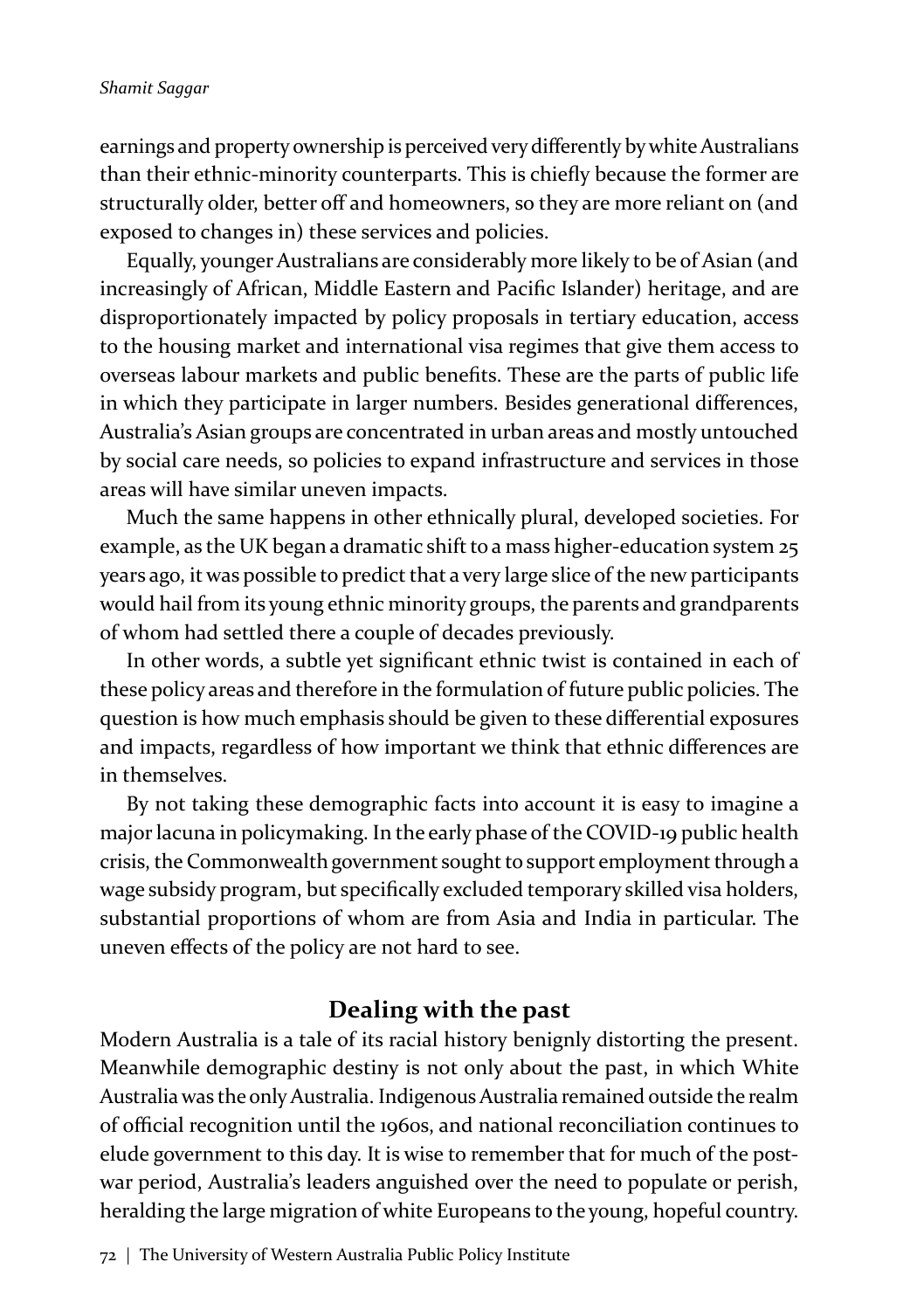earnings and property ownership is perceived very differently by white Australians than their ethnic-minority counterparts. This is chiefly because the former are structurally older, better off and homeowners, so they are more reliant on (and exposed to changes in) these services and policies.

Equally, younger Australians are considerably more likely to be of Asian (and increasingly of African, Middle Eastern and Pacific Islander) heritage, and are disproportionately impacted by policy proposals in tertiary education, access to the housing market and international visa regimes that give them access to overseas labour markets and public benefits. These are the parts of public life in which they participate in larger numbers. Besides generational differences, Australia's Asian groups are concentrated in urban areas and mostly untouched by social care needs, so policies to expand infrastructure and services in those areas will have similar uneven impacts.

Much the same happens in other ethnically plural, developed societies. For example, as the UK began a dramatic shift to a mass higher-education system 25 years ago, it was possible to predict that a very large slice of the new participants would hail from its young ethnic minority groups, the parents and grandparents of whom had settled there a couple of decades previously.

In other words, a subtle yet significant ethnic twist is contained in each of these policy areas and therefore in the formulation of future public policies. The question is how much emphasis should be given to these differential exposures and impacts, regardless of how important we think that ethnic differences are in themselves.

By not taking these demographic facts into account it is easy to imagine a major lacuna in policymaking. In the early phase of the COVID-19 public health crisis, the Commonwealth government sought to support employment through a wage subsidy program, but specifically excluded temporary skilled visa holders, substantial proportions of whom are from Asia and India in particular. The uneven effects of the policy are not hard to see.

## Dealing with the past

Modern Australia is a tale of its racial history benignly distorting the present. Meanwhile demographic destiny is not only about the past, in which White Australia was the only Australia. Indigenous Australia remained outside the realm of official recognition until the 1960s, and national reconciliation continues to elude government to this day. It is wise to remember that for much of the post-war period, Australia's leaders anguished over the need to populate or perish, heralding the large migration of white Europeans to the young, hopeful country.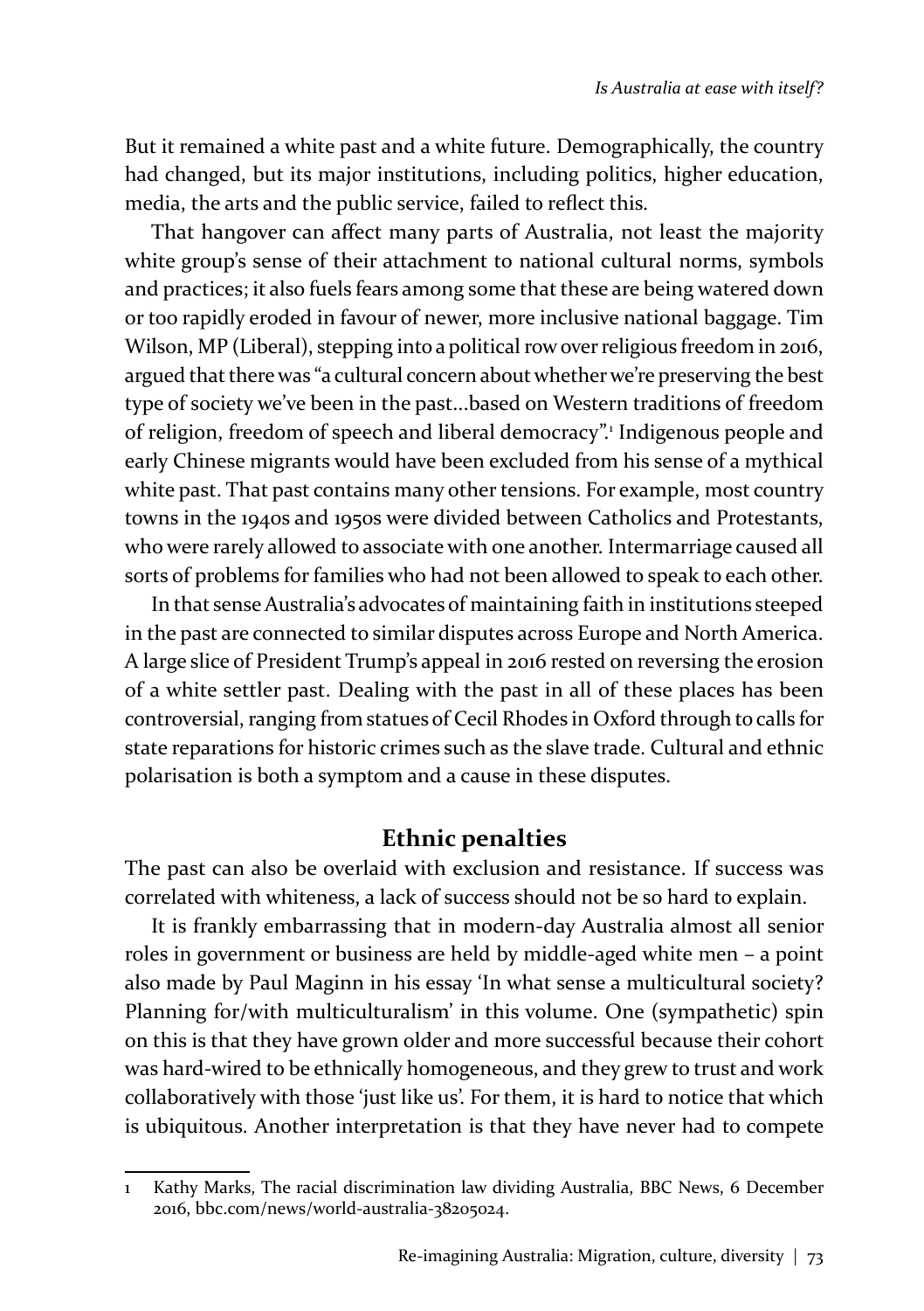But it remained a white past and a white future. Demographically, the country had changed, but its major institutions, including politics, higher education, media, the arts and the public service, failed to reflect this.

That hangover can affect many parts of Australia, not least the majority white group's sense of their attachment to national cultural norms, symbols and practices; it also fuels fears among some that these are being watered down or too rapidly eroded in favour of newer, more inclusive national baggage. Tim Wilson, MP (Liberal), stepping into a political row over religious freedom in 2016, argued that there was "a cultural concern about whether we're preserving the best type of society we've been in the past...based on Western traditions of freedom of religion, freedom of speech and liberal democracy".[1] Indigenous people and early Chinese migrants would have been excluded from his sense of a mythical white past. That past contains many other tensions. For example, most country towns in the 1940s and 1950s were divided between Catholics and Protestants, who were rarely allowed to associate with one another. Intermarriage caused all sorts of problems for families who had not been allowed to speak to each other.

In that sense Australia's advocates of maintaining faith in institutions steeped in the past are connected to similar disputes across Europe and North America. A large slice of President Trump's appeal in 2016 rested on reversing the erosion of a white settler past. Dealing with the past in all of these places has been controversial, ranging from statues of Cecil Rhodes in Oxford through to calls for state reparations for historic crimes such as the slave trade. Cultural and ethnic polarisation is both a symptom and a cause in these disputes.

## Ethnic penalties

The past can also be overlaid with exclusion and resistance. If success was correlated with whiteness, a lack of success should not be so hard to explain.

It is frankly embarrassing that in modern-day Australia almost all senior roles in government or business are held by middle-aged white men – a point also made by Paul Maginn in his essay 'In what sense a multicultural society? Planning for/with multiculturalism' in this volume. One (sympathetic) spin on this is that they have grown older and more successful because their cohort was hard-wired to be ethnically homogeneous, and they grew to trust and work collaboratively with those 'just like us'. For them, it is hard to notice that which is ubiquitous. Another interpretation is that they have never had to compete

---

1 Kathy Marks, The racial discrimination law dividing Australia, BBC News, 6 December 2016, bbc.com/news/world-australia-38205024.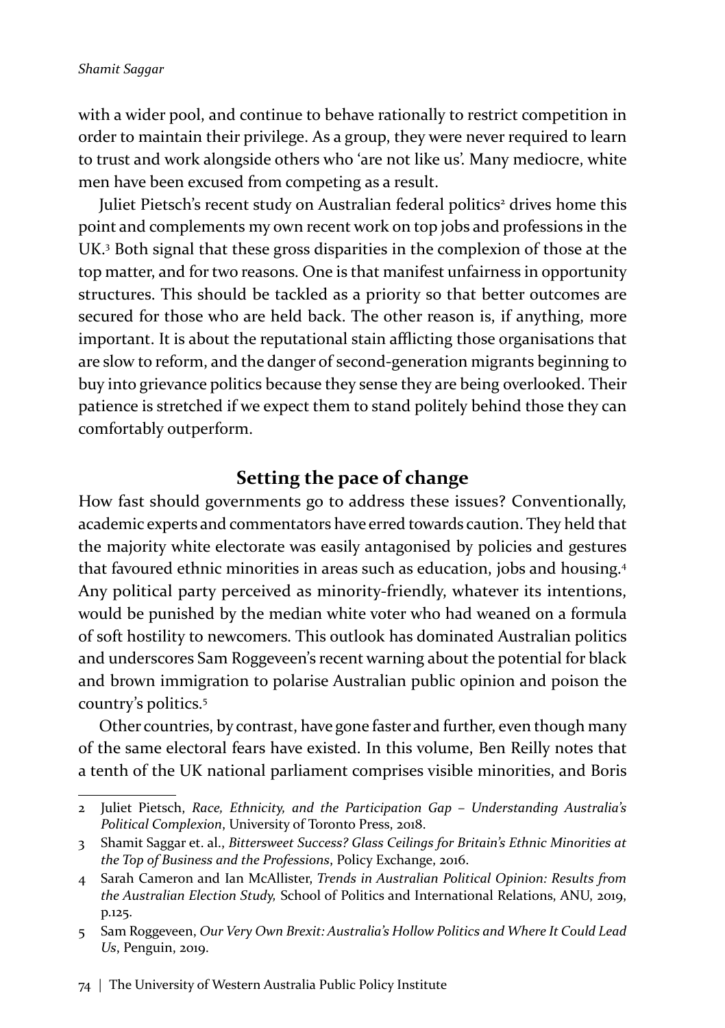with a wider pool, and continue to behave rationally to restrict competition in order to maintain their privilege. As a group, they were never required to learn to trust and work alongside others who 'are not like us'. Many mediocre, white men have been excused from competing as a result.

Juliet Pietsch's recent study on Australian federal politics[2] drives home this point and complements my own recent work on top jobs and professions in the UK.[3] Both signal that these gross disparities in the complexion of those at the top matter, and for two reasons. One is that manifest unfairness in opportunity structures. This should be tackled as a priority so that better outcomes are secured for those who are held back. The other reason is, if anything, more important. It is about the reputational stain afflicting those organisations that are slow to reform, and the danger of second-generation migrants beginning to buy into grievance politics because they sense they are being overlooked. Their patience is stretched if we expect them to stand politely behind those they can comfortably outperform.

## Setting the pace of change

How fast should governments go to address these issues? Conventionally, academic experts and commentators have erred towards caution. They held that the majority white electorate was easily antagonised by policies and gestures that favoured ethnic minorities in areas such as education, jobs and housing.[4] Any political party perceived as minority-friendly, whatever its intentions, would be punished by the median white voter who had weaned on a formula of soft hostility to newcomers. This outlook has dominated Australian politics and underscores Sam Roggeveen's recent warning about the potential for black and brown immigration to polarise Australian public opinion and poison the country's politics.[5]

Other countries, by contrast, have gone faster and further, even though many of the same electoral fears have existed. In this volume, Ben Reilly notes that a tenth of the UK national parliament comprises visible minorities, and Boris

---

2 Juliet Pietsch, *Race, Ethnicity, and the Participation Gap – Understanding Australia's Political Complexion*, University of Toronto Press, 2018.

3 Shamit Saggar et. al., *Bittersweet Success? Glass Ceilings for Britain's Ethnic Minorities at the Top of Business and the Professions*, Policy Exchange, 2016.

4 Sarah Cameron and Ian McAllister, *Trends in Australian Political Opinion: Results from the Australian Election Study,* School of Politics and International Relations, ANU, 2019, p.125.

5 Sam Roggeveen, *Our Very Own Brexit: Australia's Hollow Politics and Where It Could Lead Us*, Penguin, 2019.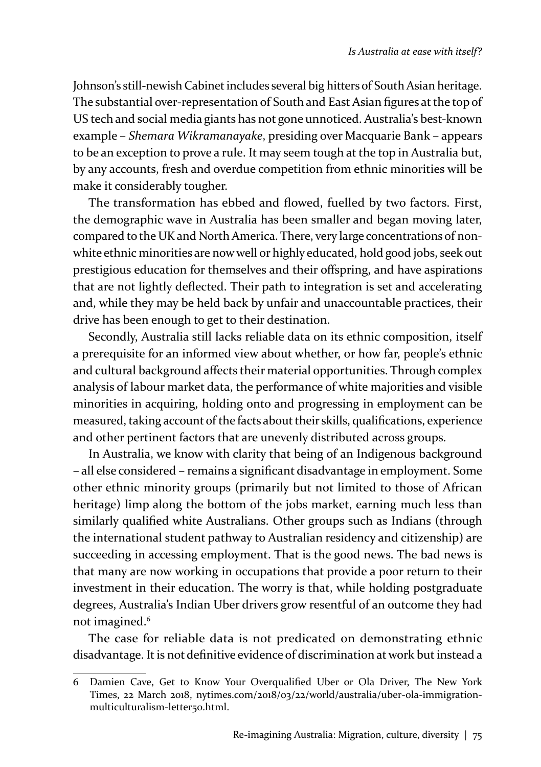Johnson's still-newish Cabinet includes several big hitters of South Asian heritage. The substantial over-representation of South and East Asian figures at the top of US tech and social media giants has not gone unnoticed. Australia's best-known example – *Shemara Wikramanayake*, presiding over Macquarie Bank – appears to be an exception to prove a rule. It may seem tough at the top in Australia but, by any accounts, fresh and overdue competition from ethnic minorities will be make it considerably tougher.

The transformation has ebbed and flowed, fuelled by two factors. First, the demographic wave in Australia has been smaller and began moving later, compared to the UK and North America. There, very large concentrations of non-white ethnic minorities are now well or highly educated, hold good jobs, seek out prestigious education for themselves and their offspring, and have aspirations that are not lightly deflected. Their path to integration is set and accelerating and, while they may be held back by unfair and unaccountable practices, their drive has been enough to get to their destination.

Secondly, Australia still lacks reliable data on its ethnic composition, itself a prerequisite for an informed view about whether, or how far, people's ethnic and cultural background affects their material opportunities. Through complex analysis of labour market data, the performance of white majorities and visible minorities in acquiring, holding onto and progressing in employment can be measured, taking account of the facts about their skills, qualifications, experience and other pertinent factors that are unevenly distributed across groups.

In Australia, we know with clarity that being of an Indigenous background – all else considered – remains a significant disadvantage in employment. Some other ethnic minority groups (primarily but not limited to those of African heritage) limp along the bottom of the jobs market, earning much less than similarly qualified white Australians. Other groups such as Indians (through the international student pathway to Australian residency and citizenship) are succeeding in accessing employment. That is the good news. The bad news is that many are now working in occupations that provide a poor return to their investment in their education. The worry is that, while holding postgraduate degrees, Australia's Indian Uber drivers grow resentful of an outcome they had not imagined.[6]

The case for reliable data is not predicated on demonstrating ethnic disadvantage. It is not definitive evidence of discrimination at work but instead a

---

6 Damien Cave, Get to Know Your Overqualified Uber or Ola Driver, The New York Times, 22 March 2018, nytimes.com/2018/03/22/world/australia/uber-ola-immigration-multiculturalism-letter50.html.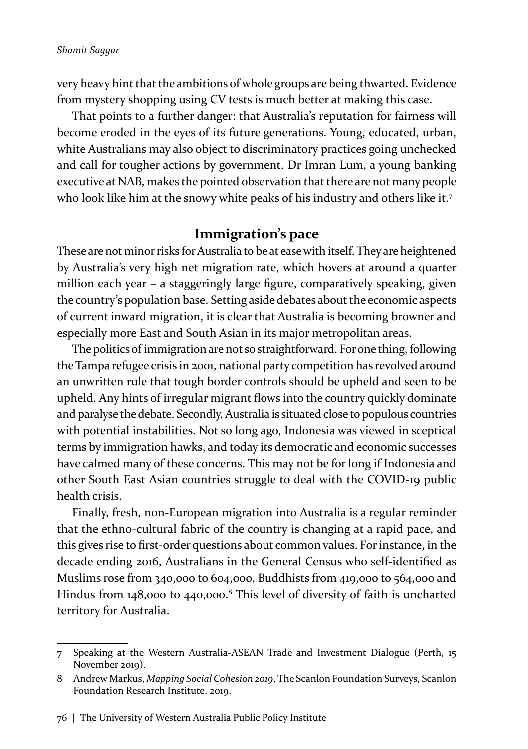very heavy hint that the ambitions of whole groups are being thwarted. Evidence from mystery shopping using CV tests is much better at making this case.

That points to a further danger: that Australia's reputation for fairness will become eroded in the eyes of its future generations. Young, educated, urban, white Australians may also object to discriminatory practices going unchecked and call for tougher actions by government. Dr Imran Lum, a young banking executive at NAB, makes the pointed observation that there are not many people who look like him at the snowy white peaks of his industry and others like it.[7]

## Immigration's pace

These are not minor risks for Australia to be at ease with itself. They are heightened by Australia's very high net migration rate, which hovers at around a quarter million each year – a staggeringly large figure, comparatively speaking, given the country's population base. Setting aside debates about the economic aspects of current inward migration, it is clear that Australia is becoming browner and especially more East and South Asian in its major metropolitan areas.

The politics of immigration are not so straightforward. For one thing, following the Tampa refugee crisis in 2001, national party competition has revolved around an unwritten rule that tough border controls should be upheld and seen to be upheld. Any hints of irregular migrant flows into the country quickly dominate and paralyse the debate. Secondly, Australia is situated close to populous countries with potential instabilities. Not so long ago, Indonesia was viewed in sceptical terms by immigration hawks, and today its democratic and economic successes have calmed many of these concerns. This may not be for long if Indonesia and other South East Asian countries struggle to deal with the COVID-19 public health crisis.

Finally, fresh, non-European migration into Australia is a regular reminder that the ethno-cultural fabric of the country is changing at a rapid pace, and this gives rise to first-order questions about common values. For instance, in the decade ending 2016, Australians in the General Census who self-identified as Muslims rose from 340,000 to 604,000, Buddhists from 419,000 to 564,000 and Hindus from 148,000 to 440,000.[8] This level of diversity of faith is uncharted territory for Australia.

---

7 Speaking at the Western Australia-ASEAN Trade and Investment Dialogue (Perth, 15 November 2019).

8 Andrew Markus, *Mapping Social Cohesion 2019*, The Scanlon Foundation Surveys, Scanlon Foundation Research Institute, 2019.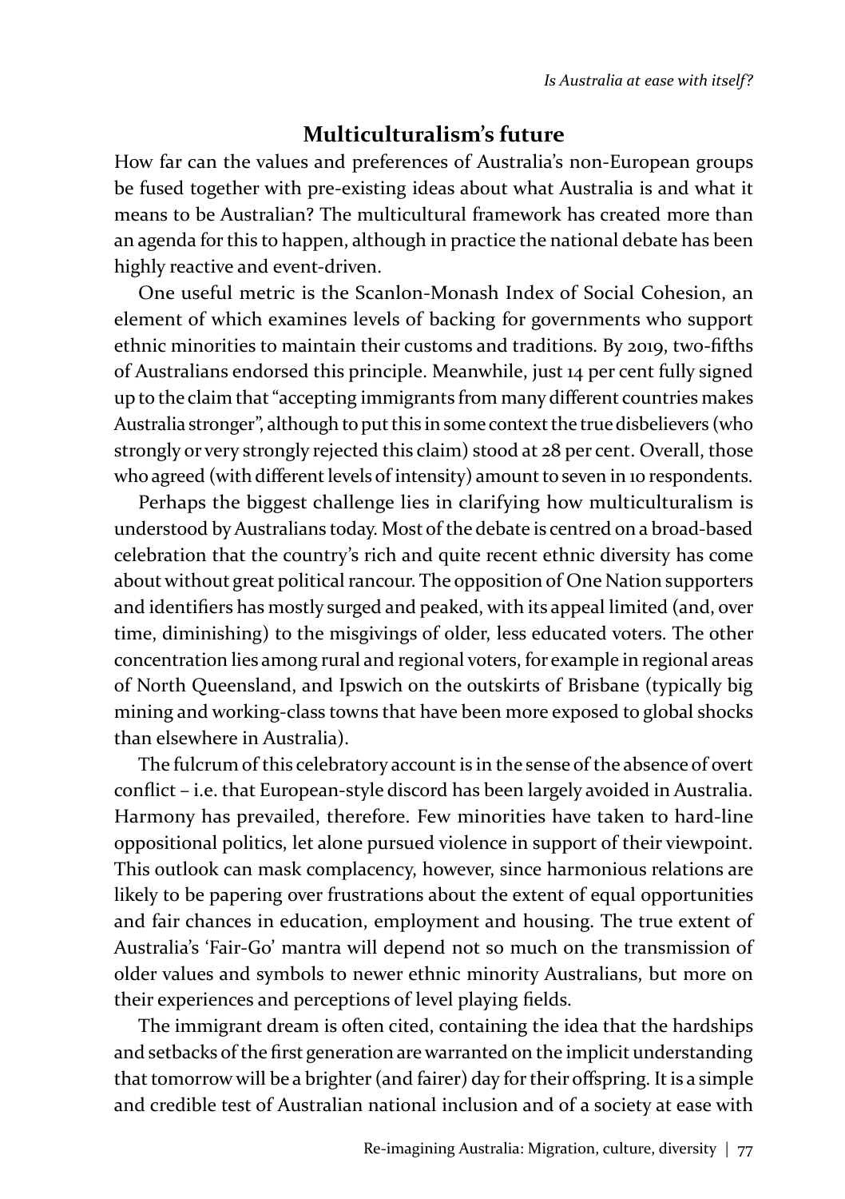## Multiculturalism's future

How far can the values and preferences of Australia's non-European groups be fused together with pre-existing ideas about what Australia is and what it means to be Australian? The multicultural framework has created more than an agenda for this to happen, although in practice the national debate has been highly reactive and event-driven.

One useful metric is the Scanlon-Monash Index of Social Cohesion, an element of which examines levels of backing for governments who support ethnic minorities to maintain their customs and traditions. By 2019, two-fifths of Australians endorsed this principle. Meanwhile, just 14 per cent fully signed up to the claim that "accepting immigrants from many different countries makes Australia stronger", although to put this in some context the true disbelievers (who strongly or very strongly rejected this claim) stood at 28 per cent. Overall, those who agreed (with different levels of intensity) amount to seven in 10 respondents.

Perhaps the biggest challenge lies in clarifying how multiculturalism is understood by Australians today. Most of the debate is centred on a broad-based celebration that the country's rich and quite recent ethnic diversity has come about without great political rancour. The opposition of One Nation supporters and identifiers has mostly surged and peaked, with its appeal limited (and, over time, diminishing) to the misgivings of older, less educated voters. The other concentration lies among rural and regional voters, for example in regional areas of North Queensland, and Ipswich on the outskirts of Brisbane (typically big mining and working-class towns that have been more exposed to global shocks than elsewhere in Australia).

The fulcrum of this celebratory account is in the sense of the absence of overt conflict – i.e. that European-style discord has been largely avoided in Australia. Harmony has prevailed, therefore. Few minorities have taken to hard-line oppositional politics, let alone pursued violence in support of their viewpoint. This outlook can mask complacency, however, since harmonious relations are likely to be papering over frustrations about the extent of equal opportunities and fair chances in education, employment and housing. The true extent of Australia's 'Fair-Go' mantra will depend not so much on the transmission of older values and symbols to newer ethnic minority Australians, but more on their experiences and perceptions of level playing fields.

The immigrant dream is often cited, containing the idea that the hardships and setbacks of the first generation are warranted on the implicit understanding that tomorrow will be a brighter (and fairer) day for their offspring. It is a simple and credible test of Australian national inclusion and of a society at ease with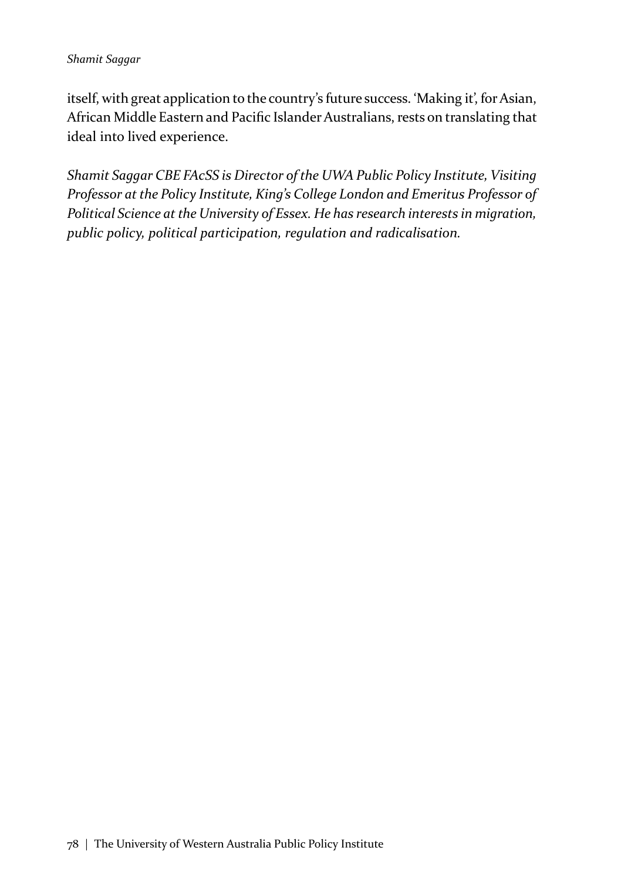itself, with great application to the country's future success. 'Making it', for Asian, African Middle Eastern and Pacific Islander Australians, rests on translating that ideal into lived experience.

*Shamit Saggar CBE FAcSS is Director of the UWA Public Policy Institute, Visiting Professor at the Policy Institute, King's College London and Emeritus Professor of Political Science at the University of Essex. He has research interests in migration, public policy, political participation, regulation and radicalisation.*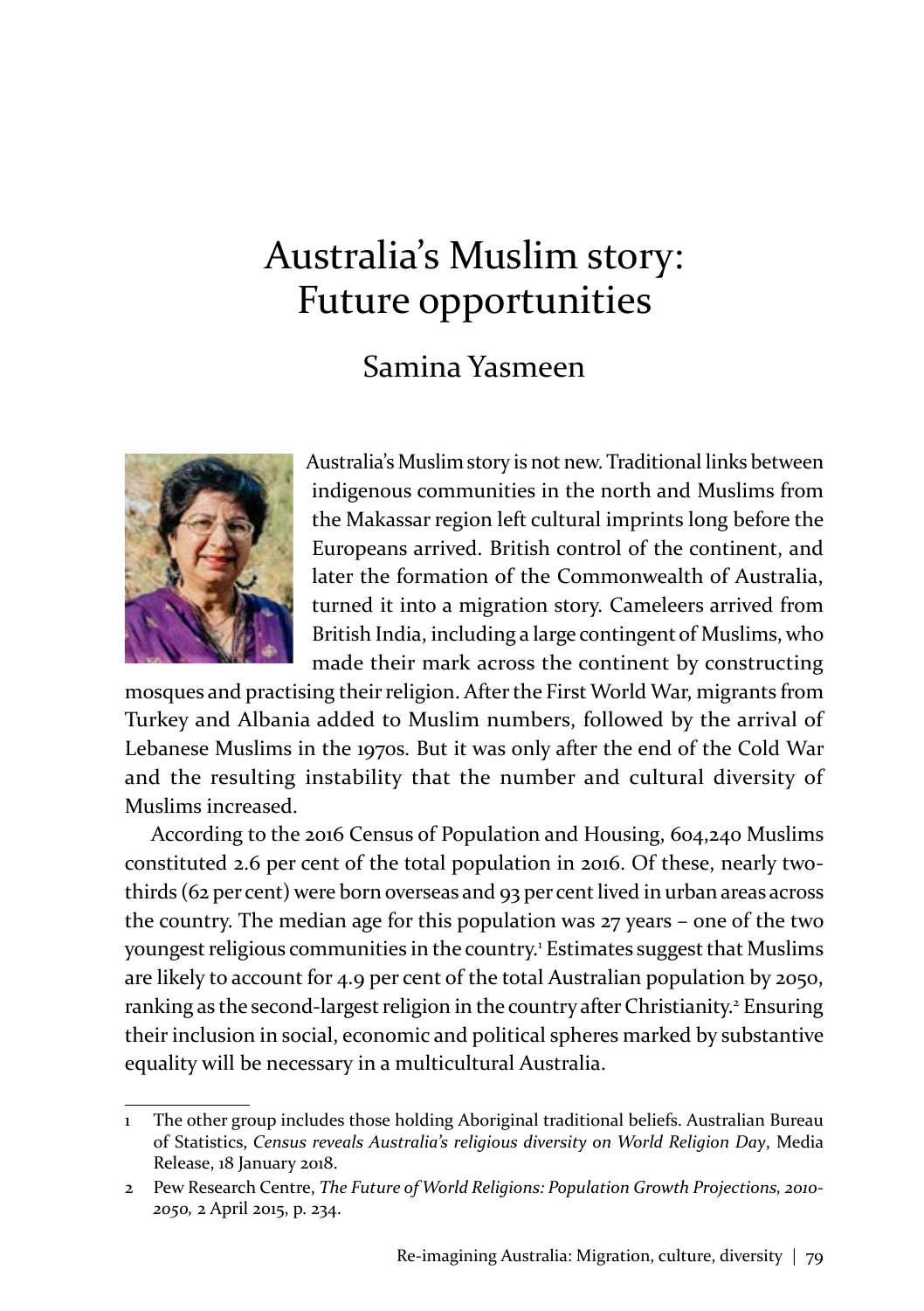# Australia's Muslim story: Future opportunities

## Samina Yasmeen

Australia's Muslim story is not new. Traditional links between indigenous communities in the north and Muslims from the Makassar region left cultural imprints long before the Europeans arrived. British control of the continent, and later the formation of the Commonwealth of Australia, turned it into a migration story. Cameleers arrived from British India, including a large contingent of Muslims, who made their mark across the continent by constructing mosques and practising their religion. After the First World War, migrants from Turkey and Albania added to Muslim numbers, followed by the arrival of Lebanese Muslims in the 1970s. But it was only after the end of the Cold War and the resulting instability that the number and cultural diversity of Muslims increased.

According to the 2016 Census of Population and Housing, 604,240 Muslims constituted 2.6 per cent of the total population in 2016. Of these, nearly two-thirds (62 per cent) were born overseas and 93 per cent lived in urban areas across the country. The median age for this population was 27 years – one of the two youngest religious communities in the country.[1] Estimates suggest that Muslims are likely to account for 4.9 per cent of the total Australian population by 2050, ranking as the second-largest religion in the country after Christianity.[2] Ensuring their inclusion in social, economic and political spheres marked by substantive equality will be necessary in a multicultural Australia.

---

1 The other group includes those holding Aboriginal traditional beliefs. Australian Bureau of Statistics, *Census reveals Australia's religious diversity on World Religion Day*, Media Release, 18 January 2018.

2 Pew Research Centre, *The Future of World Religions: Population Growth Projections, 2010-2050,* 2 April 2015, p. 234.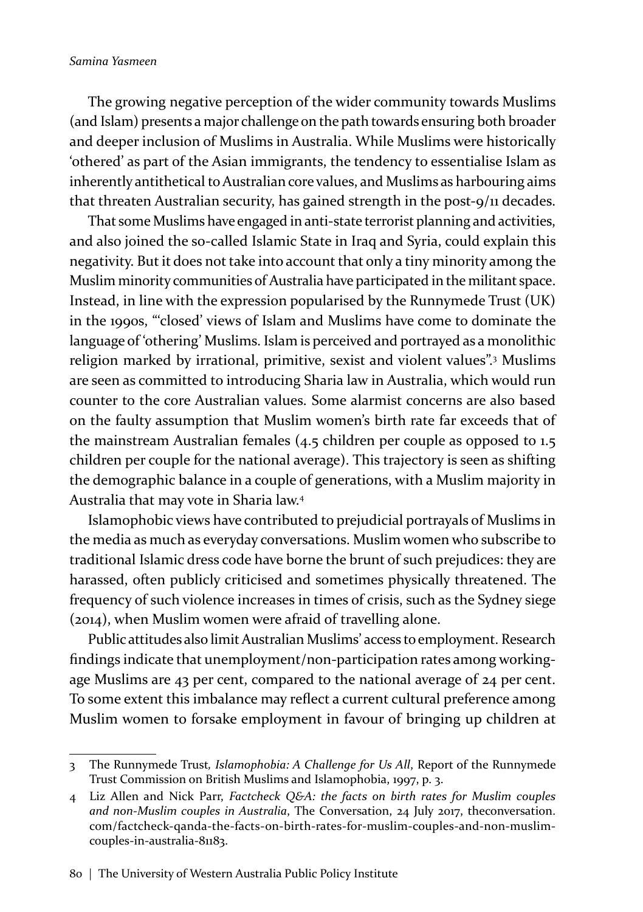The growing negative perception of the wider community towards Muslims (and Islam) presents a major challenge on the path towards ensuring both broader and deeper inclusion of Muslims in Australia. While Muslims were historically 'othered' as part of the Asian immigrants, the tendency to essentialise Islam as inherently antithetical to Australian core values, and Muslims as harbouring aims that threaten Australian security, has gained strength in the post-9/11 decades.

That some Muslims have engaged in anti-state terrorist planning and activities, and also joined the so-called Islamic State in Iraq and Syria, could explain this negativity. But it does not take into account that only a tiny minority among the Muslim minority communities of Australia have participated in the militant space. Instead, in line with the expression popularised by the Runnymede Trust (UK) in the 1990s, "'closed' views of Islam and Muslims have come to dominate the language of 'othering' Muslims. Islam is perceived and portrayed as a monolithic religion marked by irrational, primitive, sexist and violent values".[3] Muslims are seen as committed to introducing Sharia law in Australia, which would run counter to the core Australian values. Some alarmist concerns are also based on the faulty assumption that Muslim women's birth rate far exceeds that of the mainstream Australian females (4.5 children per couple as opposed to 1.5 children per couple for the national average). This trajectory is seen as shifting the demographic balance in a couple of generations, with a Muslim majority in Australia that may vote in Sharia law.[4]

Islamophobic views have contributed to prejudicial portrayals of Muslims in the media as much as everyday conversations. Muslim women who subscribe to traditional Islamic dress code have borne the brunt of such prejudices: they are harassed, often publicly criticised and sometimes physically threatened. The frequency of such violence increases in times of crisis, such as the Sydney siege (2014), when Muslim women were afraid of travelling alone.

Public attitudes also limit Australian Muslims' access to employment. Research findings indicate that unemployment/non-participation rates among working-age Muslims are 43 per cent, compared to the national average of 24 per cent. To some extent this imbalance may reflect a current cultural preference among Muslim women to forsake employment in favour of bringing up children at

---

3 The Runnymede Trust, *Islamophobia: A Challenge for Us All*, Report of the Runnymede Trust Commission on British Muslims and Islamophobia, 1997, p. 3.

4 Liz Allen and Nick Parr, *Factcheck Q&A: the facts on birth rates for Muslim couples and non-Muslim couples in Australia*, The Conversation, 24 July 2017, theconversation.com/factcheck-qanda-the-facts-on-birth-rates-for-muslim-couples-and-non-muslim-couples-in-australia-81183.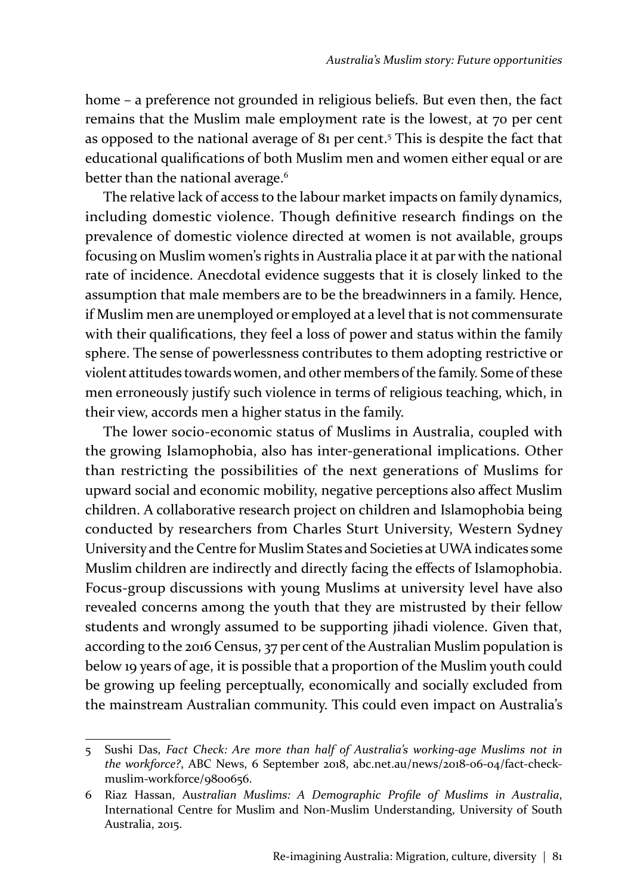home – a preference not grounded in religious beliefs. But even then, the fact remains that the Muslim male employment rate is the lowest, at 70 per cent as opposed to the national average of 81 per cent.[5] This is despite the fact that educational qualifications of both Muslim men and women either equal or are better than the national average.[6]

The relative lack of access to the labour market impacts on family dynamics, including domestic violence. Though definitive research findings on the prevalence of domestic violence directed at women is not available, groups focusing on Muslim women's rights in Australia place it at par with the national rate of incidence. Anecdotal evidence suggests that it is closely linked to the assumption that male members are to be the breadwinners in a family. Hence, if Muslim men are unemployed or employed at a level that is not commensurate with their qualifications, they feel a loss of power and status within the family sphere. The sense of powerlessness contributes to them adopting restrictive or violent attitudes towards women, and other members of the family. Some of these men erroneously justify such violence in terms of religious teaching, which, in their view, accords men a higher status in the family.

The lower socio-economic status of Muslims in Australia, coupled with the growing Islamophobia, also has inter-generational implications. Other than restricting the possibilities of the next generations of Muslims for upward social and economic mobility, negative perceptions also affect Muslim children. A collaborative research project on children and Islamophobia being conducted by researchers from Charles Sturt University, Western Sydney University and the Centre for Muslim States and Societies at UWA indicates some Muslim children are indirectly and directly facing the effects of Islamophobia. Focus-group discussions with young Muslims at university level have also revealed concerns among the youth that they are mistrusted by their fellow students and wrongly assumed to be supporting jihadi violence. Given that, according to the 2016 Census, 37 per cent of the Australian Muslim population is below 19 years of age, it is possible that a proportion of the Muslim youth could be growing up feeling perceptually, economically and socially excluded from the mainstream Australian community. This could even impact on Australia's

---

5 Sushi Das, *Fact Check: Are more than half of Australia's working-age Muslims not in the workforce?*, ABC News, 6 September 2018, abc.net.au/news/2018-06-04/fact-check-muslim-workforce/9800656.

6 Riaz Hassan, *Australian Muslims: A Demographic Profile of Muslims in Australia*, International Centre for Muslim and Non-Muslim Understanding, University of South Australia, 2015.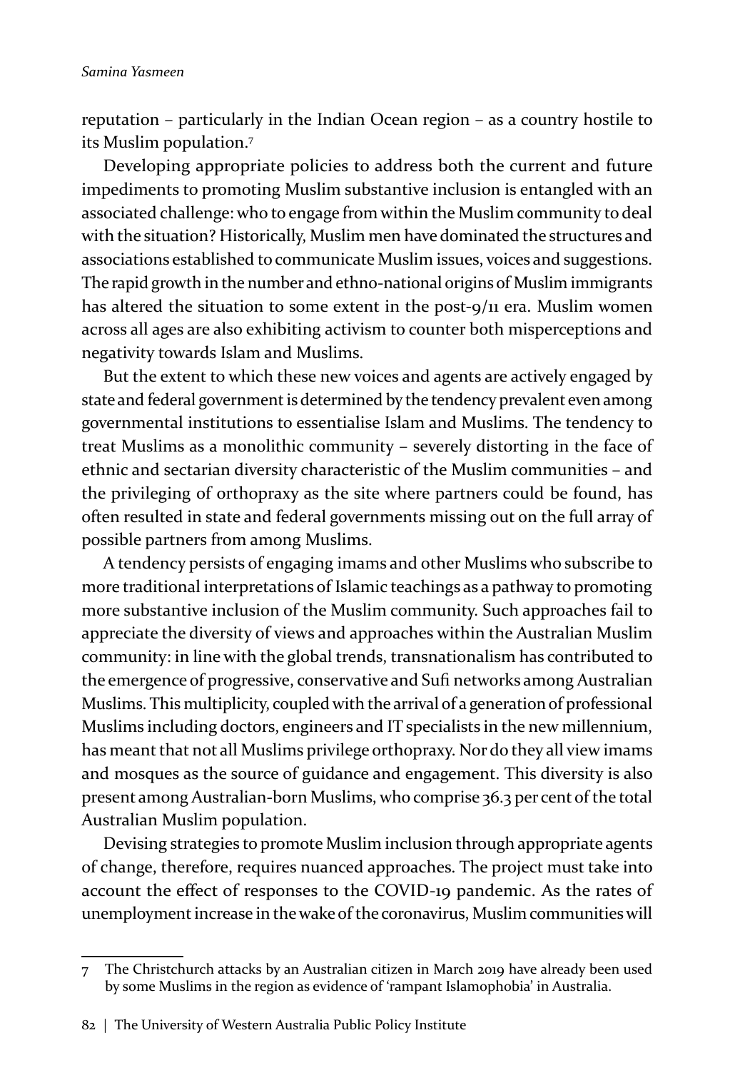reputation – particularly in the Indian Ocean region – as a country hostile to its Muslim population.[7]

Developing appropriate policies to address both the current and future impediments to promoting Muslim substantive inclusion is entangled with an associated challenge: who to engage from within the Muslim community to deal with the situation? Historically, Muslim men have dominated the structures and associations established to communicate Muslim issues, voices and suggestions. The rapid growth in the number and ethno-national origins of Muslim immigrants has altered the situation to some extent in the post-9/11 era. Muslim women across all ages are also exhibiting activism to counter both misperceptions and negativity towards Islam and Muslims.

But the extent to which these new voices and agents are actively engaged by state and federal government is determined by the tendency prevalent even among governmental institutions to essentialise Islam and Muslims. The tendency to treat Muslims as a monolithic community – severely distorting in the face of ethnic and sectarian diversity characteristic of the Muslim communities – and the privileging of orthopraxy as the site where partners could be found, has often resulted in state and federal governments missing out on the full array of possible partners from among Muslims.

A tendency persists of engaging imams and other Muslims who subscribe to more traditional interpretations of Islamic teachings as a pathway to promoting more substantive inclusion of the Muslim community. Such approaches fail to appreciate the diversity of views and approaches within the Australian Muslim community: in line with the global trends, transnationalism has contributed to the emergence of progressive, conservative and Sufi networks among Australian Muslims. This multiplicity, coupled with the arrival of a generation of professional Muslims including doctors, engineers and IT specialists in the new millennium, has meant that not all Muslims privilege orthopraxy. Nor do they all view imams and mosques as the source of guidance and engagement. This diversity is also present among Australian-born Muslims, who comprise 36.3 per cent of the total Australian Muslim population.

Devising strategies to promote Muslim inclusion through appropriate agents of change, therefore, requires nuanced approaches. The project must take into account the effect of responses to the COVID-19 pandemic. As the rates of unemployment increase in the wake of the coronavirus, Muslim communities will

---

[7] The Christchurch attacks by an Australian citizen in March 2019 have already been used by some Muslims in the region as evidence of 'rampant Islamophobia' in Australia.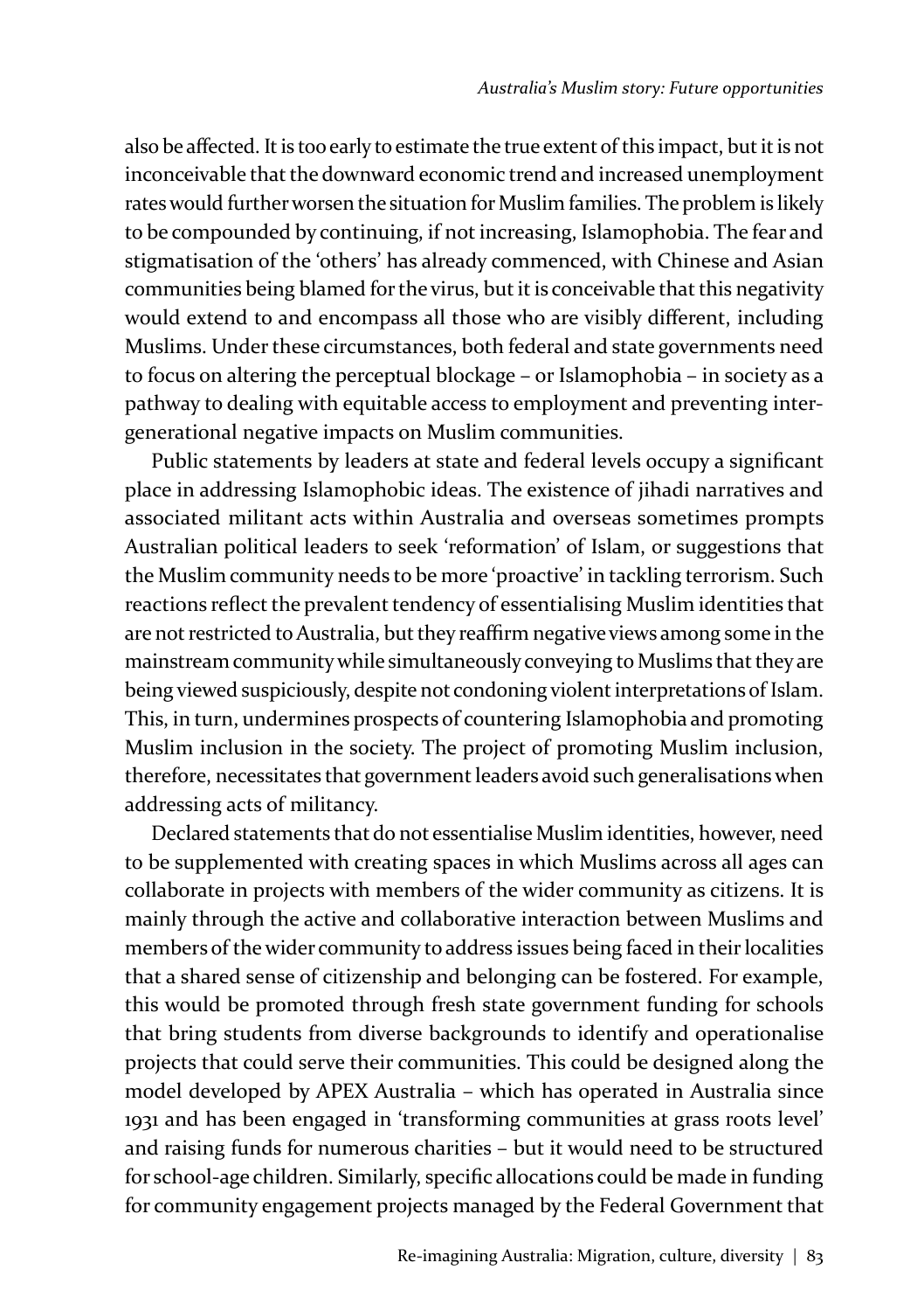also be affected. It is too early to estimate the true extent of this impact, but it is not inconceivable that the downward economic trend and increased unemployment rates would further worsen the situation for Muslim families. The problem is likely to be compounded by continuing, if not increasing, Islamophobia. The fear and stigmatisation of the 'others' has already commenced, with Chinese and Asian communities being blamed for the virus, but it is conceivable that this negativity would extend to and encompass all those who are visibly different, including Muslims. Under these circumstances, both federal and state governments need to focus on altering the perceptual blockage – or Islamophobia – in society as a pathway to dealing with equitable access to employment and preventing inter-generational negative impacts on Muslim communities.

Public statements by leaders at state and federal levels occupy a significant place in addressing Islamophobic ideas. The existence of jihadi narratives and associated militant acts within Australia and overseas sometimes prompts Australian political leaders to seek 'reformation' of Islam, or suggestions that the Muslim community needs to be more 'proactive' in tackling terrorism. Such reactions reflect the prevalent tendency of essentialising Muslim identities that are not restricted to Australia, but they reaffirm negative views among some in the mainstream community while simultaneously conveying to Muslims that they are being viewed suspiciously, despite not condoning violent interpretations of Islam. This, in turn, undermines prospects of countering Islamophobia and promoting Muslim inclusion in the society. The project of promoting Muslim inclusion, therefore, necessitates that government leaders avoid such generalisations when addressing acts of militancy.

Declared statements that do not essentialise Muslim identities, however, need to be supplemented with creating spaces in which Muslims across all ages can collaborate in projects with members of the wider community as citizens. It is mainly through the active and collaborative interaction between Muslims and members of the wider community to address issues being faced in their localities that a shared sense of citizenship and belonging can be fostered. For example, this would be promoted through fresh state government funding for schools that bring students from diverse backgrounds to identify and operationalise projects that could serve their communities. This could be designed along the model developed by APEX Australia – which has operated in Australia since 1931 and has been engaged in 'transforming communities at grass roots level' and raising funds for numerous charities – but it would need to be structured for school-age children. Similarly, specific allocations could be made in funding for community engagement projects managed by the Federal Government that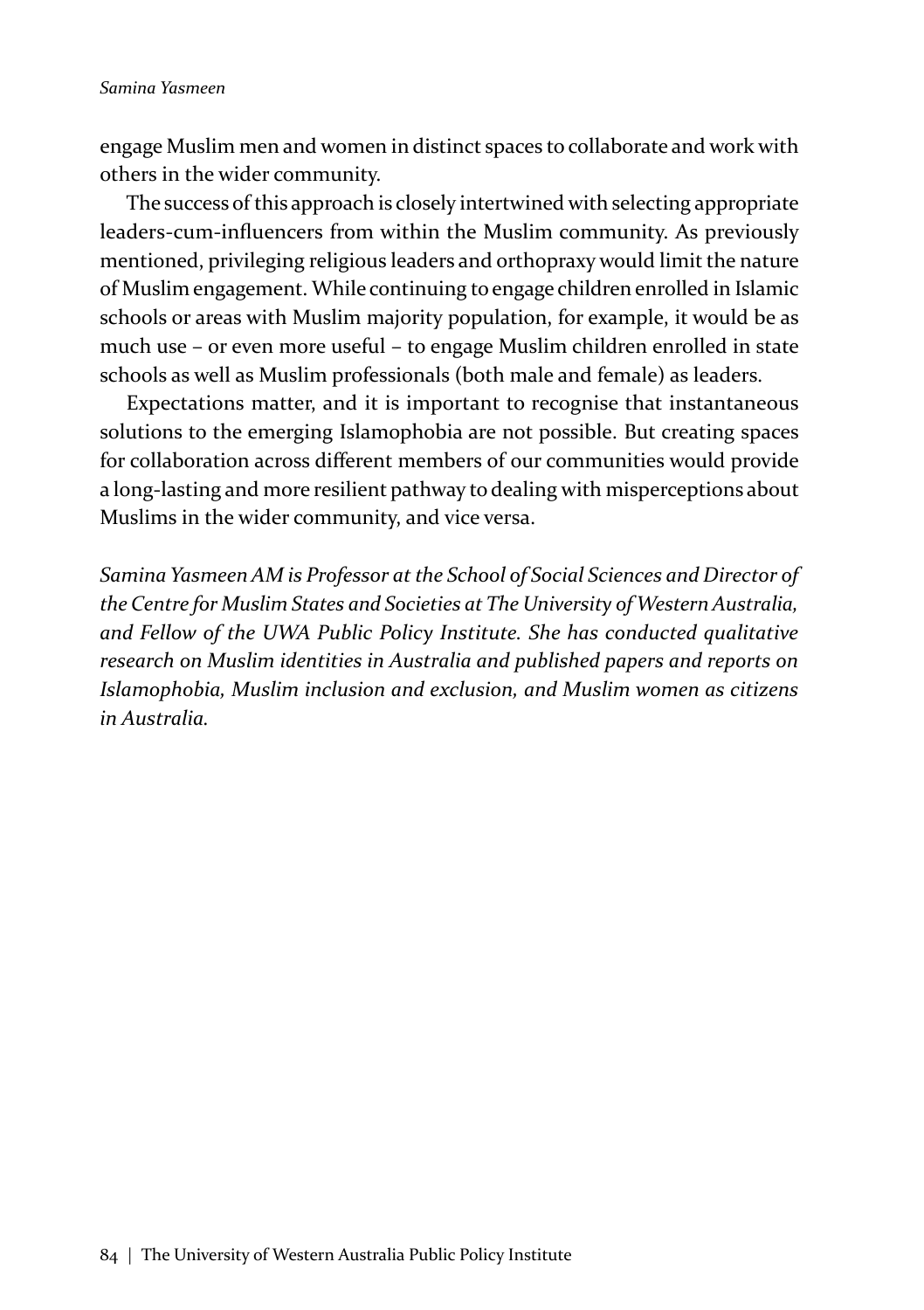engage Muslim men and women in distinct spaces to collaborate and work with others in the wider community.

The success of this approach is closely intertwined with selecting appropriate leaders-cum-influencers from within the Muslim community. As previously mentioned, privileging religious leaders and orthopraxy would limit the nature of Muslim engagement. While continuing to engage children enrolled in Islamic schools or areas with Muslim majority population, for example, it would be as much use – or even more useful – to engage Muslim children enrolled in state schools as well as Muslim professionals (both male and female) as leaders.

Expectations matter, and it is important to recognise that instantaneous solutions to the emerging Islamophobia are not possible. But creating spaces for collaboration across different members of our communities would provide a long-lasting and more resilient pathway to dealing with misperceptions about Muslims in the wider community, and vice versa.

*Samina Yasmeen AM is Professor at the School of Social Sciences and Director of the Centre for Muslim States and Societies at The University of Western Australia, and Fellow of the UWA Public Policy Institute. She has conducted qualitative research on Muslim identities in Australia and published papers and reports on Islamophobia, Muslim inclusion and exclusion, and Muslim women as citizens in Australia.*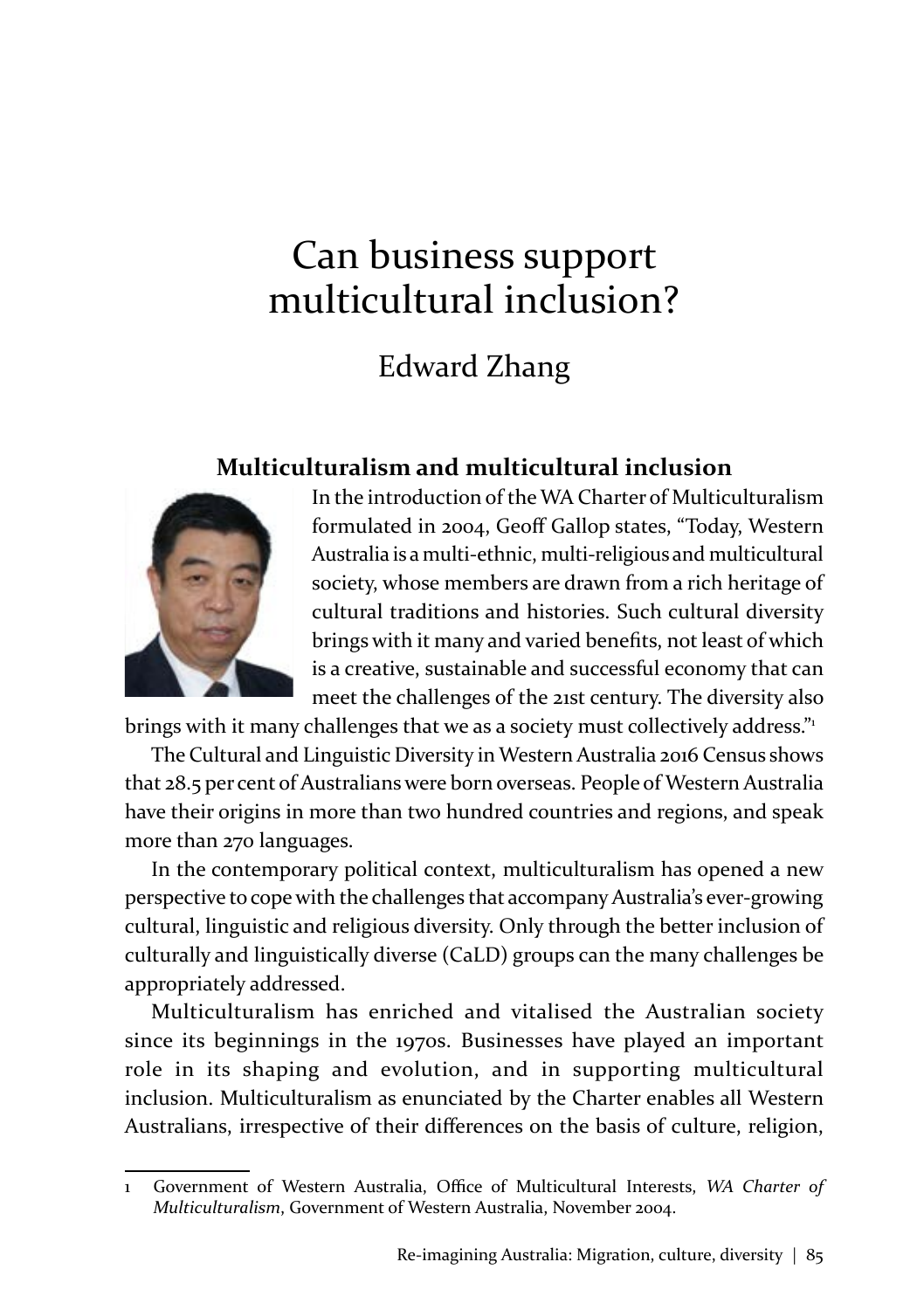# Can business support multicultural inclusion?

## Edward Zhang

### Multiculturalism and multicultural inclusion

In the introduction of the WA Charter of Multiculturalism formulated in 2004, Geoff Gallop states, "Today, Western Australia is a multi-ethnic, multi-religious and multicultural society, whose members are drawn from a rich heritage of cultural traditions and histories. Such cultural diversity brings with it many and varied benefits, not least of which is a creative, sustainable and successful economy that can meet the challenges of the 21st century. The diversity also brings with it many challenges that we as a society must collectively address."[1]

The Cultural and Linguistic Diversity in Western Australia 2016 Census shows that 28.5 per cent of Australians were born overseas. People of Western Australia have their origins in more than two hundred countries and regions, and speak more than 270 languages.

In the contemporary political context, multiculturalism has opened a new perspective to cope with the challenges that accompany Australia's ever-growing cultural, linguistic and religious diversity. Only through the better inclusion of culturally and linguistically diverse (CaLD) groups can the many challenges be appropriately addressed.

Multiculturalism has enriched and vitalised the Australian society since its beginnings in the 1970s. Businesses have played an important role in its shaping and evolution, and in supporting multicultural inclusion. Multiculturalism as enunciated by the Charter enables all Western Australians, irrespective of their differences on the basis of culture, religion,

---

1 Government of Western Australia, Office of Multicultural Interests, *WA Charter of Multiculturalism*, Government of Western Australia, November 2004.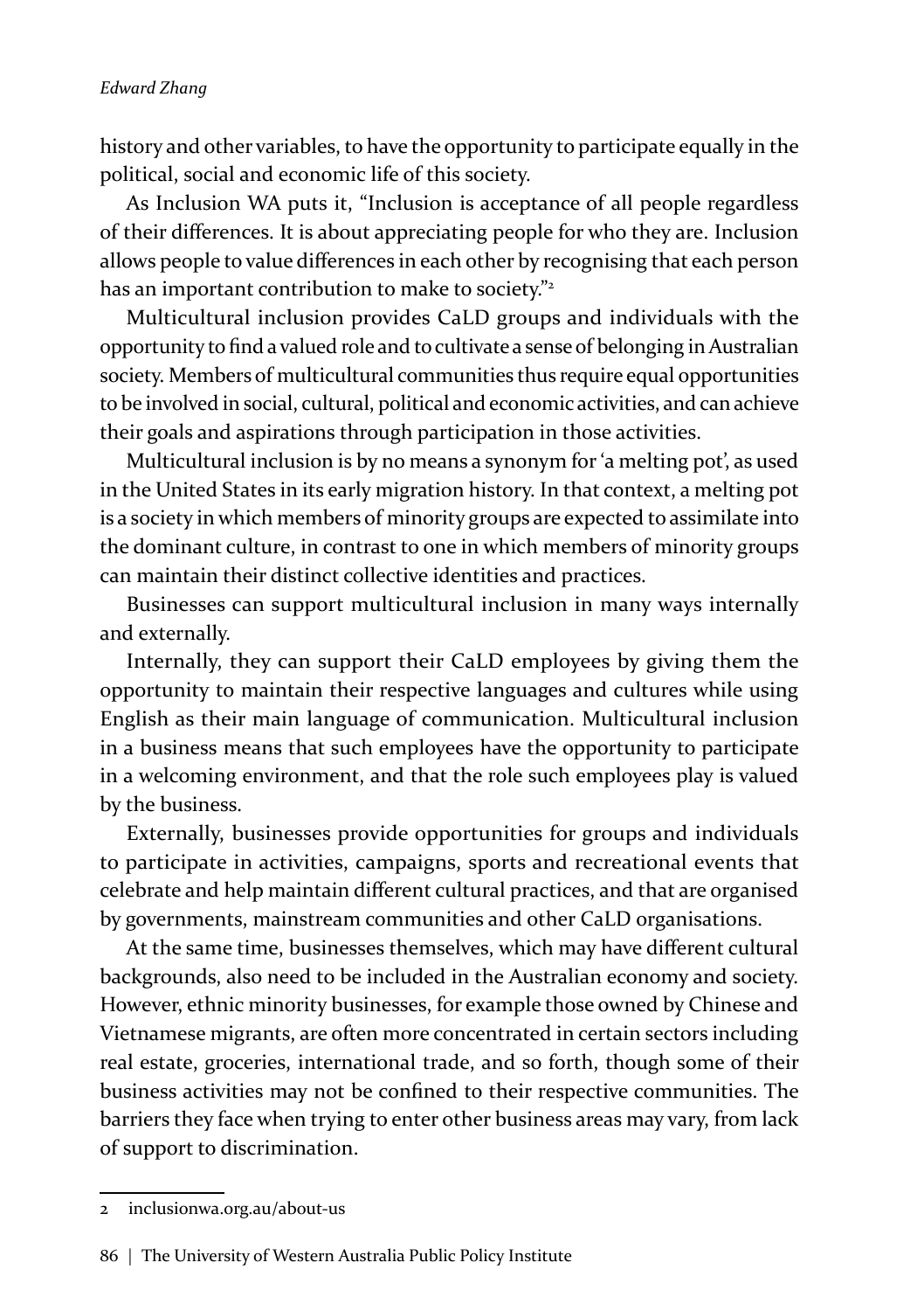history and other variables, to have the opportunity to participate equally in the political, social and economic life of this society.

As Inclusion WA puts it, "Inclusion is acceptance of all people regardless of their differences. It is about appreciating people for who they are. Inclusion allows people to value differences in each other by recognising that each person has an important contribution to make to society."[2]

Multicultural inclusion provides CaLD groups and individuals with the opportunity to find a valued role and to cultivate a sense of belonging in Australian society. Members of multicultural communities thus require equal opportunities to be involved in social, cultural, political and economic activities, and can achieve their goals and aspirations through participation in those activities.

Multicultural inclusion is by no means a synonym for 'a melting pot', as used in the United States in its early migration history. In that context, a melting pot is a society in which members of minority groups are expected to assimilate into the dominant culture, in contrast to one in which members of minority groups can maintain their distinct collective identities and practices.

Businesses can support multicultural inclusion in many ways internally and externally.

Internally, they can support their CaLD employees by giving them the opportunity to maintain their respective languages and cultures while using English as their main language of communication. Multicultural inclusion in a business means that such employees have the opportunity to participate in a welcoming environment, and that the role such employees play is valued by the business.

Externally, businesses provide opportunities for groups and individuals to participate in activities, campaigns, sports and recreational events that celebrate and help maintain different cultural practices, and that are organised by governments, mainstream communities and other CaLD organisations.

At the same time, businesses themselves, which may have different cultural backgrounds, also need to be included in the Australian economy and society. However, ethnic minority businesses, for example those owned by Chinese and Vietnamese migrants, are often more concentrated in certain sectors including real estate, groceries, international trade, and so forth, though some of their business activities may not be confined to their respective communities. The barriers they face when trying to enter other business areas may vary, from lack of support to discrimination.

---

2 inclusionwa.org.au/about-us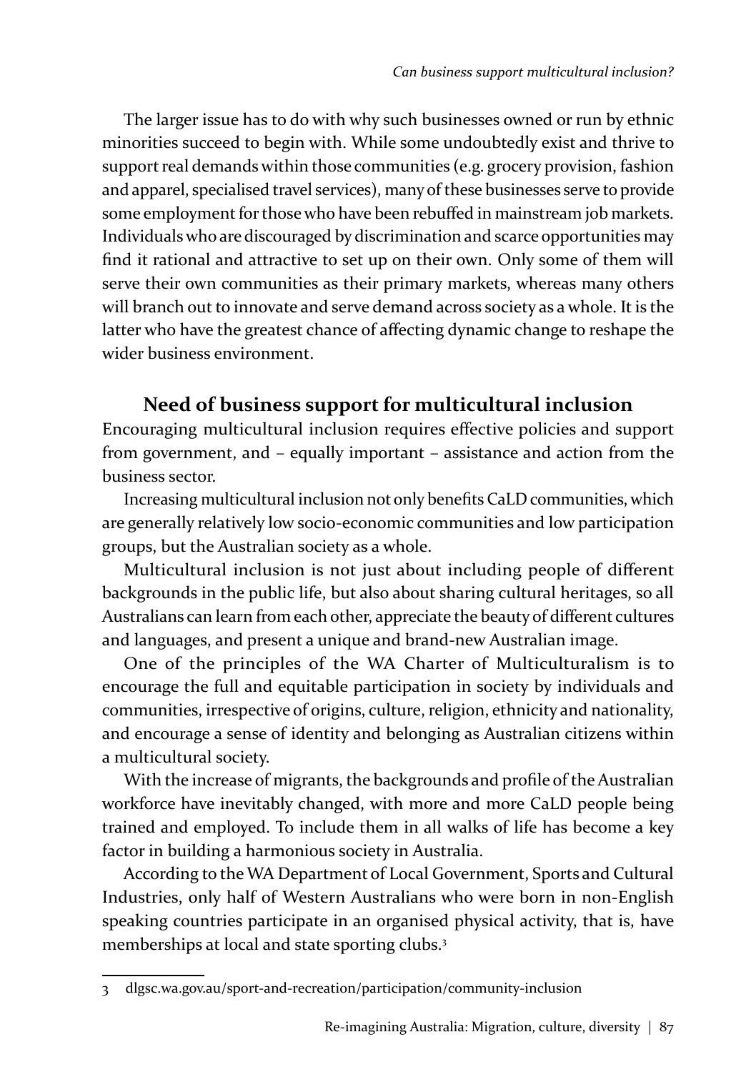The larger issue has to do with why such businesses owned or run by ethnic minorities succeed to begin with. While some undoubtedly exist and thrive to support real demands within those communities (e.g. grocery provision, fashion and apparel, specialised travel services), many of these businesses serve to provide some employment for those who have been rebuffed in mainstream job markets. Individuals who are discouraged by discrimination and scarce opportunities may find it rational and attractive to set up on their own. Only some of them will serve their own communities as their primary markets, whereas many others will branch out to innovate and serve demand across society as a whole. It is the latter who have the greatest chance of affecting dynamic change to reshape the wider business environment.

## Need of business support for multicultural inclusion

Encouraging multicultural inclusion requires effective policies and support from government, and – equally important – assistance and action from the business sector.

Increasing multicultural inclusion not only benefits CaLD communities, which are generally relatively low socio-economic communities and low participation groups, but the Australian society as a whole.

Multicultural inclusion is not just about including people of different backgrounds in the public life, but also about sharing cultural heritages, so all Australians can learn from each other, appreciate the beauty of different cultures and languages, and present a unique and brand-new Australian image.

One of the principles of the WA Charter of Multiculturalism is to encourage the full and equitable participation in society by individuals and communities, irrespective of origins, culture, religion, ethnicity and nationality, and encourage a sense of identity and belonging as Australian citizens within a multicultural society.

With the increase of migrants, the backgrounds and profile of the Australian workforce have inevitably changed, with more and more CaLD people being trained and employed. To include them in all walks of life has become a key factor in building a harmonious society in Australia.

According to the WA Department of Local Government, Sports and Cultural Industries, only half of Western Australians who were born in non-English speaking countries participate in an organised physical activity, that is, have memberships at local and state sporting clubs.[3]

---

3 dlgsc.wa.gov.au/sport-and-recreation/participation/community-inclusion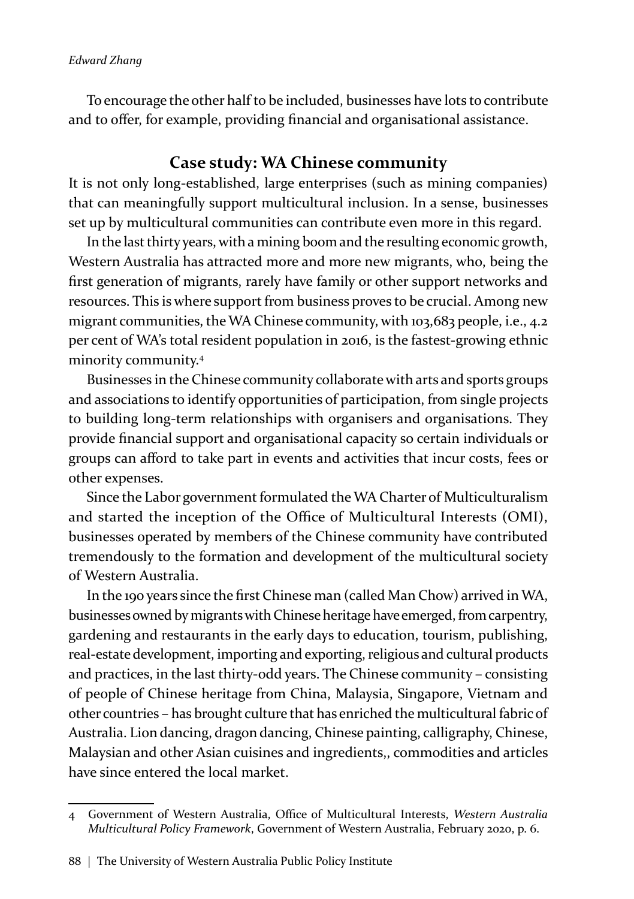To encourage the other half to be included, businesses have lots to contribute and to offer, for example, providing financial and organisational assistance.

## Case study: WA Chinese community

It is not only long-established, large enterprises (such as mining companies) that can meaningfully support multicultural inclusion. In a sense, businesses set up by multicultural communities can contribute even more in this regard.

In the last thirty years, with a mining boom and the resulting economic growth, Western Australia has attracted more and more new migrants, who, being the first generation of migrants, rarely have family or other support networks and resources. This is where support from business proves to be crucial. Among new migrant communities, the WA Chinese community, with 103,683 people, i.e., 4.2 per cent of WA's total resident population in 2016, is the fastest-growing ethnic minority community.[4]

Businesses in the Chinese community collaborate with arts and sports groups and associations to identify opportunities of participation, from single projects to building long-term relationships with organisers and organisations. They provide financial support and organisational capacity so certain individuals or groups can afford to take part in events and activities that incur costs, fees or other expenses.

Since the Labor government formulated the WA Charter of Multiculturalism and started the inception of the Office of Multicultural Interests (OMI), businesses operated by members of the Chinese community have contributed tremendously to the formation and development of the multicultural society of Western Australia.

In the 190 years since the first Chinese man (called Man Chow) arrived in WA, businesses owned by migrants with Chinese heritage have emerged, from carpentry, gardening and restaurants in the early days to education, tourism, publishing, real-estate development, importing and exporting, religious and cultural products and practices, in the last thirty-odd years. The Chinese community – consisting of people of Chinese heritage from China, Malaysia, Singapore, Vietnam and other countries – has brought culture that has enriched the multicultural fabric of Australia. Lion dancing, dragon dancing, Chinese painting, calligraphy, Chinese, Malaysian and other Asian cuisines and ingredients,, commodities and articles have since entered the local market.

---

4 Government of Western Australia, Office of Multicultural Interests, *Western Australia Multicultural Policy Framework*, Government of Western Australia, February 2020, p. 6.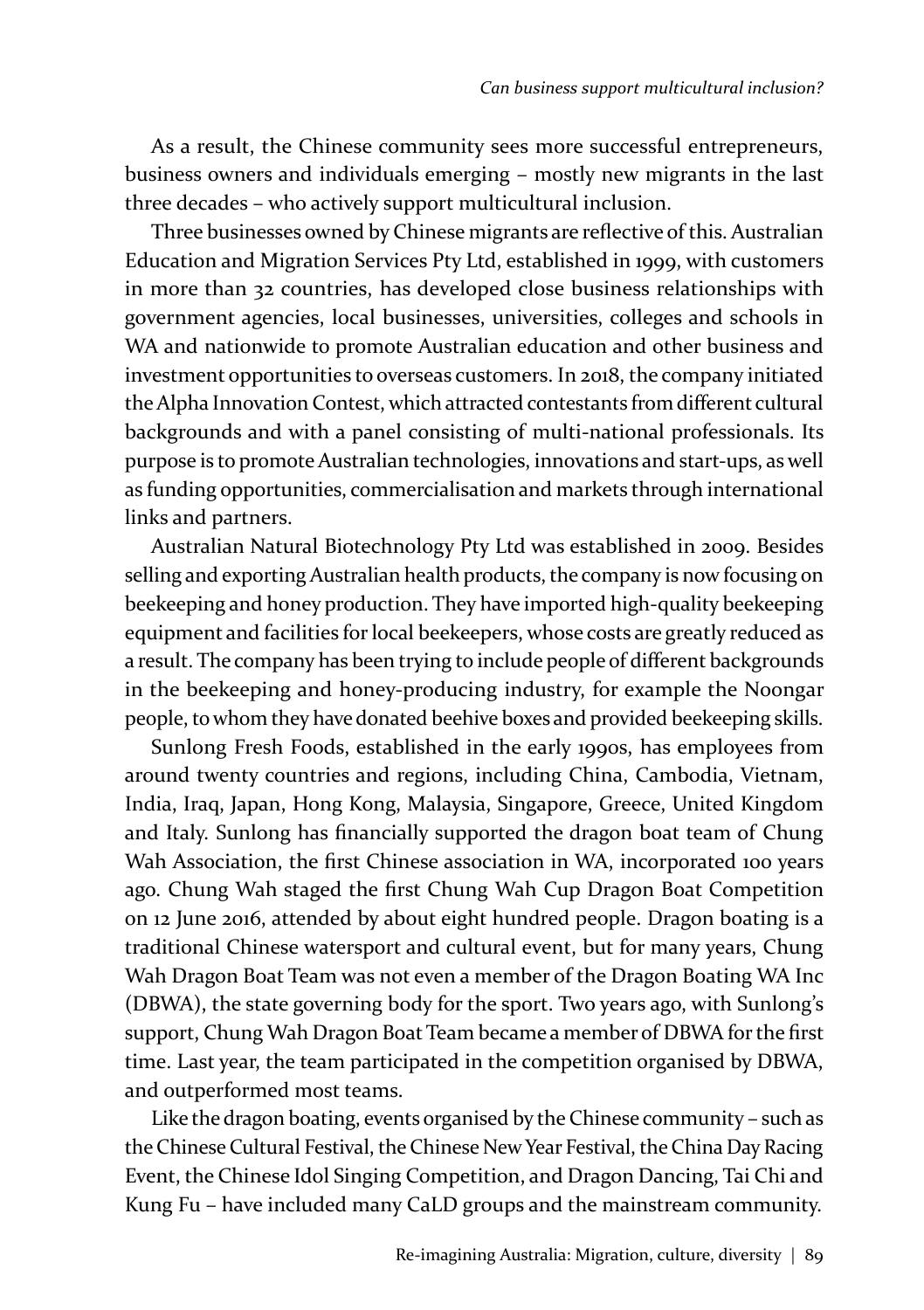As a result, the Chinese community sees more successful entrepreneurs, business owners and individuals emerging – mostly new migrants in the last three decades – who actively support multicultural inclusion.

Three businesses owned by Chinese migrants are reflective of this. Australian Education and Migration Services Pty Ltd, established in 1999, with customers in more than 32 countries, has developed close business relationships with government agencies, local businesses, universities, colleges and schools in WA and nationwide to promote Australian education and other business and investment opportunities to overseas customers. In 2018, the company initiated the Alpha Innovation Contest, which attracted contestants from different cultural backgrounds and with a panel consisting of multi-national professionals. Its purpose is to promote Australian technologies, innovations and start-ups, as well as funding opportunities, commercialisation and markets through international links and partners.

Australian Natural Biotechnology Pty Ltd was established in 2009. Besides selling and exporting Australian health products, the company is now focusing on beekeeping and honey production. They have imported high-quality beekeeping equipment and facilities for local beekeepers, whose costs are greatly reduced as a result. The company has been trying to include people of different backgrounds in the beekeeping and honey-producing industry, for example the Noongar people, to whom they have donated beehive boxes and provided beekeeping skills.

Sunlong Fresh Foods, established in the early 1990s, has employees from around twenty countries and regions, including China, Cambodia, Vietnam, India, Iraq, Japan, Hong Kong, Malaysia, Singapore, Greece, United Kingdom and Italy. Sunlong has financially supported the dragon boat team of Chung Wah Association, the first Chinese association in WA, incorporated 100 years ago. Chung Wah staged the first Chung Wah Cup Dragon Boat Competition on 12 June 2016, attended by about eight hundred people. Dragon boating is a traditional Chinese watersport and cultural event, but for many years, Chung Wah Dragon Boat Team was not even a member of the Dragon Boating WA Inc (DBWA), the state governing body for the sport. Two years ago, with Sunlong's support, Chung Wah Dragon Boat Team became a member of DBWA for the first time. Last year, the team participated in the competition organised by DBWA, and outperformed most teams.

Like the dragon boating, events organised by the Chinese community – such as the Chinese Cultural Festival, the Chinese New Year Festival, the China Day Racing Event, the Chinese Idol Singing Competition, and Dragon Dancing, Tai Chi and Kung Fu – have included many CaLD groups and the mainstream community.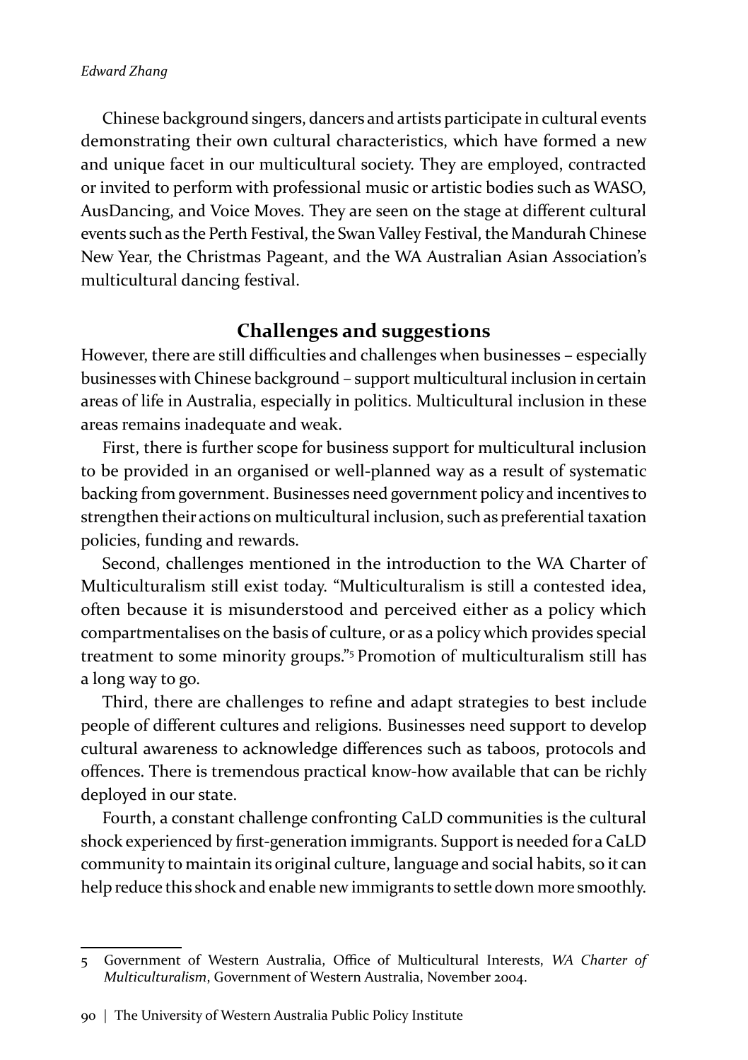Chinese background singers, dancers and artists participate in cultural events demonstrating their own cultural characteristics, which have formed a new and unique facet in our multicultural society. They are employed, contracted or invited to perform with professional music or artistic bodies such as WASO, AusDancing, and Voice Moves. They are seen on the stage at different cultural events such as the Perth Festival, the Swan Valley Festival, the Mandurah Chinese New Year, the Christmas Pageant, and the WA Australian Asian Association's multicultural dancing festival.

## Challenges and suggestions

However, there are still difficulties and challenges when businesses – especially businesses with Chinese background – support multicultural inclusion in certain areas of life in Australia, especially in politics. Multicultural inclusion in these areas remains inadequate and weak.

First, there is further scope for business support for multicultural inclusion to be provided in an organised or well-planned way as a result of systematic backing from government. Businesses need government policy and incentives to strengthen their actions on multicultural inclusion, such as preferential taxation policies, funding and rewards.

Second, challenges mentioned in the introduction to the WA Charter of Multiculturalism still exist today. "Multiculturalism is still a contested idea, often because it is misunderstood and perceived either as a policy which compartmentalises on the basis of culture, or as a policy which provides special treatment to some minority groups."[5] Promotion of multiculturalism still has a long way to go.

Third, there are challenges to refine and adapt strategies to best include people of different cultures and religions. Businesses need support to develop cultural awareness to acknowledge differences such as taboos, protocols and offences. There is tremendous practical know-how available that can be richly deployed in our state.

Fourth, a constant challenge confronting CaLD communities is the cultural shock experienced by first-generation immigrants. Support is needed for a CaLD community to maintain its original culture, language and social habits, so it can help reduce this shock and enable new immigrants to settle down more smoothly.

---

5 Government of Western Australia, Office of Multicultural Interests, *WA Charter of Multiculturalism*, Government of Western Australia, November 2004.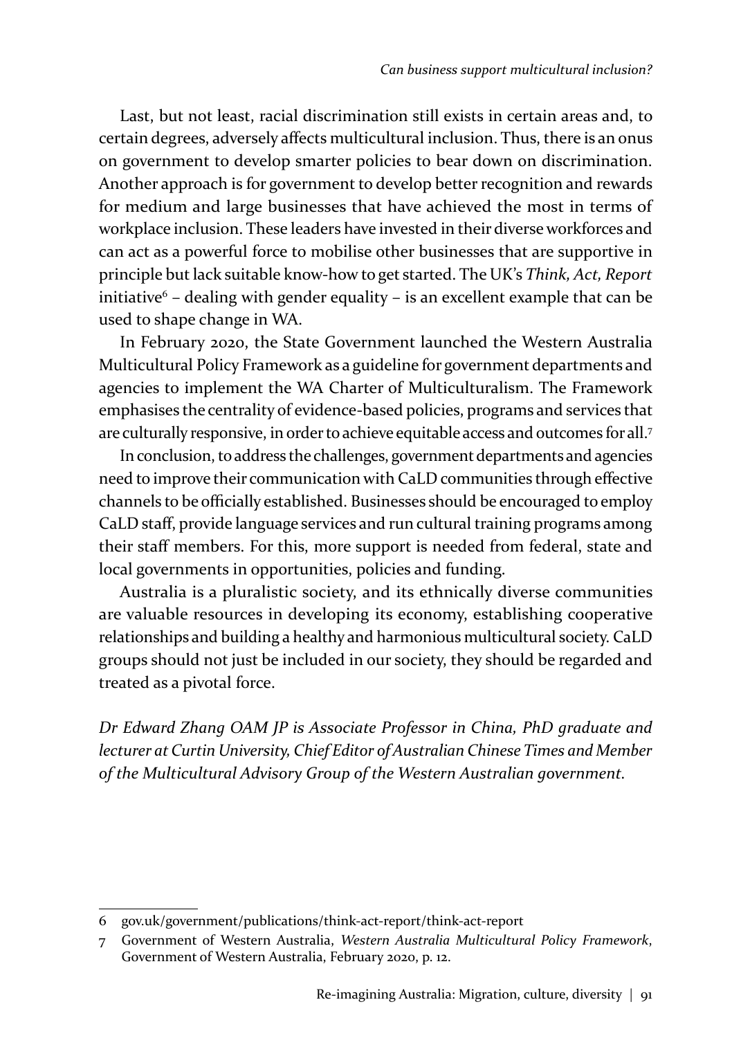Last, but not least, racial discrimination still exists in certain areas and, to certain degrees, adversely affects multicultural inclusion. Thus, there is an onus on government to develop smarter policies to bear down on discrimination. Another approach is for government to develop better recognition and rewards for medium and large businesses that have achieved the most in terms of workplace inclusion. These leaders have invested in their diverse workforces and can act as a powerful force to mobilise other businesses that are supportive in principle but lack suitable know-how to get started. The UK's *Think, Act, Report* initiative[6] – dealing with gender equality – is an excellent example that can be used to shape change in WA.

In February 2020, the State Government launched the Western Australia Multicultural Policy Framework as a guideline for government departments and agencies to implement the WA Charter of Multiculturalism. The Framework emphasises the centrality of evidence-based policies, programs and services that are culturally responsive, in order to achieve equitable access and outcomes for all.[7]

In conclusion, to address the challenges, government departments and agencies need to improve their communication with CaLD communities through effective channels to be officially established. Businesses should be encouraged to employ CaLD staff, provide language services and run cultural training programs among their staff members. For this, more support is needed from federal, state and local governments in opportunities, policies and funding.

Australia is a pluralistic society, and its ethnically diverse communities are valuable resources in developing its economy, establishing cooperative relationships and building a healthy and harmonious multicultural society. CaLD groups should not just be included in our society, they should be regarded and treated as a pivotal force.

*Dr Edward Zhang OAM JP is Associate Professor in China, PhD graduate and lecturer at Curtin University, Chief Editor of Australian Chinese Times and Member of the Multicultural Advisory Group of the Western Australian government.*

---

6 gov.uk/government/publications/think-act-report/think-act-report

7 Government of Western Australia, *Western Australia Multicultural Policy Framework*, Government of Western Australia, February 2020, p. 12.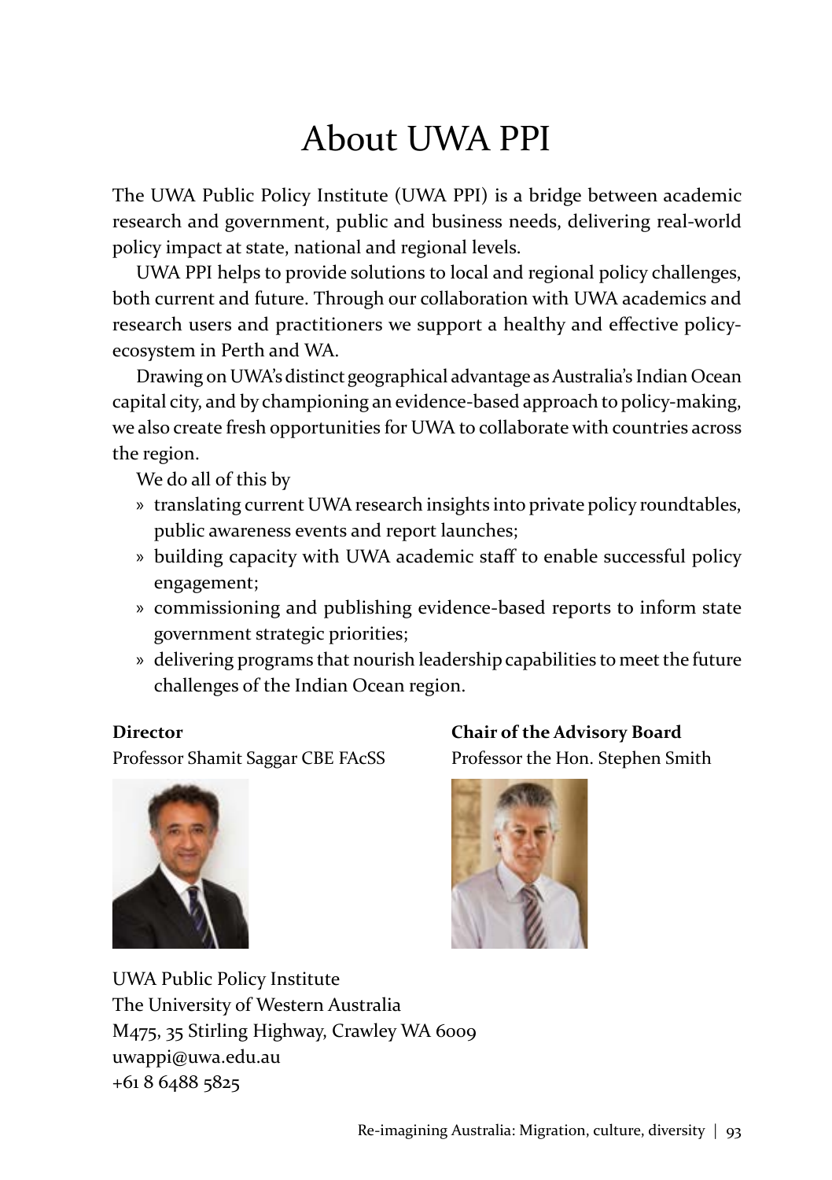# About UWA PPI

The UWA Public Policy Institute (UWA PPI) is a bridge between academic research and government, public and business needs, delivering real-world policy impact at state, national and regional levels.

UWA PPI helps to provide solutions to local and regional policy challenges, both current and future. Through our collaboration with UWA academics and research users and practitioners we support a healthy and effective policy-ecosystem in Perth and WA.

Drawing on UWA's distinct geographical advantage as Australia's Indian Ocean capital city, and by championing an evidence-based approach to policy-making, we also create fresh opportunities for UWA to collaborate with countries across the region.

We do all of this by

» translating current UWA research insights into private policy roundtables, public awareness events and report launches;
» building capacity with UWA academic staff to enable successful policy engagement;
» commissioning and publishing evidence-based reports to inform state government strategic priorities;
» delivering programs that nourish leadership capabilities to meet the future challenges of the Indian Ocean region.

**Director**
Professor Shamit Saggar CBE FAcSS

**Chair of the Advisory Board**
Professor the Hon. Stephen Smith

UWA Public Policy Institute
The University of Western Australia
M475, 35 Stirling Highway, Crawley WA 6009
uwappi@uwa.edu.au
+61 8 6488 5825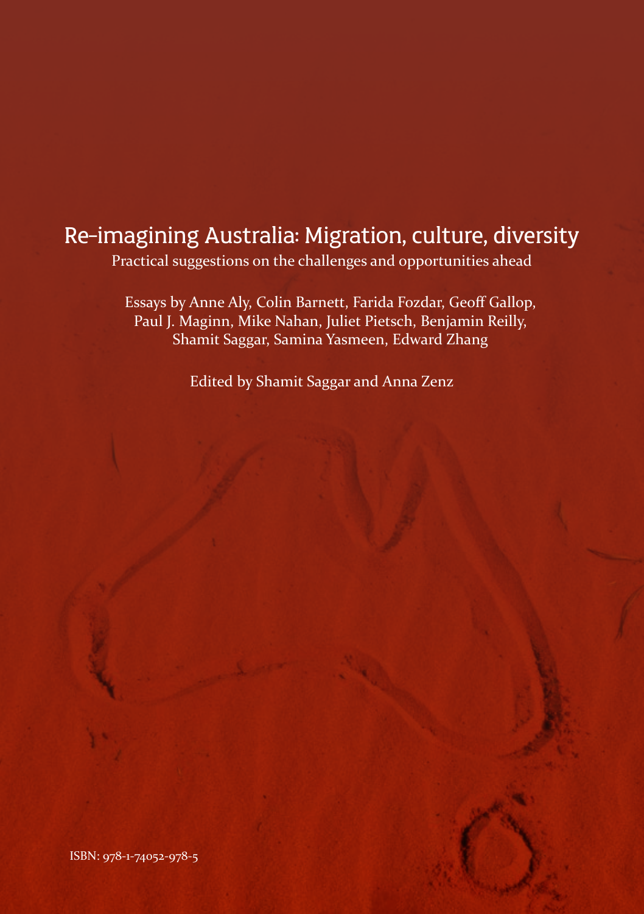# Re-imagining Australia: Migration, culture, diversity

Practical suggestions on the challenges and opportunities ahead

Essays by Anne Aly, Colin Barnett, Farida Fozdar, Geoff Gallop, Paul J. Maginn, Mike Nahan, Juliet Pietsch, Benjamin Reilly, Shamit Saggar, Samina Yasmeen, Edward Zhang

Edited by Shamit Saggar and Anna Zenz

ISBN: 978-1-74052-978-5